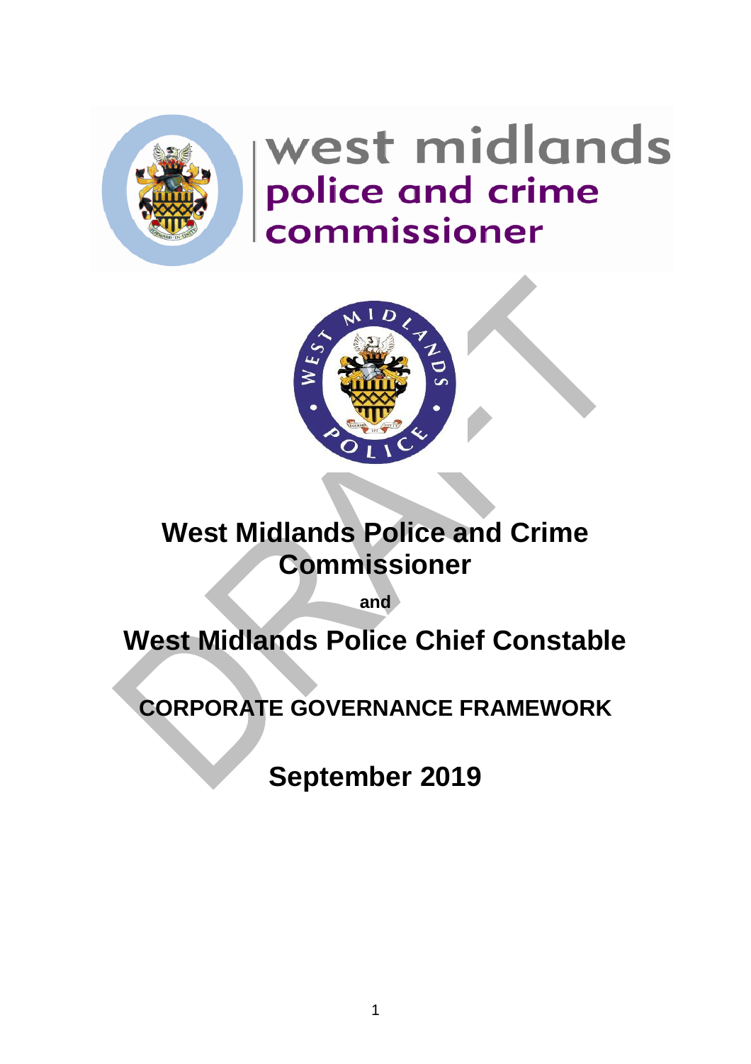# West Midlands Police and Crime Commissioner

**and**

# West Midlands Police Chief Constable

## CORPORATE GOVERNANCE FRAMEWORK

## September 2019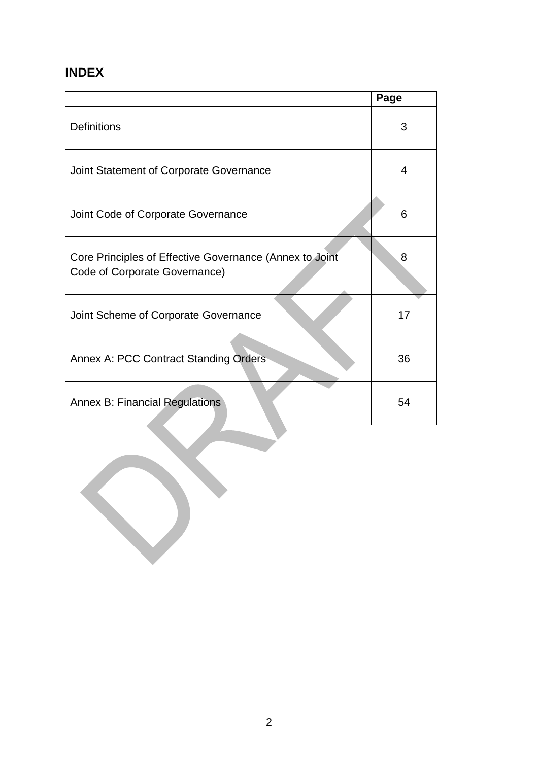## INDEX

| | Page |
|---|---|
| Definitions | 3 |
| Joint Statement of Corporate Governance | 4 |
| Joint Code of Corporate Governance | 6 |
| Core Principles of Effective Governance (Annex to Joint Code of Corporate Governance) | 8 |
| Joint Scheme of Corporate Governance | 17 |
| Annex A: PCC Contract Standing Orders | 36 |
| Annex B: Financial Regulations | 54 |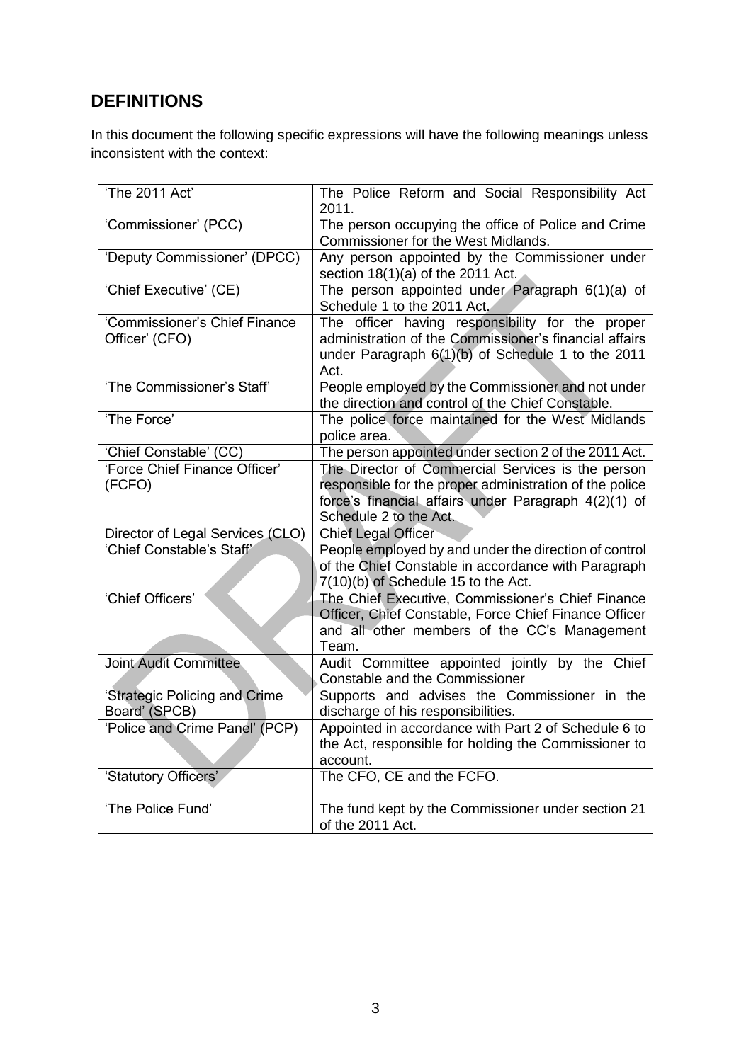## DEFINITIONS

In this document the following specific expressions will have the following meanings unless inconsistent with the context:

| | |
|---|---|
| 'The 2011 Act' | The Police Reform and Social Responsibility Act 2011. |
| 'Commissioner' (PCC) | The person occupying the office of Police and Crime Commissioner for the West Midlands. |
| 'Deputy Commissioner' (DPCC) | Any person appointed by the Commissioner under section 18(1)(a) of the 2011 Act. |
| 'Chief Executive' (CE) | The person appointed under Paragraph 6(1)(a) of Schedule 1 to the 2011 Act. |
| 'Commissioner's Chief Finance Officer' (CFO) | The officer having responsibility for the proper administration of the Commissioner's financial affairs under Paragraph 6(1)(b) of Schedule 1 to the 2011 Act. |
| 'The Commissioner's Staff' | People employed by the Commissioner and not under the direction and control of the Chief Constable. |
| 'The Force' | The police force maintained for the West Midlands police area. |
| 'Chief Constable' (CC) | The person appointed under section 2 of the 2011 Act. |
| 'Force Chief Finance Officer' (FCFO) | The Director of Commercial Services is the person responsible for the proper administration of the police force's financial affairs under Paragraph 4(2)(1) of Schedule 2 to the Act. |
| Director of Legal Services (CLO) | Chief Legal Officer |
| 'Chief Constable's Staff' | People employed by and under the direction of control of the Chief Constable in accordance with Paragraph 7(10)(b) of Schedule 15 to the Act. |
| 'Chief Officers' | The Chief Executive, Commissioner's Chief Finance Officer, Chief Constable, Force Chief Finance Officer and all other members of the CC's Management Team. |
| Joint Audit Committee | Audit Committee appointed jointly by the Chief Constable and the Commissioner |
| 'Strategic Policing and Crime Board' (SPCB) | Supports and advises the Commissioner in the discharge of his responsibilities. |
| 'Police and Crime Panel' (PCP) | Appointed in accordance with Part 2 of Schedule 6 to the Act, responsible for holding the Commissioner to account. |
| 'Statutory Officers' | The CFO, CE and the FCFO. |
| 'The Police Fund' | The fund kept by the Commissioner under section 21 of the 2011 Act. |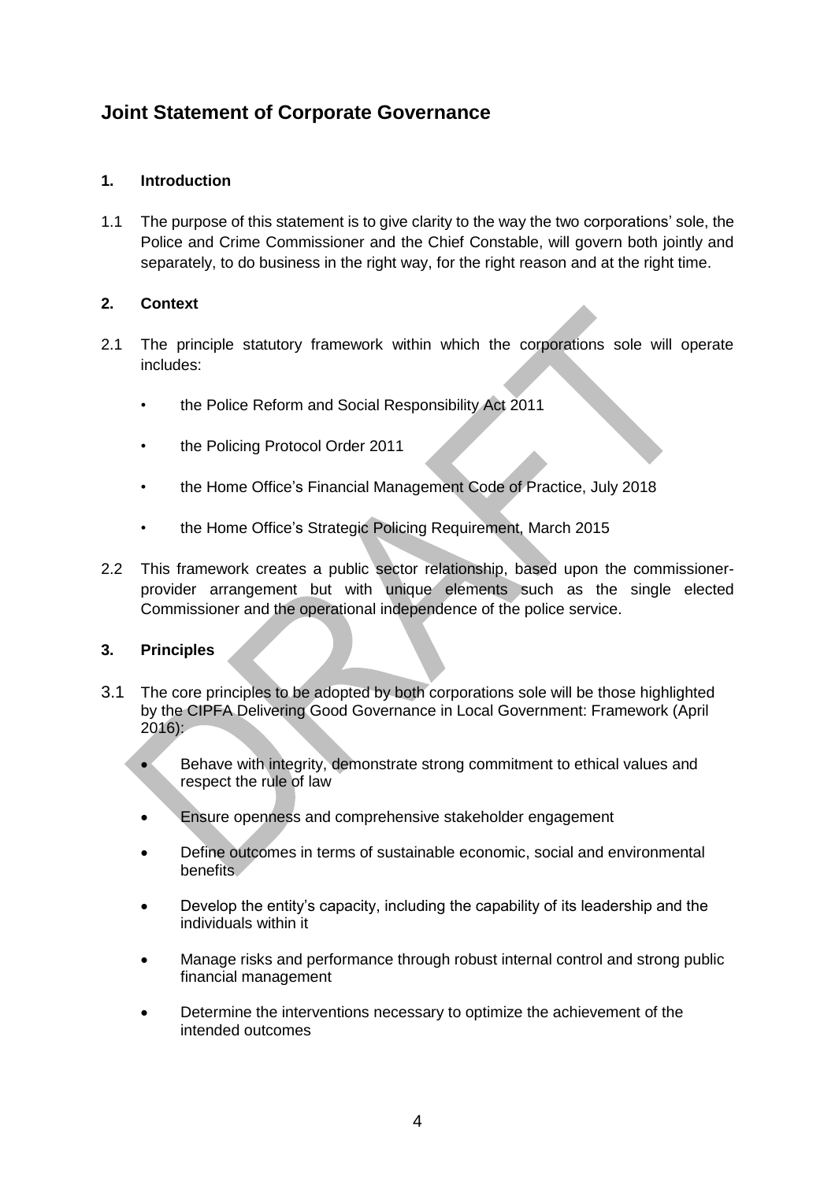## Joint Statement of Corporate Governance

### 1. Introduction

1.1 The purpose of this statement is to give clarity to the way the two corporations' sole, the Police and Crime Commissioner and the Chief Constable, will govern both jointly and separately, to do business in the right way, for the right reason and at the right time.

### 2. Context

2.1 The principle statutory framework within which the corporations sole will operate includes:

- the Police Reform and Social Responsibility Act 2011
- the Policing Protocol Order 2011
- the Home Office's Financial Management Code of Practice, July 2018
- the Home Office's Strategic Policing Requirement, March 2015

2.2 This framework creates a public sector relationship, based upon the commissioner-provider arrangement but with unique elements such as the single elected Commissioner and the operational independence of the police service.

### 3. Principles

3.1 The core principles to be adopted by both corporations sole will be those highlighted by the CIPFA Delivering Good Governance in Local Government: Framework (April 2016):

- Behave with integrity, demonstrate strong commitment to ethical values and respect the rule of law
- Ensure openness and comprehensive stakeholder engagement
- Define outcomes in terms of sustainable economic, social and environmental benefits
- Develop the entity's capacity, including the capability of its leadership and the individuals within it
- Manage risks and performance through robust internal control and strong public financial management
- Determine the interventions necessary to optimize the achievement of the intended outcomes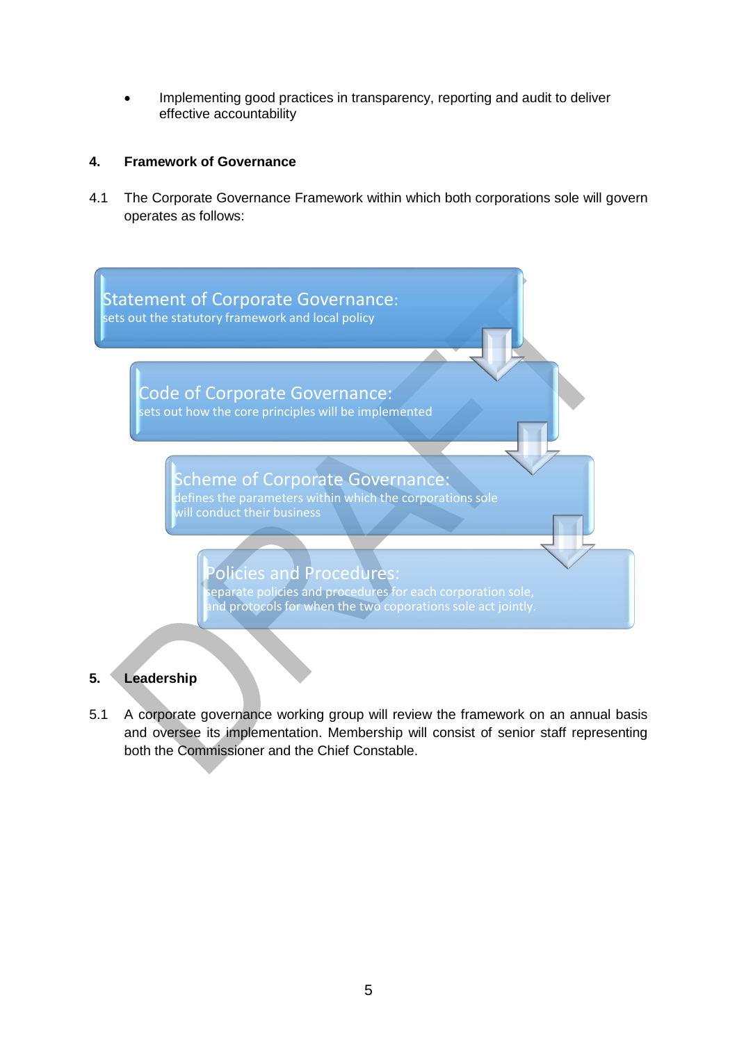- Implementing good practices in transparency, reporting and audit to deliver effective accountability

## 4. Framework of Governance

4.1 The Corporate Governance Framework within which both corporations sole will govern operates as follows:

**Statement of Corporate Governance:**
sets out the statutory framework and local policy

**Code of Corporate Governance:**
sets out how the core principles will be implemented

**Scheme of Corporate Governance:**
defines the parameters within which the corporations sole will conduct their business

**Policies and Procedures:**
separate policies and procedures for each corporation sole, and protocols for when the two coporations sole act jointly.

## 5. Leadership

5.1 A corporate governance working group will review the framework on an annual basis and oversee its implementation. Membership will consist of senior staff representing both the Commissioner and the Chief Constable.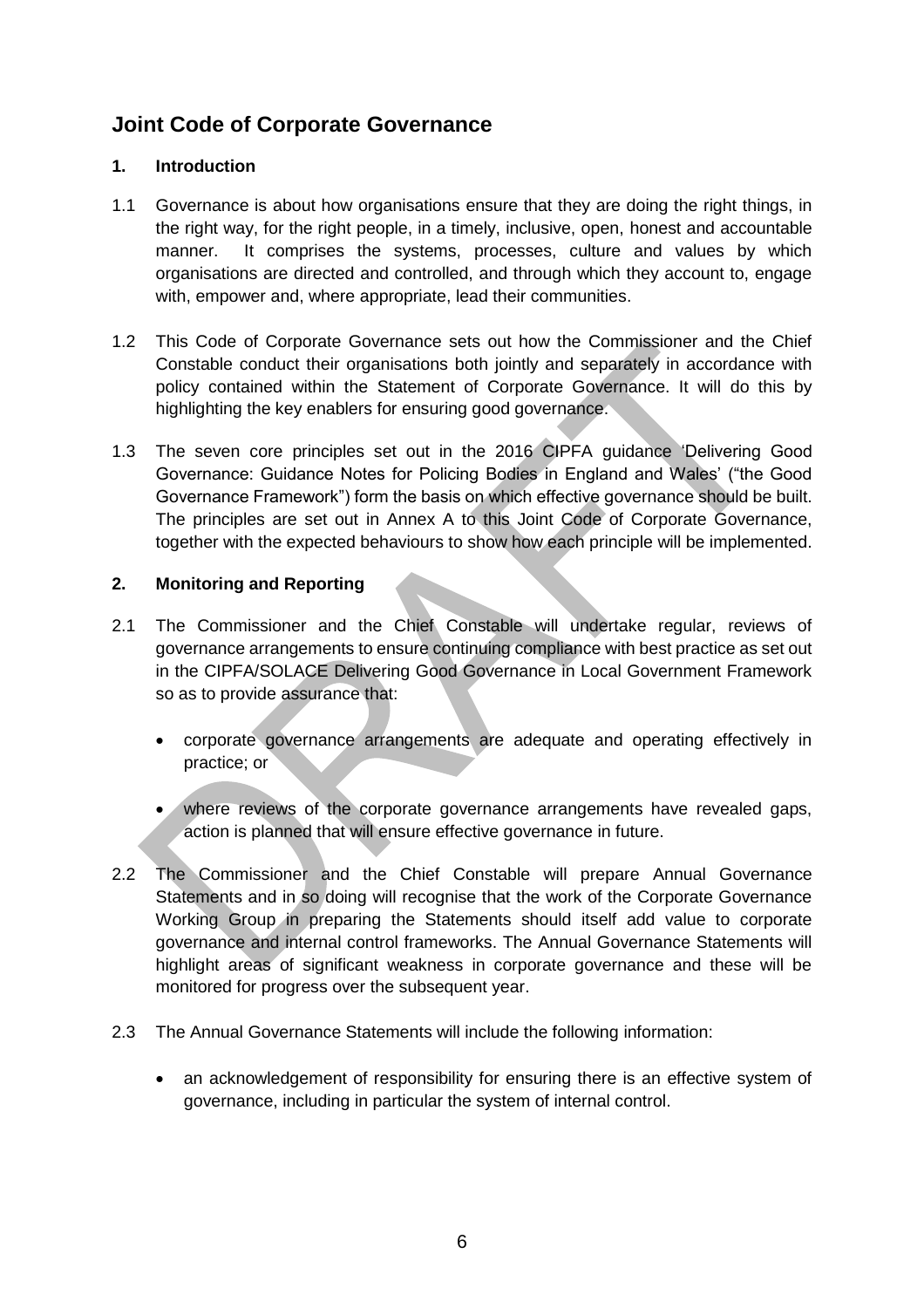## Joint Code of Corporate Governance

### 1. Introduction

1.1 Governance is about how organisations ensure that they are doing the right things, in the right way, for the right people, in a timely, inclusive, open, honest and accountable manner. It comprises the systems, processes, culture and values by which organisations are directed and controlled, and through which they account to, engage with, empower and, where appropriate, lead their communities.

1.2 This Code of Corporate Governance sets out how the Commissioner and the Chief Constable conduct their organisations both jointly and separately in accordance with policy contained within the Statement of Corporate Governance. It will do this by highlighting the key enablers for ensuring good governance.

1.3 The seven core principles set out in the 2016 CIPFA guidance 'Delivering Good Governance: Guidance Notes for Policing Bodies in England and Wales' ("the Good Governance Framework") form the basis on which effective governance should be built. The principles are set out in Annex A to this Joint Code of Corporate Governance, together with the expected behaviours to show how each principle will be implemented.

### 2. Monitoring and Reporting

2.1 The Commissioner and the Chief Constable will undertake regular, reviews of governance arrangements to ensure continuing compliance with best practice as set out in the CIPFA/SOLACE Delivering Good Governance in Local Government Framework so as to provide assurance that:

- corporate governance arrangements are adequate and operating effectively in practice; or
- where reviews of the corporate governance arrangements have revealed gaps, action is planned that will ensure effective governance in future.

2.2 The Commissioner and the Chief Constable will prepare Annual Governance Statements and in so doing will recognise that the work of the Corporate Governance Working Group in preparing the Statements should itself add value to corporate governance and internal control frameworks. The Annual Governance Statements will highlight areas of significant weakness in corporate governance and these will be monitored for progress over the subsequent year.

2.3 The Annual Governance Statements will include the following information:

- an acknowledgement of responsibility for ensuring there is an effective system of governance, including in particular the system of internal control.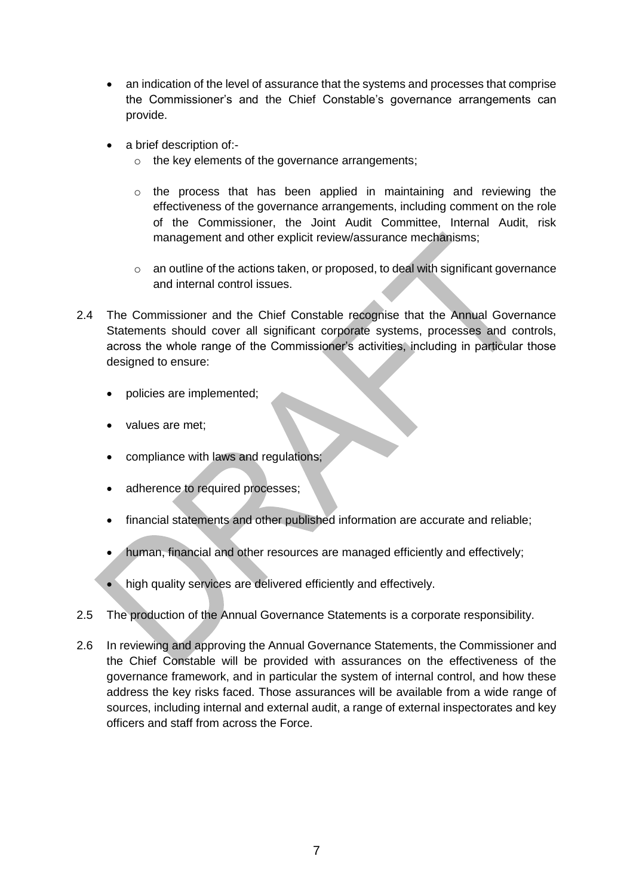- an indication of the level of assurance that the systems and processes that comprise the Commissioner's and the Chief Constable's governance arrangements can provide.

- a brief description of:-
  - the key elements of the governance arrangements;
  - the process that has been applied in maintaining and reviewing the effectiveness of the governance arrangements, including comment on the role of the Commissioner, the Joint Audit Committee, Internal Audit, risk management and other explicit review/assurance mechanisms;
  - an outline of the actions taken, or proposed, to deal with significant governance and internal control issues.

2.4 The Commissioner and the Chief Constable recognise that the Annual Governance Statements should cover all significant corporate systems, processes and controls, across the whole range of the Commissioner's activities, including in particular those designed to ensure:

- policies are implemented;
- values are met;
- compliance with laws and regulations;
- adherence to required processes;
- financial statements and other published information are accurate and reliable;
- human, financial and other resources are managed efficiently and effectively;
- high quality services are delivered efficiently and effectively.

2.5 The production of the Annual Governance Statements is a corporate responsibility.

2.6 In reviewing and approving the Annual Governance Statements, the Commissioner and the Chief Constable will be provided with assurances on the effectiveness of the governance framework, and in particular the system of internal control, and how these address the key risks faced. Those assurances will be available from a wide range of sources, including internal and external audit, a range of external inspectorates and key officers and staff from across the Force.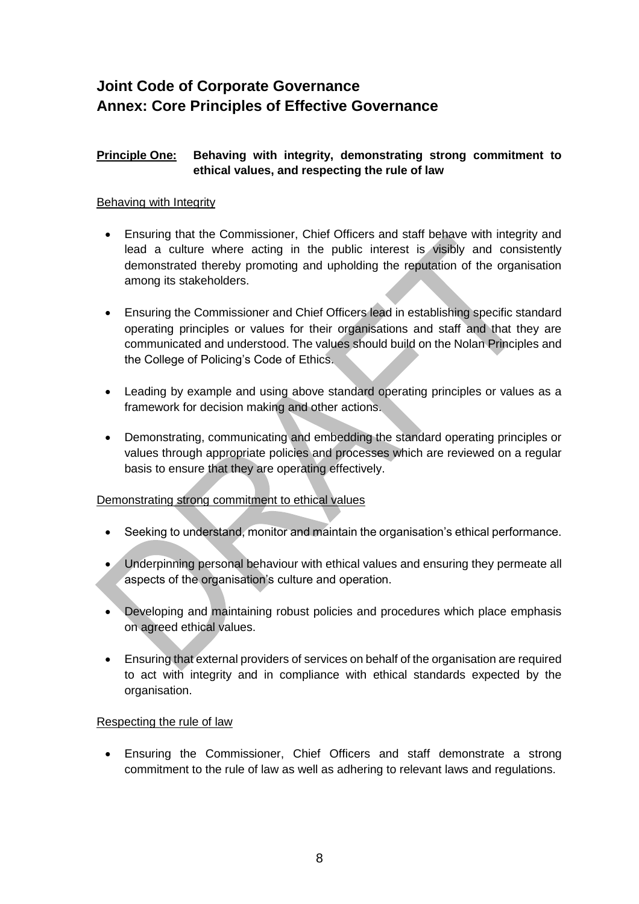# Joint Code of Corporate Governance
# Annex: Core Principles of Effective Governance

**Principle One: Behaving with integrity, demonstrating strong commitment to ethical values, and respecting the rule of law**

Behaving with Integrity

- Ensuring that the Commissioner, Chief Officers and staff behave with integrity and lead a culture where acting in the public interest is visibly and consistently demonstrated thereby promoting and upholding the reputation of the organisation among its stakeholders.
- Ensuring the Commissioner and Chief Officers lead in establishing specific standard operating principles or values for their organisations and staff and that they are communicated and understood. The values should build on the Nolan Principles and the College of Policing's Code of Ethics.
- Leading by example and using above standard operating principles or values as a framework for decision making and other actions.
- Demonstrating, communicating and embedding the standard operating principles or values through appropriate policies and processes which are reviewed on a regular basis to ensure that they are operating effectively.

Demonstrating strong commitment to ethical values

- Seeking to understand, monitor and maintain the organisation's ethical performance.
- Underpinning personal behaviour with ethical values and ensuring they permeate all aspects of the organisation's culture and operation.
- Developing and maintaining robust policies and procedures which place emphasis on agreed ethical values.
- Ensuring that external providers of services on behalf of the organisation are required to act with integrity and in compliance with ethical standards expected by the organisation.

Respecting the rule of law

- Ensuring the Commissioner, Chief Officers and staff demonstrate a strong commitment to the rule of law as well as adhering to relevant laws and regulations.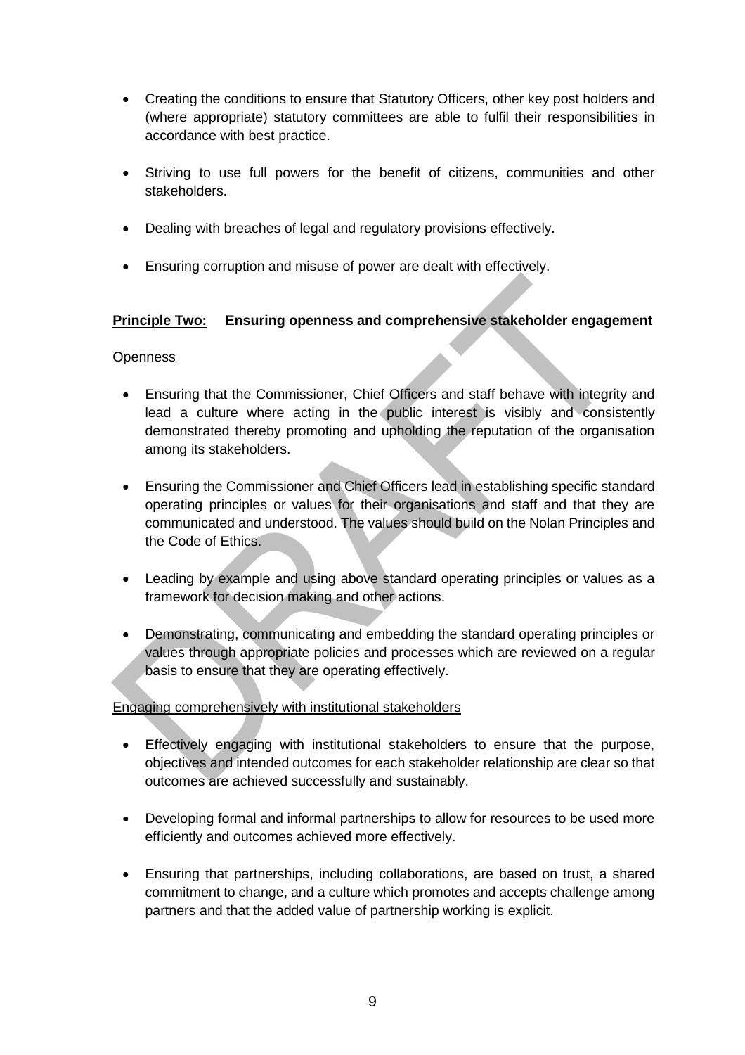- Creating the conditions to ensure that Statutory Officers, other key post holders and (where appropriate) statutory committees are able to fulfil their responsibilities in accordance with best practice.
- Striving to use full powers for the benefit of citizens, communities and other stakeholders.
- Dealing with breaches of legal and regulatory provisions effectively.
- Ensuring corruption and misuse of power are dealt with effectively.

**Principle Two: Ensuring openness and comprehensive stakeholder engagement**

Openness

- Ensuring that the Commissioner, Chief Officers and staff behave with integrity and lead a culture where acting in the public interest is visibly and consistently demonstrated thereby promoting and upholding the reputation of the organisation among its stakeholders.
- Ensuring the Commissioner and Chief Officers lead in establishing specific standard operating principles or values for their organisations and staff and that they are communicated and understood. The values should build on the Nolan Principles and the Code of Ethics.
- Leading by example and using above standard operating principles or values as a framework for decision making and other actions.
- Demonstrating, communicating and embedding the standard operating principles or values through appropriate policies and processes which are reviewed on a regular basis to ensure that they are operating effectively.

Engaging comprehensively with institutional stakeholders

- Effectively engaging with institutional stakeholders to ensure that the purpose, objectives and intended outcomes for each stakeholder relationship are clear so that outcomes are achieved successfully and sustainably.
- Developing formal and informal partnerships to allow for resources to be used more efficiently and outcomes achieved more effectively.
- Ensuring that partnerships, including collaborations, are based on trust, a shared commitment to change, and a culture which promotes and accepts challenge among partners and that the added value of partnership working is explicit.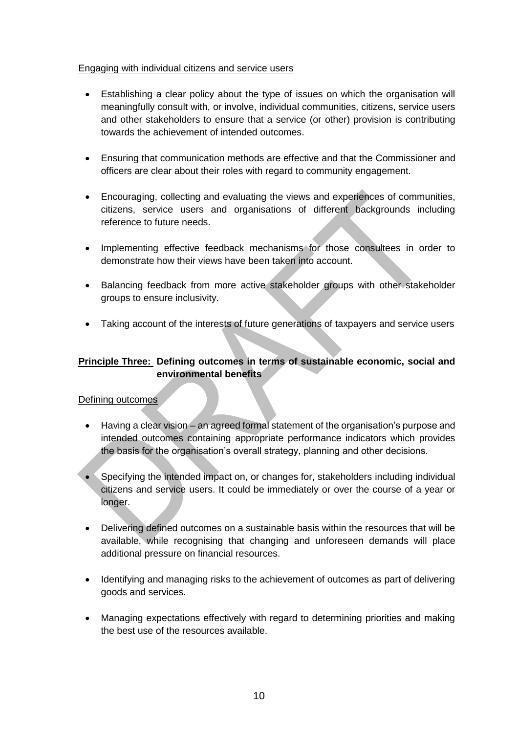Engaging with individual citizens and service users

- Establishing a clear policy about the type of issues on which the organisation will meaningfully consult with, or involve, individual communities, citizens, service users and other stakeholders to ensure that a service (or other) provision is contributing towards the achievement of intended outcomes.

- Ensuring that communication methods are effective and that the Commissioner and officers are clear about their roles with regard to community engagement.

- Encouraging, collecting and evaluating the views and experiences of communities, citizens, service users and organisations of different backgrounds including reference to future needs.

- Implementing effective feedback mechanisms for those consultees in order to demonstrate how their views have been taken into account.

- Balancing feedback from more active stakeholder groups with other stakeholder groups to ensure inclusivity.

- Taking account of the interests of future generations of taxpayers and service users

**Principle Three: Defining outcomes in terms of sustainable economic, social and environmental benefits**

Defining outcomes

- Having a clear vision – an agreed formal statement of the organisation's purpose and intended outcomes containing appropriate performance indicators which provides the basis for the organisation's overall strategy, planning and other decisions.

- Specifying the intended impact on, or changes for, stakeholders including individual citizens and service users. It could be immediately or over the course of a year or longer.

- Delivering defined outcomes on a sustainable basis within the resources that will be available, while recognising that changing and unforeseen demands will place additional pressure on financial resources.

- Identifying and managing risks to the achievement of outcomes as part of delivering goods and services.

- Managing expectations effectively with regard to determining priorities and making the best use of the resources available.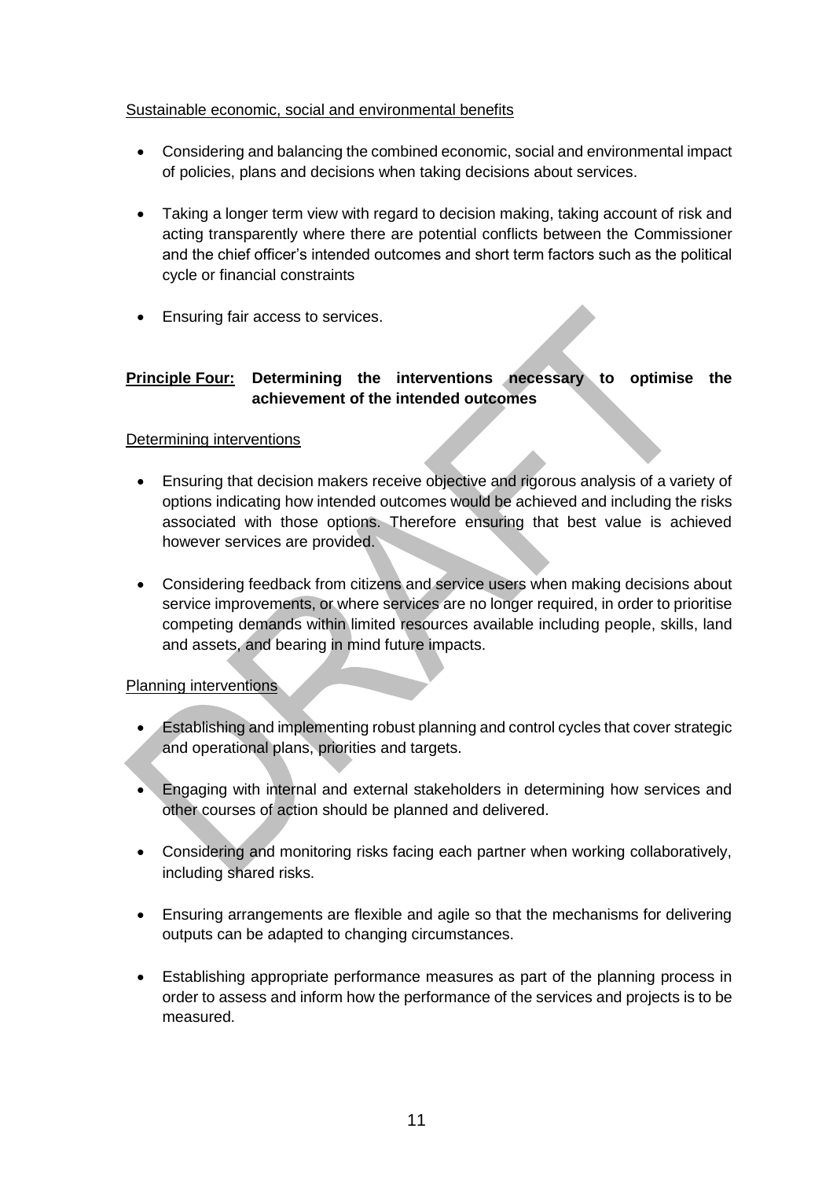Sustainable economic, social and environmental benefits

- Considering and balancing the combined economic, social and environmental impact of policies, plans and decisions when taking decisions about services.
- Taking a longer term view with regard to decision making, taking account of risk and acting transparently where there are potential conflicts between the Commissioner and the chief officer's intended outcomes and short term factors such as the political cycle or financial constraints
- Ensuring fair access to services.

**Principle Four: Determining the interventions necessary to optimise the achievement of the intended outcomes**

Determining interventions

- Ensuring that decision makers receive objective and rigorous analysis of a variety of options indicating how intended outcomes would be achieved and including the risks associated with those options. Therefore ensuring that best value is achieved however services are provided.
- Considering feedback from citizens and service users when making decisions about service improvements, or where services are no longer required, in order to prioritise competing demands within limited resources available including people, skills, land and assets, and bearing in mind future impacts.

Planning interventions

- Establishing and implementing robust planning and control cycles that cover strategic and operational plans, priorities and targets.
- Engaging with internal and external stakeholders in determining how services and other courses of action should be planned and delivered.
- Considering and monitoring risks facing each partner when working collaboratively, including shared risks.
- Ensuring arrangements are flexible and agile so that the mechanisms for delivering outputs can be adapted to changing circumstances.
- Establishing appropriate performance measures as part of the planning process in order to assess and inform how the performance of the services and projects is to be measured.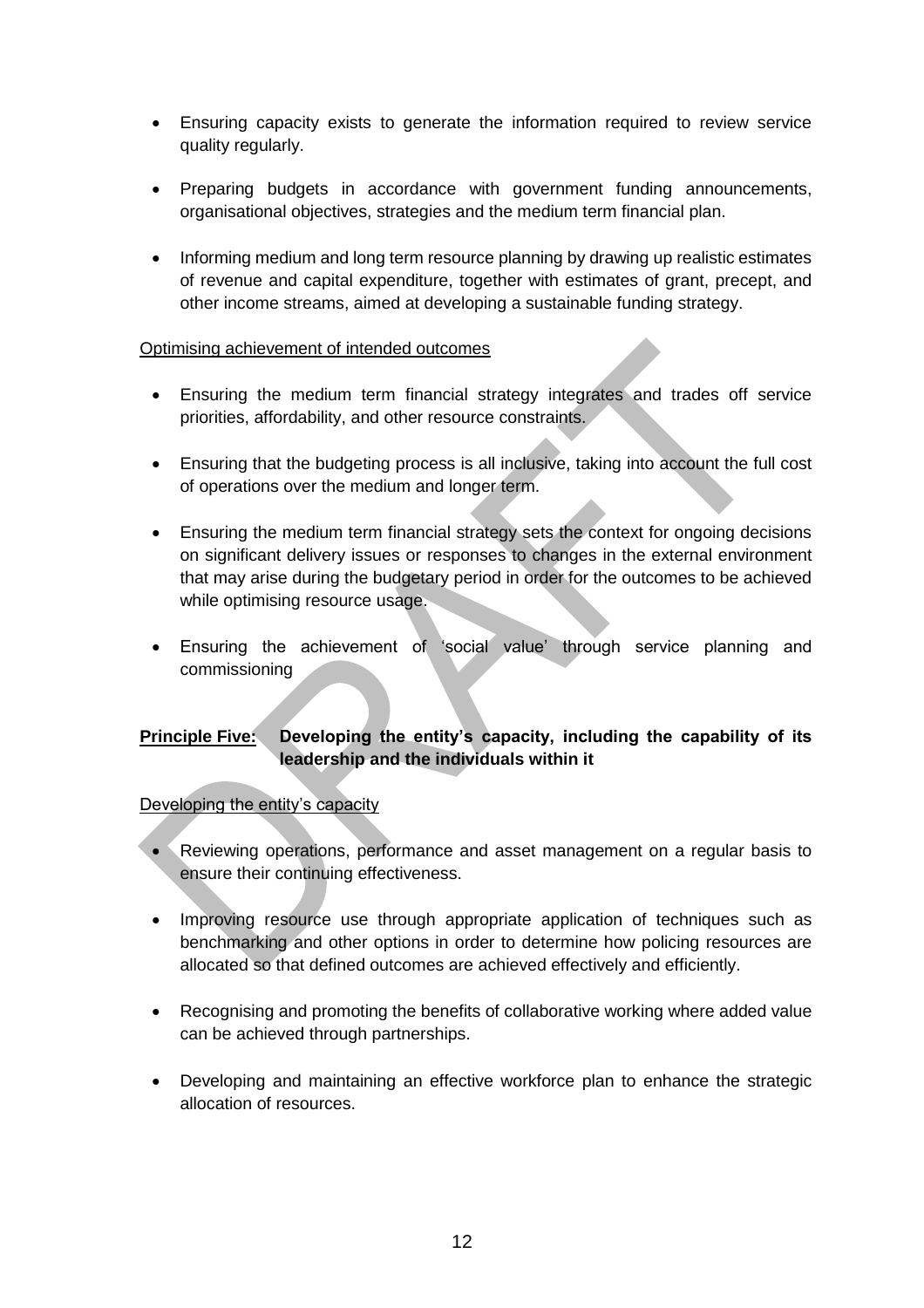- Ensuring capacity exists to generate the information required to review service quality regularly.

- Preparing budgets in accordance with government funding announcements, organisational objectives, strategies and the medium term financial plan.

- Informing medium and long term resource planning by drawing up realistic estimates of revenue and capital expenditure, together with estimates of grant, precept, and other income streams, aimed at developing a sustainable funding strategy.

Optimising achievement of intended outcomes

- Ensuring the medium term financial strategy integrates and trades off service priorities, affordability, and other resource constraints.

- Ensuring that the budgeting process is all inclusive, taking into account the full cost of operations over the medium and longer term.

- Ensuring the medium term financial strategy sets the context for ongoing decisions on significant delivery issues or responses to changes in the external environment that may arise during the budgetary period in order for the outcomes to be achieved while optimising resource usage.

- Ensuring the achievement of 'social value' through service planning and commissioning

**Principle Five: Developing the entity's capacity, including the capability of its leadership and the individuals within it**

Developing the entity's capacity

- Reviewing operations, performance and asset management on a regular basis to ensure their continuing effectiveness.

- Improving resource use through appropriate application of techniques such as benchmarking and other options in order to determine how policing resources are allocated so that defined outcomes are achieved effectively and efficiently.

- Recognising and promoting the benefits of collaborative working where added value can be achieved through partnerships.

- Developing and maintaining an effective workforce plan to enhance the strategic allocation of resources.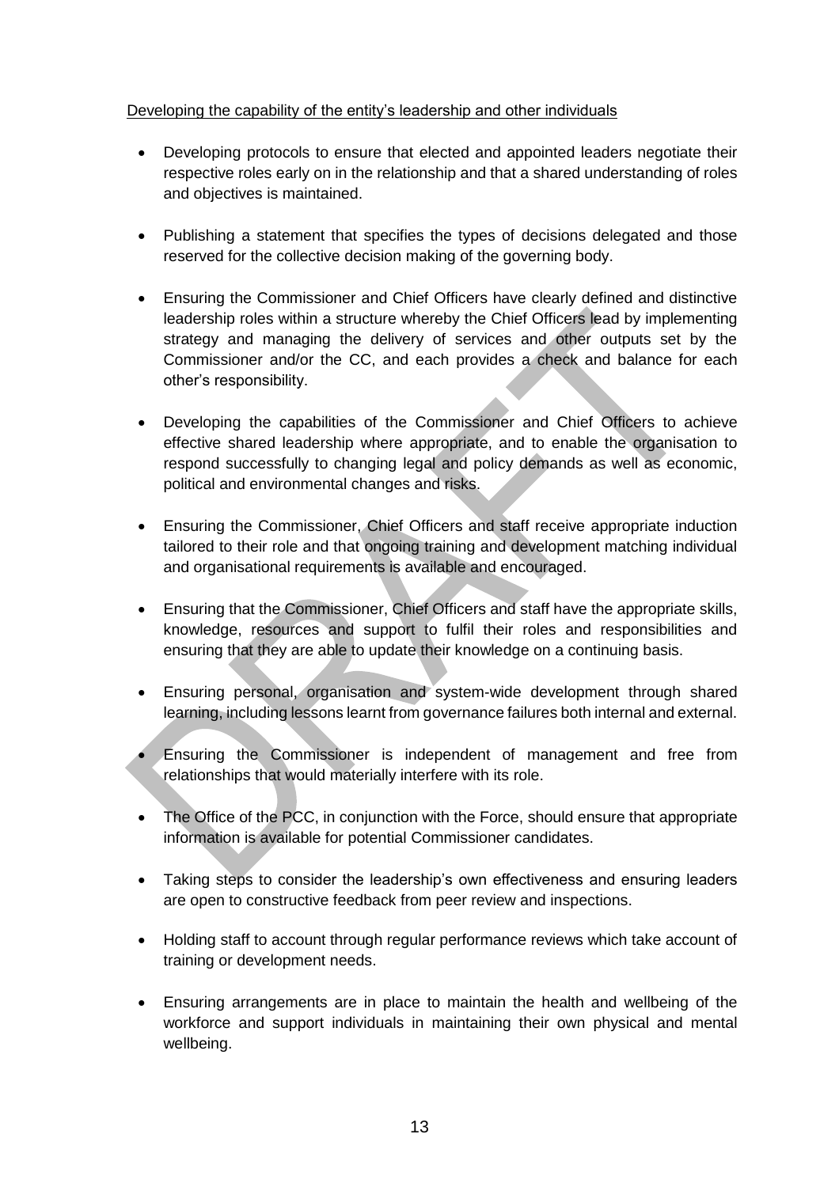Developing the capability of the entity's leadership and other individuals

- Developing protocols to ensure that elected and appointed leaders negotiate their respective roles early on in the relationship and that a shared understanding of roles and objectives is maintained.
- Publishing a statement that specifies the types of decisions delegated and those reserved for the collective decision making of the governing body.
- Ensuring the Commissioner and Chief Officers have clearly defined and distinctive leadership roles within a structure whereby the Chief Officers lead by implementing strategy and managing the delivery of services and other outputs set by the Commissioner and/or the CC, and each provides a check and balance for each other's responsibility.
- Developing the capabilities of the Commissioner and Chief Officers to achieve effective shared leadership where appropriate, and to enable the organisation to respond successfully to changing legal and policy demands as well as economic, political and environmental changes and risks.
- Ensuring the Commissioner, Chief Officers and staff receive appropriate induction tailored to their role and that ongoing training and development matching individual and organisational requirements is available and encouraged.
- Ensuring that the Commissioner, Chief Officers and staff have the appropriate skills, knowledge, resources and support to fulfil their roles and responsibilities and ensuring that they are able to update their knowledge on a continuing basis.
- Ensuring personal, organisation and system-wide development through shared learning, including lessons learnt from governance failures both internal and external.
- Ensuring the Commissioner is independent of management and free from relationships that would materially interfere with its role.
- The Office of the PCC, in conjunction with the Force, should ensure that appropriate information is available for potential Commissioner candidates.
- Taking steps to consider the leadership's own effectiveness and ensuring leaders are open to constructive feedback from peer review and inspections.
- Holding staff to account through regular performance reviews which take account of training or development needs.
- Ensuring arrangements are in place to maintain the health and wellbeing of the workforce and support individuals in maintaining their own physical and mental wellbeing.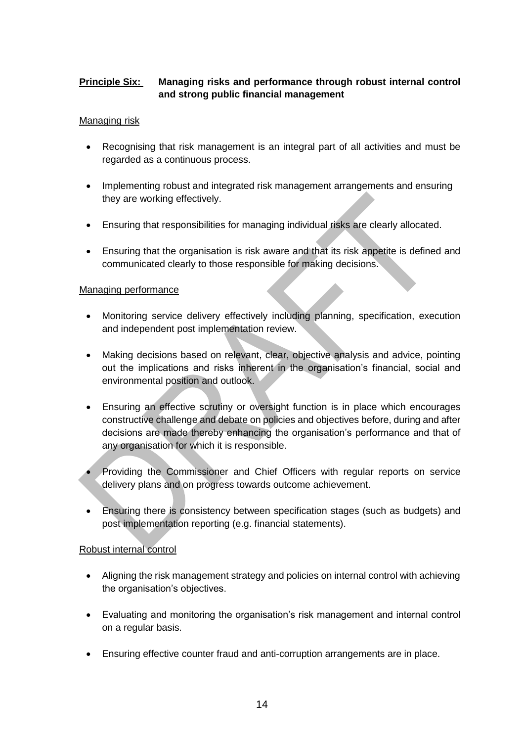**Principle Six: Managing risks and performance through robust internal control and strong public financial management**

Managing risk

- Recognising that risk management is an integral part of all activities and must be regarded as a continuous process.
- Implementing robust and integrated risk management arrangements and ensuring they are working effectively.
- Ensuring that responsibilities for managing individual risks are clearly allocated.
- Ensuring that the organisation is risk aware and that its risk appetite is defined and communicated clearly to those responsible for making decisions.

Managing performance

- Monitoring service delivery effectively including planning, specification, execution and independent post implementation review.
- Making decisions based on relevant, clear, objective analysis and advice, pointing out the implications and risks inherent in the organisation's financial, social and environmental position and outlook.
- Ensuring an effective scrutiny or oversight function is in place which encourages constructive challenge and debate on policies and objectives before, during and after decisions are made thereby enhancing the organisation's performance and that of any organisation for which it is responsible.
- Providing the Commissioner and Chief Officers with regular reports on service delivery plans and on progress towards outcome achievement.
- Ensuring there is consistency between specification stages (such as budgets) and post implementation reporting (e.g. financial statements).

Robust internal control

- Aligning the risk management strategy and policies on internal control with achieving the organisation's objectives.
- Evaluating and monitoring the organisation's risk management and internal control on a regular basis.
- Ensuring effective counter fraud and anti-corruption arrangements are in place.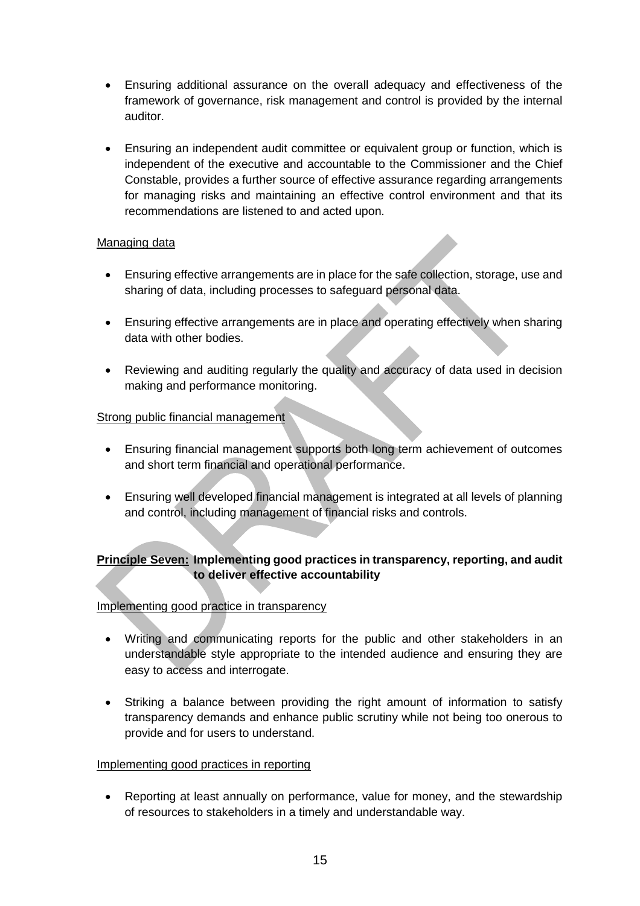- Ensuring additional assurance on the overall adequacy and effectiveness of the framework of governance, risk management and control is provided by the internal auditor.

- Ensuring an independent audit committee or equivalent group or function, which is independent of the executive and accountable to the Commissioner and the Chief Constable, provides a further source of effective assurance regarding arrangements for managing risks and maintaining an effective control environment and that its recommendations are listened to and acted upon.

<u>Managing data</u>

- Ensuring effective arrangements are in place for the safe collection, storage, use and sharing of data, including processes to safeguard personal data.

- Ensuring effective arrangements are in place and operating effectively when sharing data with other bodies.

- Reviewing and auditing regularly the quality and accuracy of data used in decision making and performance monitoring.

<u>Strong public financial management</u>

- Ensuring financial management supports both long term achievement of outcomes and short term financial and operational performance.

- Ensuring well developed financial management is integrated at all levels of planning and control, including management of financial risks and controls.

**<u>Principle Seven:</u> Implementing good practices in transparency, reporting, and audit to deliver effective accountability**

<u>Implementing good practice in transparency</u>

- Writing and communicating reports for the public and other stakeholders in an understandable style appropriate to the intended audience and ensuring they are easy to access and interrogate.

- Striking a balance between providing the right amount of information to satisfy transparency demands and enhance public scrutiny while not being too onerous to provide and for users to understand.

<u>Implementing good practices in reporting</u>

- Reporting at least annually on performance, value for money, and the stewardship of resources to stakeholders in a timely and understandable way.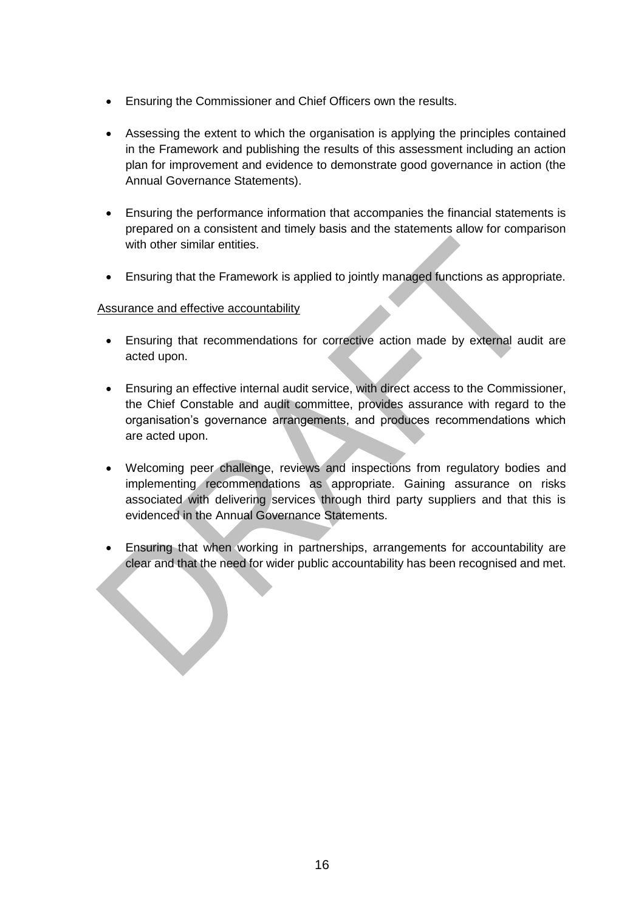- Ensuring the Commissioner and Chief Officers own the results.
- Assessing the extent to which the organisation is applying the principles contained in the Framework and publishing the results of this assessment including an action plan for improvement and evidence to demonstrate good governance in action (the Annual Governance Statements).
- Ensuring the performance information that accompanies the financial statements is prepared on a consistent and timely basis and the statements allow for comparison with other similar entities.
- Ensuring that the Framework is applied to jointly managed functions as appropriate.

<u>Assurance and effective accountability</u>

- Ensuring that recommendations for corrective action made by external audit are acted upon.
- Ensuring an effective internal audit service, with direct access to the Commissioner, the Chief Constable and audit committee, provides assurance with regard to the organisation's governance arrangements, and produces recommendations which are acted upon.
- Welcoming peer challenge, reviews and inspections from regulatory bodies and implementing recommendations as appropriate. Gaining assurance on risks associated with delivering services through third party suppliers and that this is evidenced in the Annual Governance Statements.
- Ensuring that when working in partnerships, arrangements for accountability are clear and that the need for wider public accountability has been recognised and met.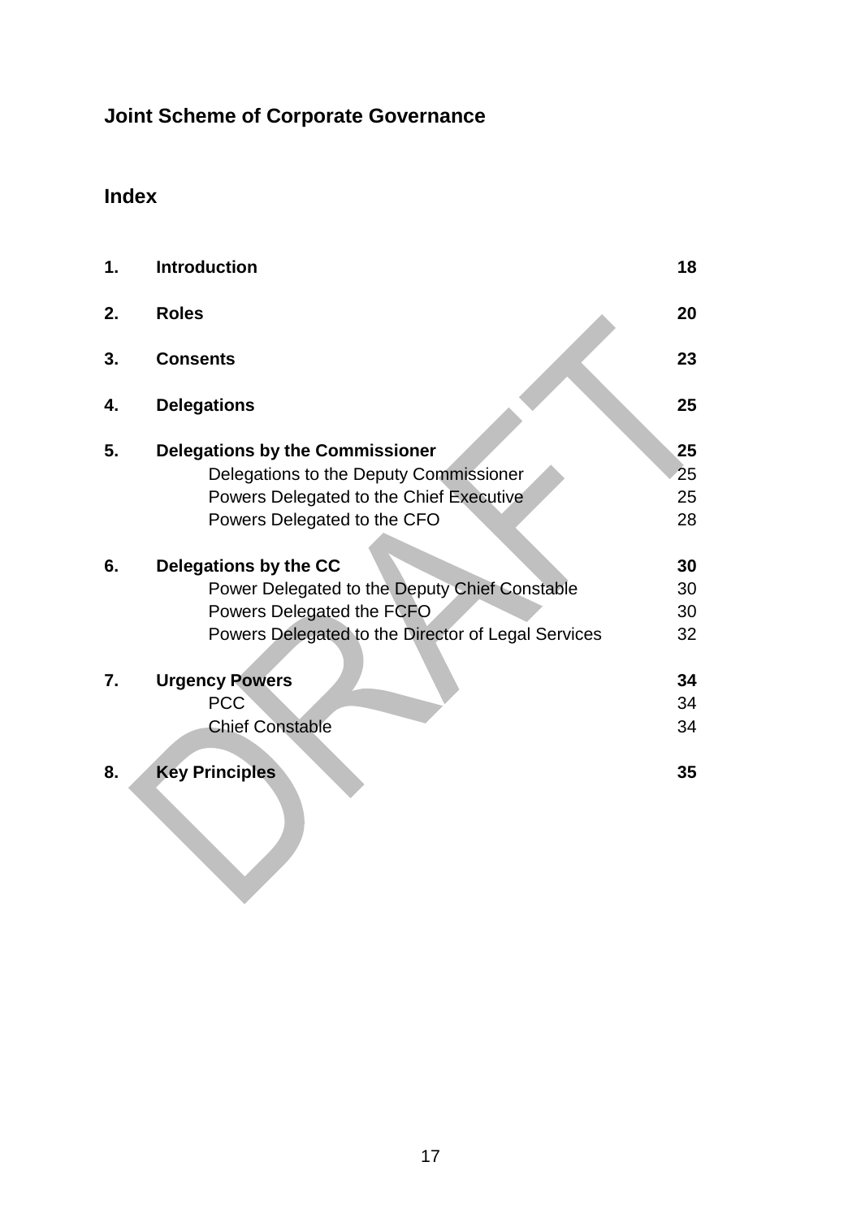# Joint Scheme of Corporate Governance

## Index

| | | |
|---|---|---|
| **1.** | **Introduction** | **18** |
| **2.** | **Roles** | **20** |
| **3.** | **Consents** | **23** |
| **4.** | **Delegations** | **25** |
| **5.** | **Delegations by the Commissioner** | **25** |
| | Delegations to the Deputy Commissioner | 25 |
| | Powers Delegated to the Chief Executive | 25 |
| | Powers Delegated to the CFO | 28 |
| **6.** | **Delegations by the CC** | **30** |
| | Power Delegated to the Deputy Chief Constable | 30 |
| | Powers Delegated the FCFO | 30 |
| | Powers Delegated to the Director of Legal Services | 32 |
| **7.** | **Urgency Powers** | **34** |
| | PCC | 34 |
| | Chief Constable | 34 |
| **8.** | **Key Principles** | **35** |

DRAFT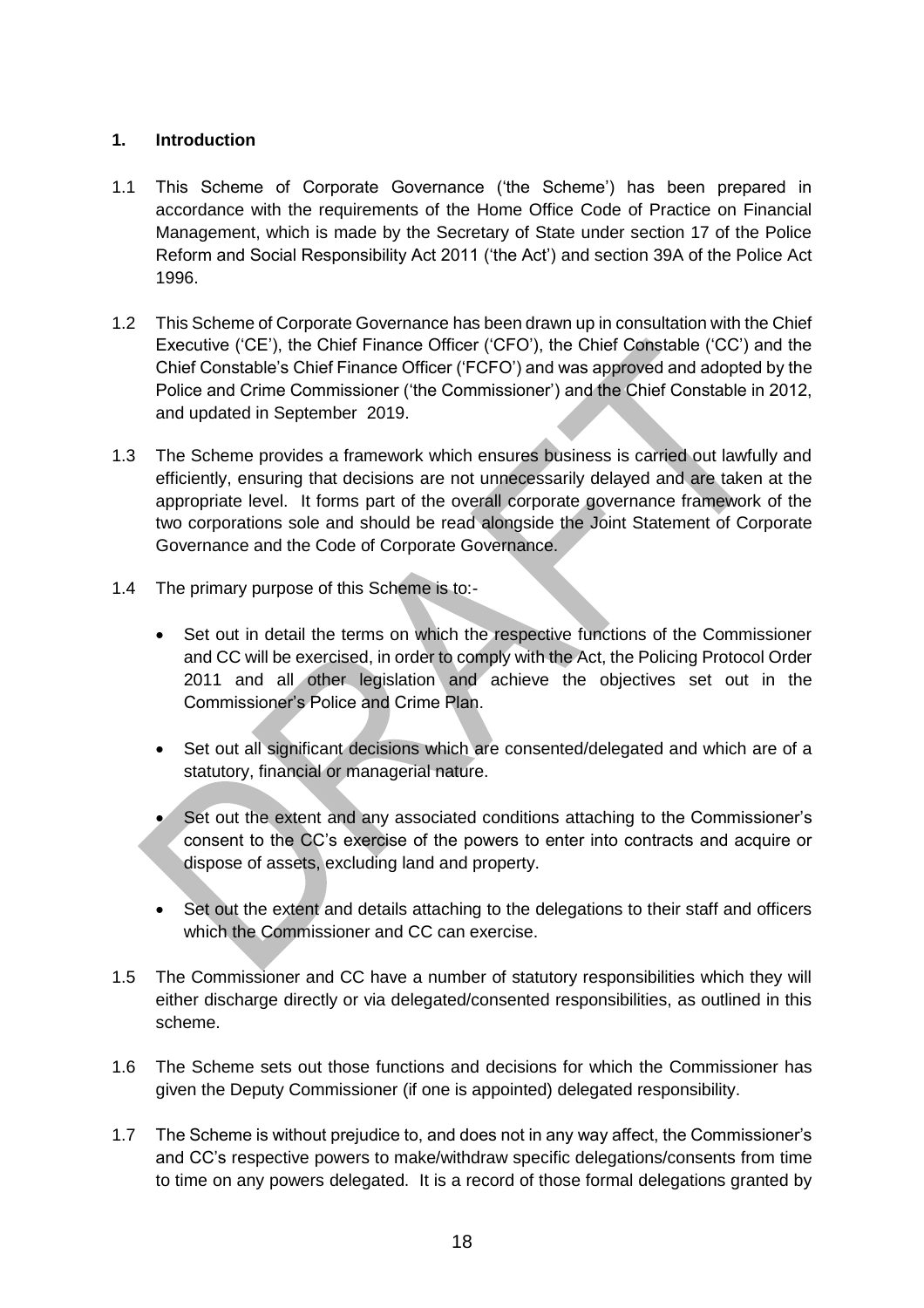## 1. Introduction

1.1 This Scheme of Corporate Governance ('the Scheme') has been prepared in accordance with the requirements of the Home Office Code of Practice on Financial Management, which is made by the Secretary of State under section 17 of the Police Reform and Social Responsibility Act 2011 ('the Act') and section 39A of the Police Act 1996.

1.2 This Scheme of Corporate Governance has been drawn up in consultation with the Chief Executive ('CE'), the Chief Finance Officer ('CFO'), the Chief Constable ('CC') and the Chief Constable's Chief Finance Officer ('FCFO') and was approved and adopted by the Police and Crime Commissioner ('the Commissioner') and the Chief Constable in 2012, and updated in September 2019.

1.3 The Scheme provides a framework which ensures business is carried out lawfully and efficiently, ensuring that decisions are not unnecessarily delayed and are taken at the appropriate level. It forms part of the overall corporate governance framework of the two corporations sole and should be read alongside the Joint Statement of Corporate Governance and the Code of Corporate Governance.

1.4 The primary purpose of this Scheme is to:-

- Set out in detail the terms on which the respective functions of the Commissioner and CC will be exercised, in order to comply with the Act, the Policing Protocol Order 2011 and all other legislation and achieve the objectives set out in the Commissioner's Police and Crime Plan.
- Set out all significant decisions which are consented/delegated and which are of a statutory, financial or managerial nature.
- Set out the extent and any associated conditions attaching to the Commissioner's consent to the CC's exercise of the powers to enter into contracts and acquire or dispose of assets, excluding land and property.
- Set out the extent and details attaching to the delegations to their staff and officers which the Commissioner and CC can exercise.

1.5 The Commissioner and CC have a number of statutory responsibilities which they will either discharge directly or via delegated/consented responsibilities, as outlined in this scheme.

1.6 The Scheme sets out those functions and decisions for which the Commissioner has given the Deputy Commissioner (if one is appointed) delegated responsibility.

1.7 The Scheme is without prejudice to, and does not in any way affect, the Commissioner's and CC's respective powers to make/withdraw specific delegations/consents from time to time on any powers delegated. It is a record of those formal delegations granted by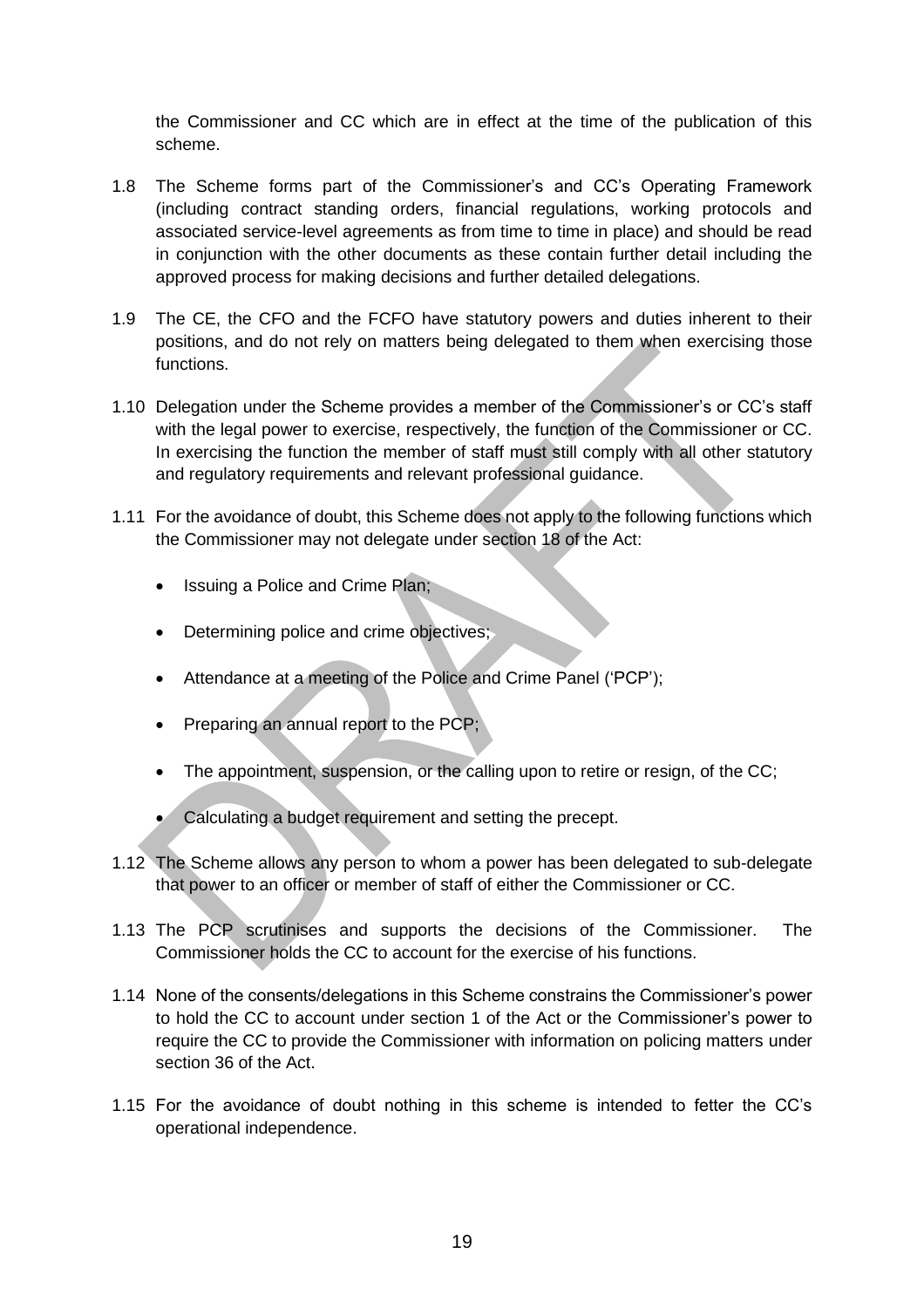the Commissioner and CC which are in effect at the time of the publication of this scheme.

1.8 The Scheme forms part of the Commissioner's and CC's Operating Framework (including contract standing orders, financial regulations, working protocols and associated service-level agreements as from time to time in place) and should be read in conjunction with the other documents as these contain further detail including the approved process for making decisions and further detailed delegations.

1.9 The CE, the CFO and the FCFO have statutory powers and duties inherent to their positions, and do not rely on matters being delegated to them when exercising those functions.

1.10 Delegation under the Scheme provides a member of the Commissioner's or CC's staff with the legal power to exercise, respectively, the function of the Commissioner or CC. In exercising the function the member of staff must still comply with all other statutory and regulatory requirements and relevant professional guidance.

1.11 For the avoidance of doubt, this Scheme does not apply to the following functions which the Commissioner may not delegate under section 18 of the Act:

- Issuing a Police and Crime Plan;
- Determining police and crime objectives;
- Attendance at a meeting of the Police and Crime Panel ('PCP');
- Preparing an annual report to the PCP;
- The appointment, suspension, or the calling upon to retire or resign, of the CC;
- Calculating a budget requirement and setting the precept.

1.12 The Scheme allows any person to whom a power has been delegated to sub-delegate that power to an officer or member of staff of either the Commissioner or CC.

1.13 The PCP scrutinises and supports the decisions of the Commissioner. The Commissioner holds the CC to account for the exercise of his functions.

1.14 None of the consents/delegations in this Scheme constrains the Commissioner's power to hold the CC to account under section 1 of the Act or the Commissioner's power to require the CC to provide the Commissioner with information on policing matters under section 36 of the Act.

1.15 For the avoidance of doubt nothing in this scheme is intended to fetter the CC's operational independence.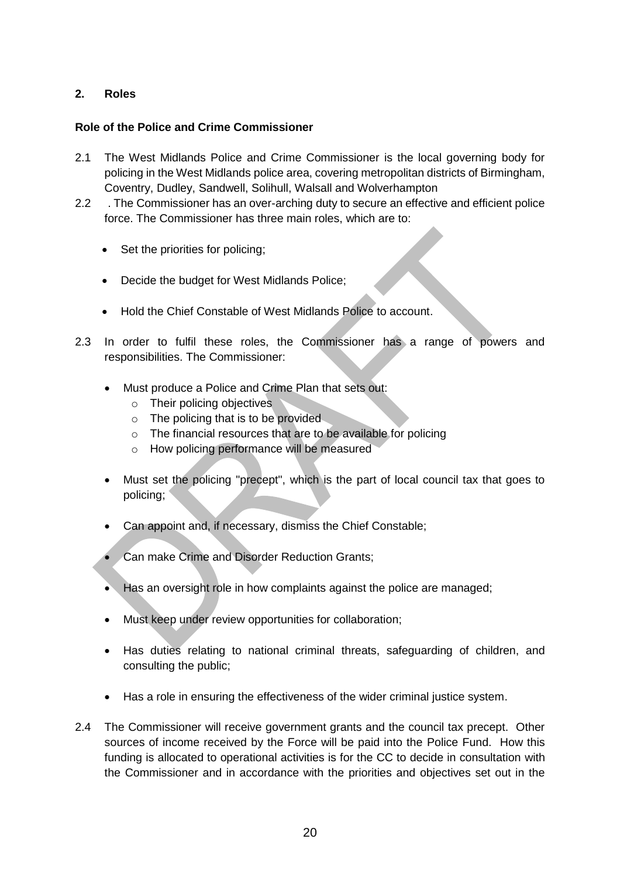## 2. Roles

### Role of the Police and Crime Commissioner

2.1 The West Midlands Police and Crime Commissioner is the local governing body for policing in the West Midlands police area, covering metropolitan districts of Birmingham, Coventry, Dudley, Sandwell, Solihull, Walsall and Wolverhampton

2.2 . The Commissioner has an over-arching duty to secure an effective and efficient police force. The Commissioner has three main roles, which are to:

- Set the priorities for policing;
- Decide the budget for West Midlands Police;
- Hold the Chief Constable of West Midlands Police to account.

2.3 In order to fulfil these roles, the Commissioner has a range of powers and responsibilities. The Commissioner:

- Must produce a Police and Crime Plan that sets out:
  - Their policing objectives
  - The policing that is to be provided
  - The financial resources that are to be available for policing
  - How policing performance will be measured
- Must set the policing "precept", which is the part of local council tax that goes to policing;
- Can appoint and, if necessary, dismiss the Chief Constable;
- Can make Crime and Disorder Reduction Grants;
- Has an oversight role in how complaints against the police are managed;
- Must keep under review opportunities for collaboration;
- Has duties relating to national criminal threats, safeguarding of children, and consulting the public;
- Has a role in ensuring the effectiveness of the wider criminal justice system.

2.4 The Commissioner will receive government grants and the council tax precept. Other sources of income received by the Force will be paid into the Police Fund. How this funding is allocated to operational activities is for the CC to decide in consultation with the Commissioner and in accordance with the priorities and objectives set out in the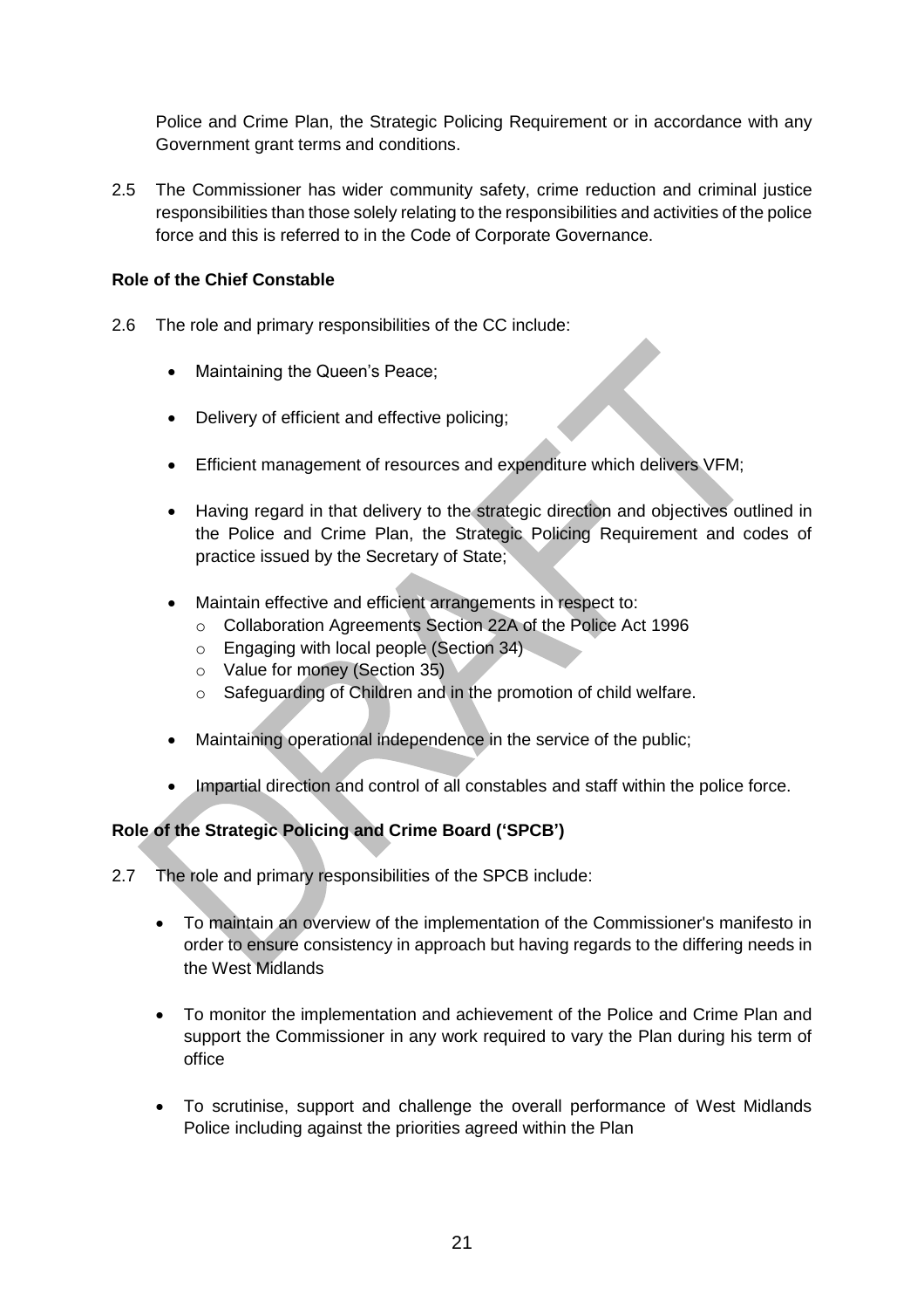Police and Crime Plan, the Strategic Policing Requirement or in accordance with any Government grant terms and conditions.

2.5 The Commissioner has wider community safety, crime reduction and criminal justice responsibilities than those solely relating to the responsibilities and activities of the police force and this is referred to in the Code of Corporate Governance.

**Role of the Chief Constable**

2.6 The role and primary responsibilities of the CC include:

- Maintaining the Queen's Peace;
- Delivery of efficient and effective policing;
- Efficient management of resources and expenditure which delivers VFM;
- Having regard in that delivery to the strategic direction and objectives outlined in the Police and Crime Plan, the Strategic Policing Requirement and codes of practice issued by the Secretary of State;
- Maintain effective and efficient arrangements in respect to:
  - Collaboration Agreements Section 22A of the Police Act 1996
  - Engaging with local people (Section 34)
  - Value for money (Section 35)
  - Safeguarding of Children and in the promotion of child welfare.
- Maintaining operational independence in the service of the public;
- Impartial direction and control of all constables and staff within the police force.

**Role of the Strategic Policing and Crime Board ('SPCB')**

2.7 The role and primary responsibilities of the SPCB include:

- To maintain an overview of the implementation of the Commissioner's manifesto in order to ensure consistency in approach but having regards to the differing needs in the West Midlands
- To monitor the implementation and achievement of the Police and Crime Plan and support the Commissioner in any work required to vary the Plan during his term of office
- To scrutinise, support and challenge the overall performance of West Midlands Police including against the priorities agreed within the Plan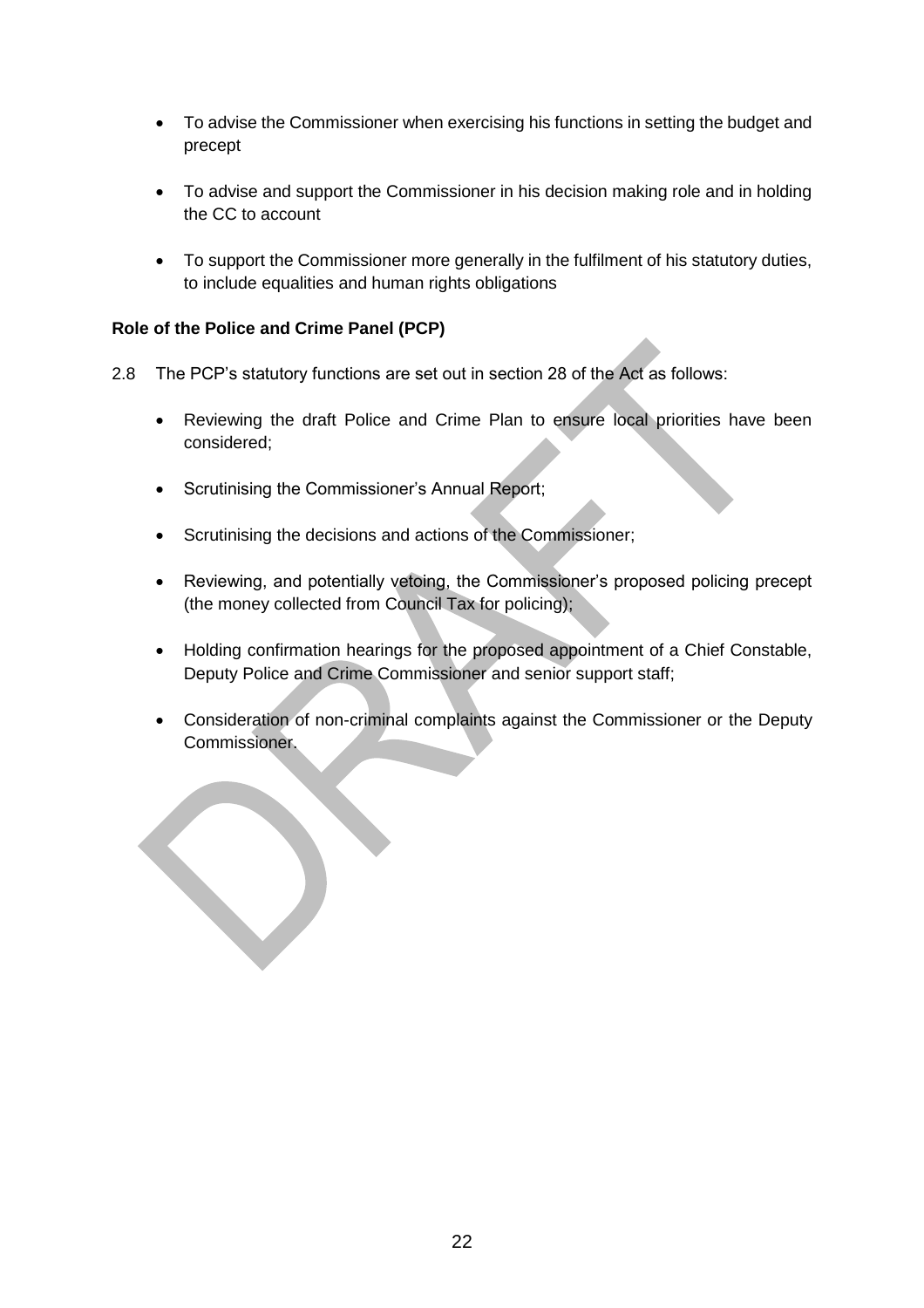- To advise the Commissioner when exercising his functions in setting the budget and precept

- To advise and support the Commissioner in his decision making role and in holding the CC to account

- To support the Commissioner more generally in the fulfilment of his statutory duties, to include equalities and human rights obligations

**Role of the Police and Crime Panel (PCP)**

2.8 The PCP's statutory functions are set out in section 28 of the Act as follows:

- Reviewing the draft Police and Crime Plan to ensure local priorities have been considered;

- Scrutinising the Commissioner's Annual Report;

- Scrutinising the decisions and actions of the Commissioner;

- Reviewing, and potentially vetoing, the Commissioner's proposed policing precept (the money collected from Council Tax for policing);

- Holding confirmation hearings for the proposed appointment of a Chief Constable, Deputy Police and Crime Commissioner and senior support staff;

- Consideration of non-criminal complaints against the Commissioner or the Deputy Commissioner.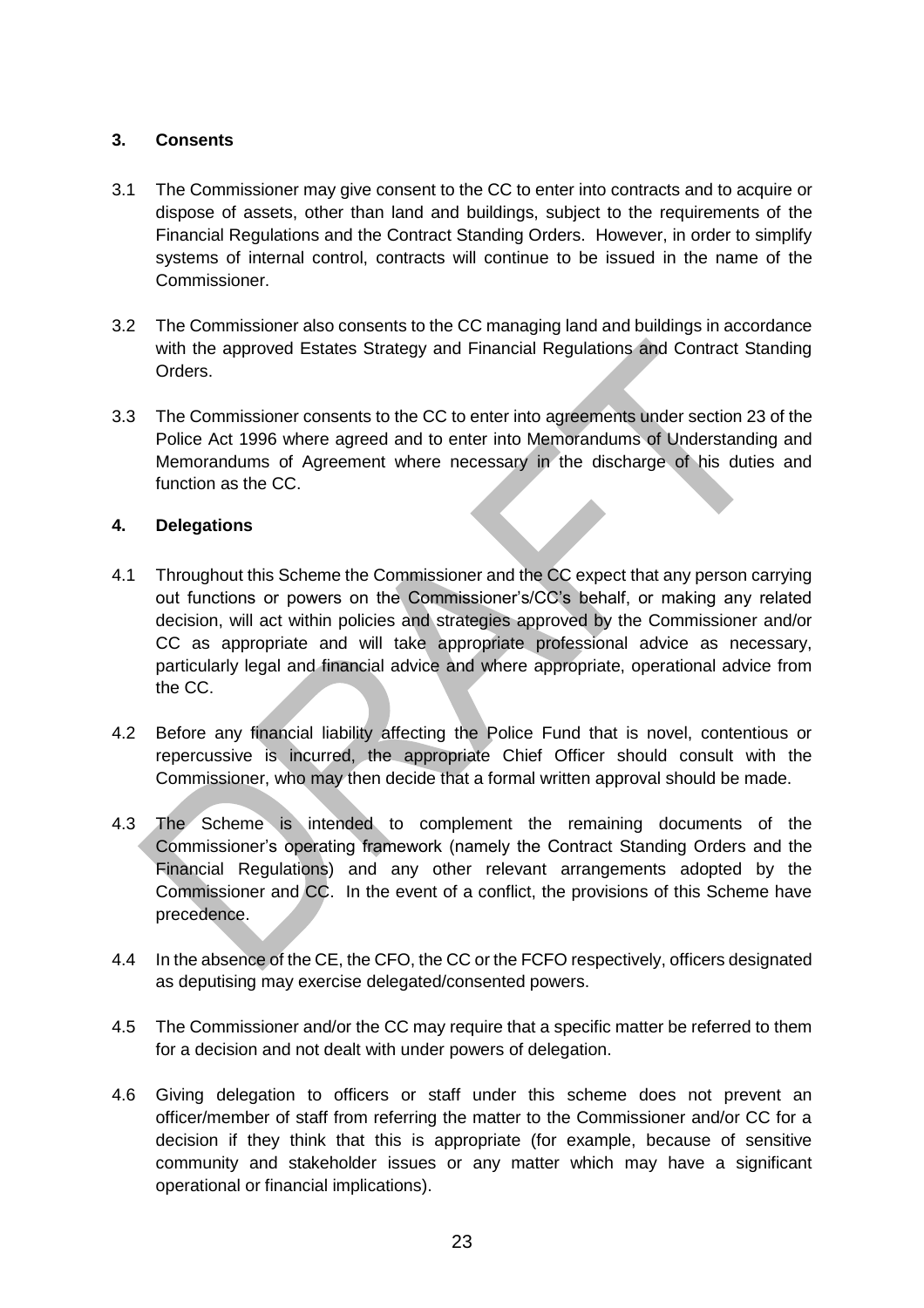## 3. Consents

3.1 The Commissioner may give consent to the CC to enter into contracts and to acquire or dispose of assets, other than land and buildings, subject to the requirements of the Financial Regulations and the Contract Standing Orders. However, in order to simplify systems of internal control, contracts will continue to be issued in the name of the Commissioner.

3.2 The Commissioner also consents to the CC managing land and buildings in accordance with the approved Estates Strategy and Financial Regulations and Contract Standing Orders.

3.3 The Commissioner consents to the CC to enter into agreements under section 23 of the Police Act 1996 where agreed and to enter into Memorandums of Understanding and Memorandums of Agreement where necessary in the discharge of his duties and function as the CC.

## 4. Delegations

4.1 Throughout this Scheme the Commissioner and the CC expect that any person carrying out functions or powers on the Commissioner's/CC's behalf, or making any related decision, will act within policies and strategies approved by the Commissioner and/or CC as appropriate and will take appropriate professional advice as necessary, particularly legal and financial advice and where appropriate, operational advice from the CC.

4.2 Before any financial liability affecting the Police Fund that is novel, contentious or repercussive is incurred, the appropriate Chief Officer should consult with the Commissioner, who may then decide that a formal written approval should be made.

4.3 The Scheme is intended to complement the remaining documents of the Commissioner's operating framework (namely the Contract Standing Orders and the Financial Regulations) and any other relevant arrangements adopted by the Commissioner and CC. In the event of a conflict, the provisions of this Scheme have precedence.

4.4 In the absence of the CE, the CFO, the CC or the FCFO respectively, officers designated as deputising may exercise delegated/consented powers.

4.5 The Commissioner and/or the CC may require that a specific matter be referred to them for a decision and not dealt with under powers of delegation.

4.6 Giving delegation to officers or staff under this scheme does not prevent an officer/member of staff from referring the matter to the Commissioner and/or CC for a decision if they think that this is appropriate (for example, because of sensitive community and stakeholder issues or any matter which may have a significant operational or financial implications).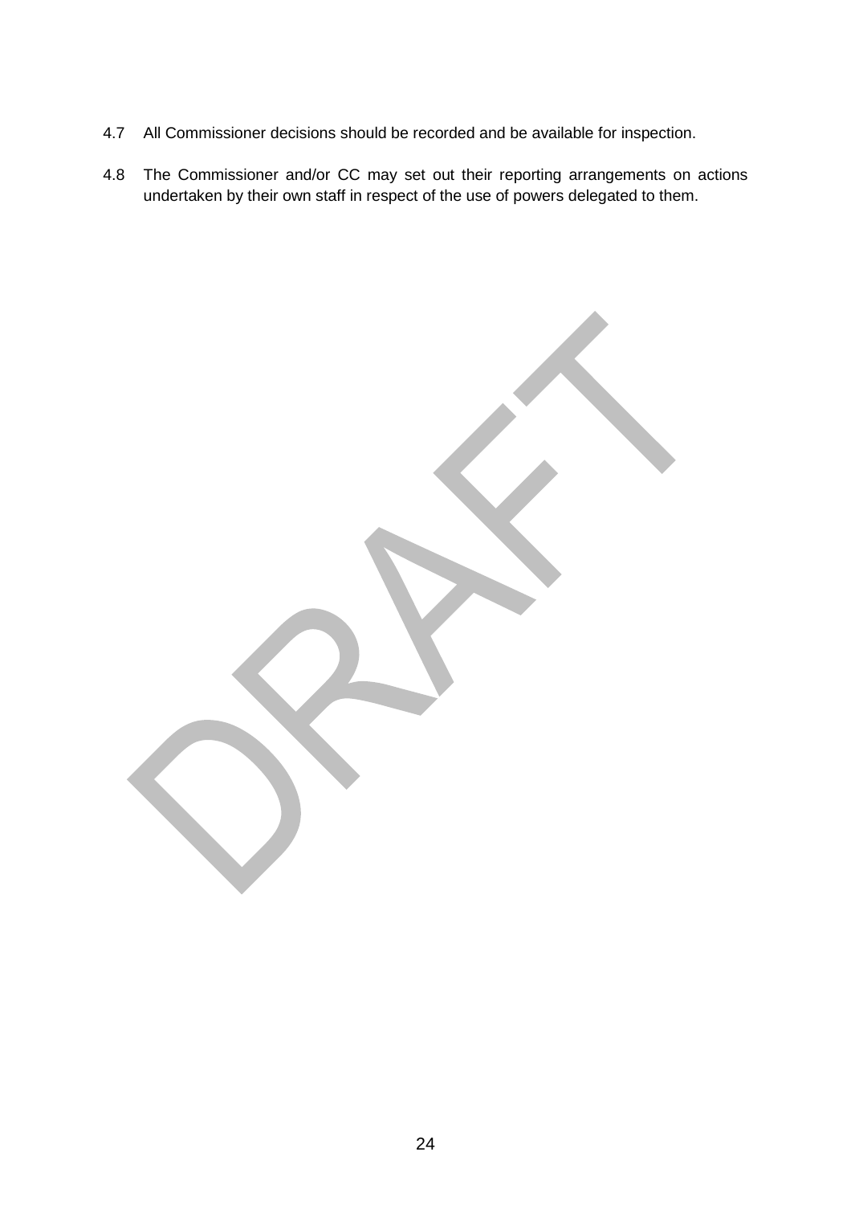4.7 All Commissioner decisions should be recorded and be available for inspection.

4.8 The Commissioner and/or CC may set out their reporting arrangements on actions undertaken by their own staff in respect of the use of powers delegated to them.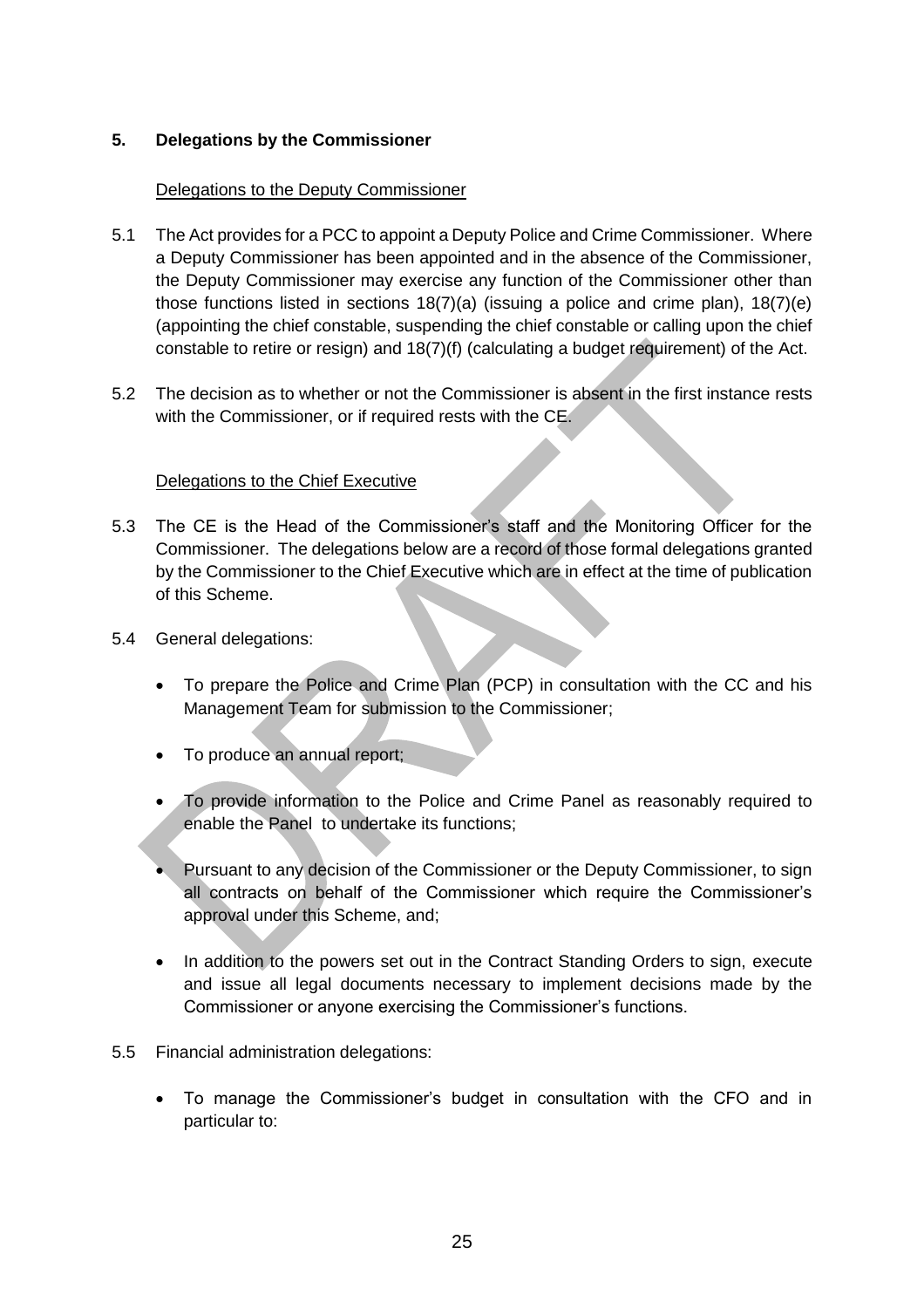## 5. Delegations by the Commissioner

Delegations to the Deputy Commissioner

5.1 The Act provides for a PCC to appoint a Deputy Police and Crime Commissioner. Where a Deputy Commissioner has been appointed and in the absence of the Commissioner, the Deputy Commissioner may exercise any function of the Commissioner other than those functions listed in sections 18(7)(a) (issuing a police and crime plan), 18(7)(e) (appointing the chief constable, suspending the chief constable or calling upon the chief constable to retire or resign) and 18(7)(f) (calculating a budget requirement) of the Act.

5.2 The decision as to whether or not the Commissioner is absent in the first instance rests with the Commissioner, or if required rests with the CE.

Delegations to the Chief Executive

5.3 The CE is the Head of the Commissioner's staff and the Monitoring Officer for the Commissioner. The delegations below are a record of those formal delegations granted by the Commissioner to the Chief Executive which are in effect at the time of publication of this Scheme.

5.4 General delegations:

- To prepare the Police and Crime Plan (PCP) in consultation with the CC and his Management Team for submission to the Commissioner;
- To produce an annual report;
- To provide information to the Police and Crime Panel as reasonably required to enable the Panel to undertake its functions;
- Pursuant to any decision of the Commissioner or the Deputy Commissioner, to sign all contracts on behalf of the Commissioner which require the Commissioner's approval under this Scheme, and;
- In addition to the powers set out in the Contract Standing Orders to sign, execute and issue all legal documents necessary to implement decisions made by the Commissioner or anyone exercising the Commissioner's functions.

5.5 Financial administration delegations:

- To manage the Commissioner's budget in consultation with the CFO and in particular to: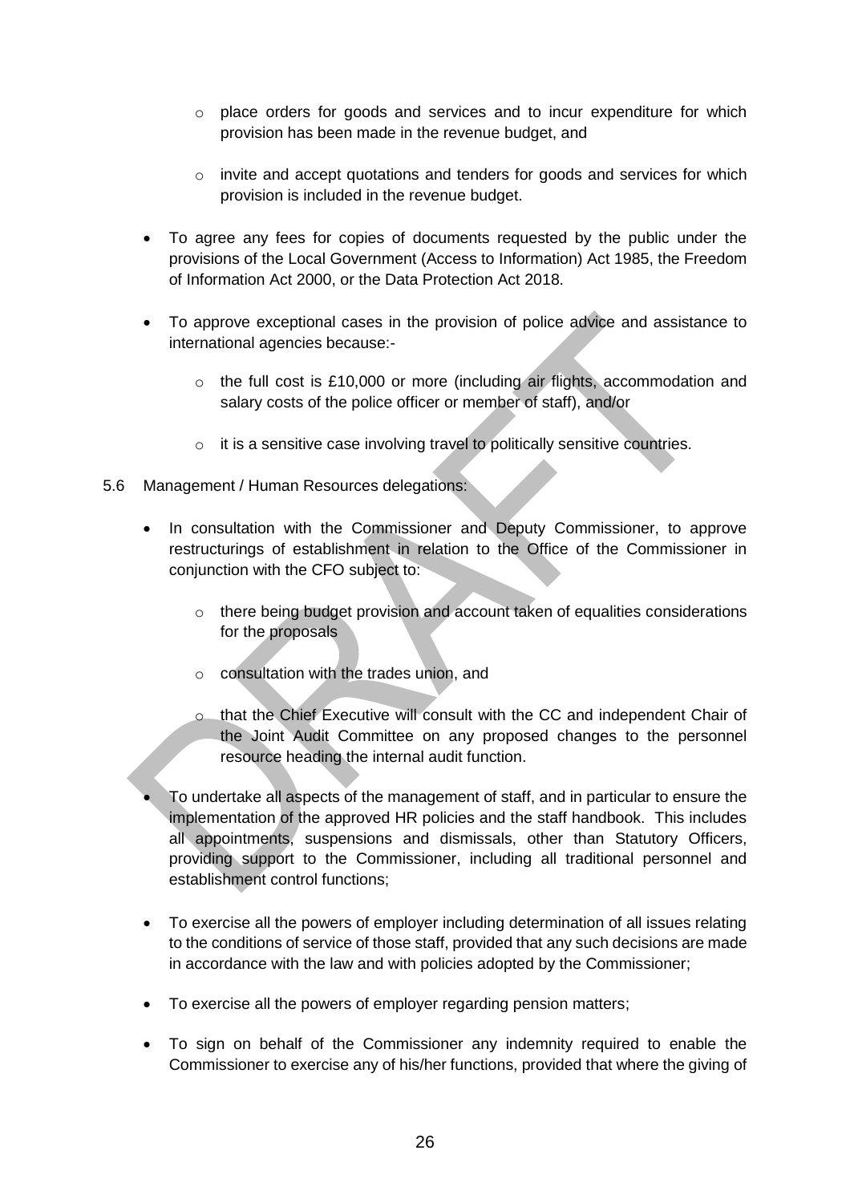- place orders for goods and services and to incur expenditure for which provision has been made in the revenue budget, and
    - invite and accept quotations and tenders for goods and services for which provision is included in the revenue budget.

- To agree any fees for copies of documents requested by the public under the provisions of the Local Government (Access to Information) Act 1985, the Freedom of Information Act 2000, or the Data Protection Act 2018.

- To approve exceptional cases in the provision of police advice and assistance to international agencies because:-
    - the full cost is £10,000 or more (including air flights, accommodation and salary costs of the police officer or member of staff), and/or
    - it is a sensitive case involving travel to politically sensitive countries.

5.6 Management / Human Resources delegations:

- In consultation with the Commissioner and Deputy Commissioner, to approve restructurings of establishment in relation to the Office of the Commissioner in conjunction with the CFO subject to:
    - there being budget provision and account taken of equalities considerations for the proposals
    - consultation with the trades union, and
    - that the Chief Executive will consult with the CC and independent Chair of the Joint Audit Committee on any proposed changes to the personnel resource heading the internal audit function.

- To undertake all aspects of the management of staff, and in particular to ensure the implementation of the approved HR policies and the staff handbook. This includes all appointments, suspensions and dismissals, other than Statutory Officers, providing support to the Commissioner, including all traditional personnel and establishment control functions;

- To exercise all the powers of employer including determination of all issues relating to the conditions of service of those staff, provided that any such decisions are made in accordance with the law and with policies adopted by the Commissioner;

- To exercise all the powers of employer regarding pension matters;

- To sign on behalf of the Commissioner any indemnity required to enable the Commissioner to exercise any of his/her functions, provided that where the giving of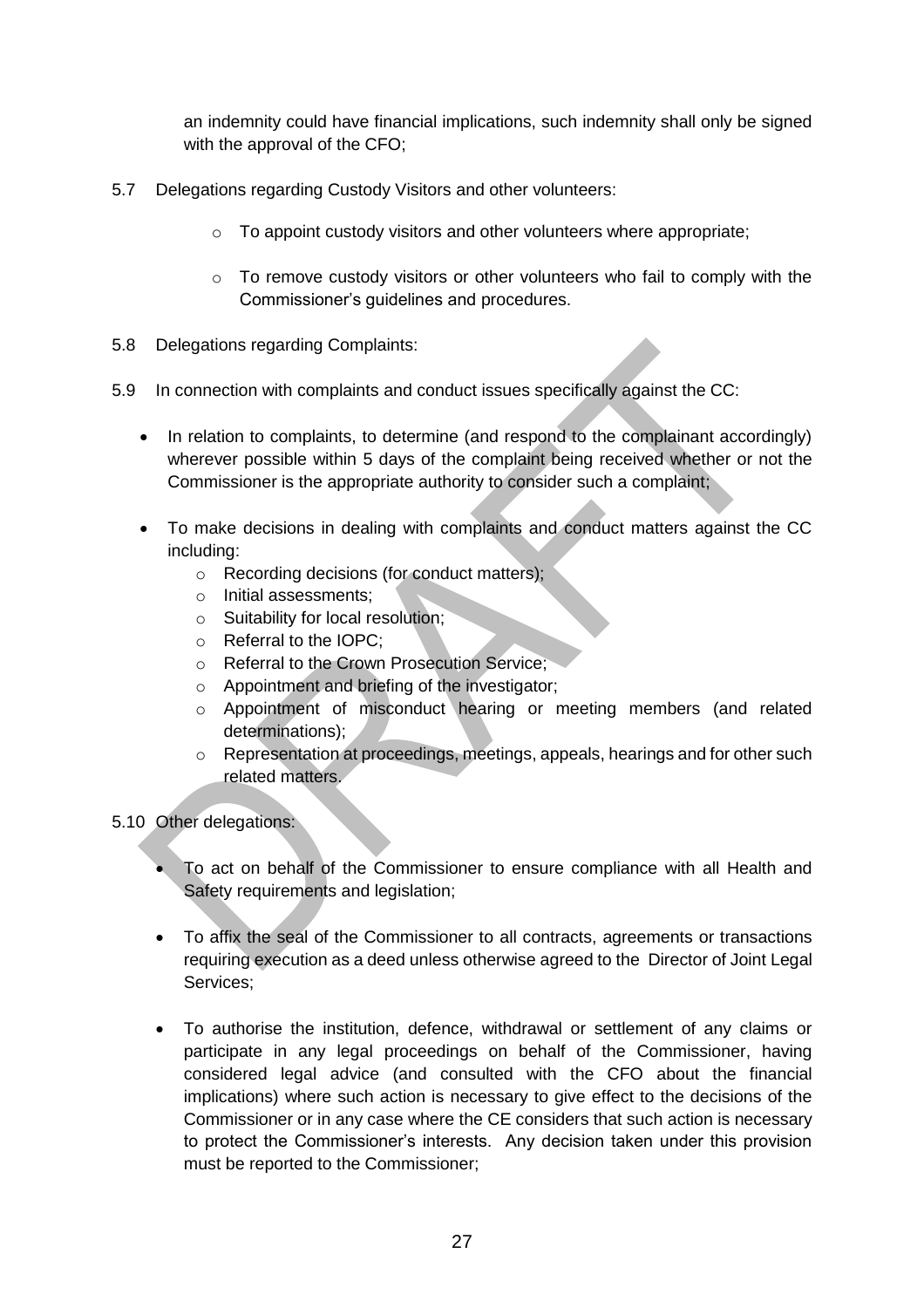an indemnity could have financial implications, such indemnity shall only be signed with the approval of the CFO;

5.7 Delegations regarding Custody Visitors and other volunteers:

- To appoint custody visitors and other volunteers where appropriate;
- To remove custody visitors or other volunteers who fail to comply with the Commissioner's guidelines and procedures.

5.8 Delegations regarding Complaints:

5.9 In connection with complaints and conduct issues specifically against the CC:

- In relation to complaints, to determine (and respond to the complainant accordingly) wherever possible within 5 days of the complaint being received whether or not the Commissioner is the appropriate authority to consider such a complaint;
- To make decisions in dealing with complaints and conduct matters against the CC including:
  - Recording decisions (for conduct matters);
  - Initial assessments;
  - Suitability for local resolution;
  - Referral to the IOPC;
  - Referral to the Crown Prosecution Service;
  - Appointment and briefing of the investigator;
  - Appointment of misconduct hearing or meeting members (and related determinations);
  - Representation at proceedings, meetings, appeals, hearings and for other such related matters.

5.10 Other delegations:

- To act on behalf of the Commissioner to ensure compliance with all Health and Safety requirements and legislation;
- To affix the seal of the Commissioner to all contracts, agreements or transactions requiring execution as a deed unless otherwise agreed to the Director of Joint Legal Services;
- To authorise the institution, defence, withdrawal or settlement of any claims or participate in any legal proceedings on behalf of the Commissioner, having considered legal advice (and consulted with the CFO about the financial implications) where such action is necessary to give effect to the decisions of the Commissioner or in any case where the CE considers that such action is necessary to protect the Commissioner's interests. Any decision taken under this provision must be reported to the Commissioner;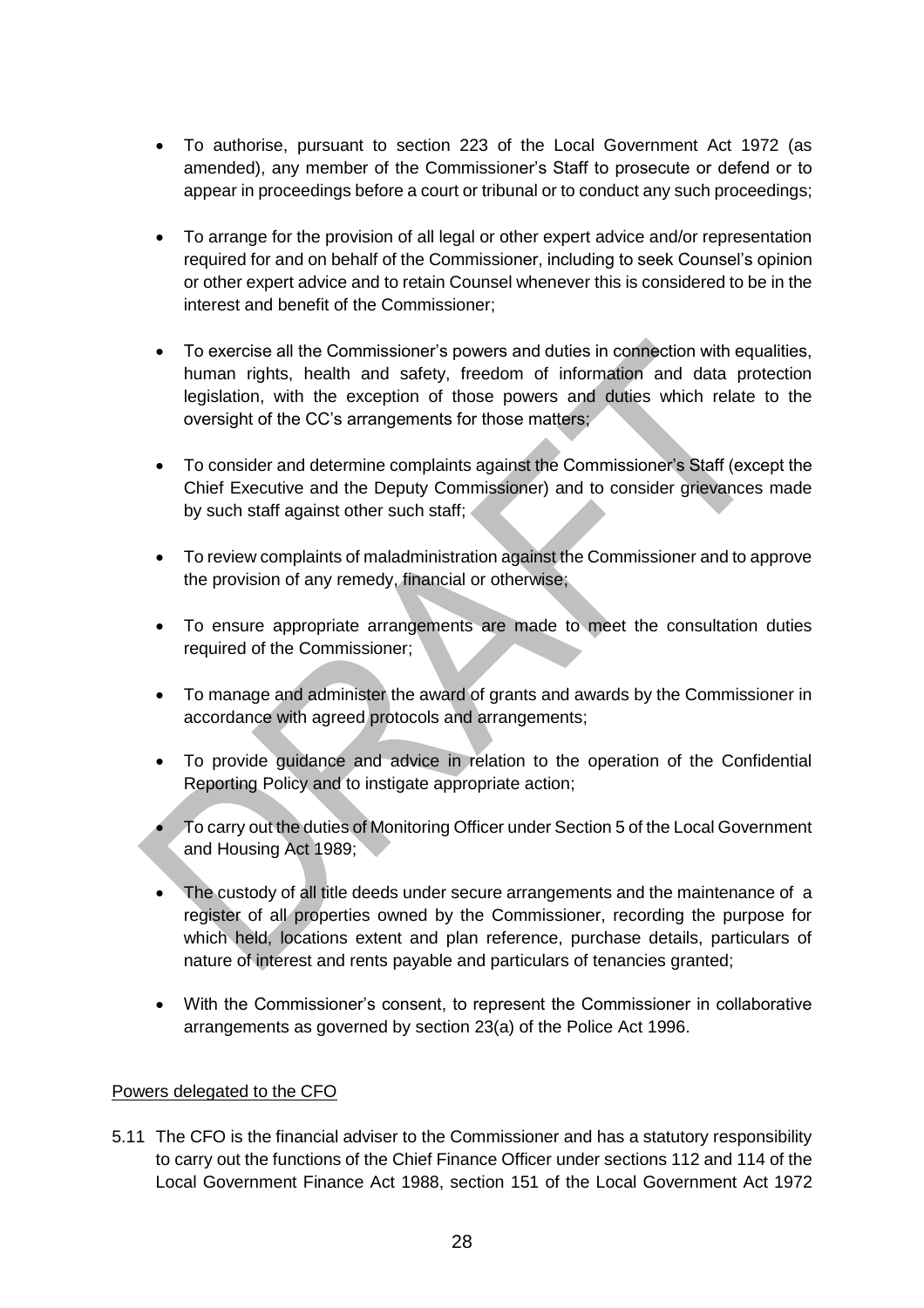- To authorise, pursuant to section 223 of the Local Government Act 1972 (as amended), any member of the Commissioner's Staff to prosecute or defend or to appear in proceedings before a court or tribunal or to conduct any such proceedings;

- To arrange for the provision of all legal or other expert advice and/or representation required for and on behalf of the Commissioner, including to seek Counsel's opinion or other expert advice and to retain Counsel whenever this is considered to be in the interest and benefit of the Commissioner;

- To exercise all the Commissioner's powers and duties in connection with equalities, human rights, health and safety, freedom of information and data protection legislation, with the exception of those powers and duties which relate to the oversight of the CC's arrangements for those matters;

- To consider and determine complaints against the Commissioner's Staff (except the Chief Executive and the Deputy Commissioner) and to consider grievances made by such staff against other such staff;

- To review complaints of maladministration against the Commissioner and to approve the provision of any remedy, financial or otherwise;

- To ensure appropriate arrangements are made to meet the consultation duties required of the Commissioner;

- To manage and administer the award of grants and awards by the Commissioner in accordance with agreed protocols and arrangements;

- To provide guidance and advice in relation to the operation of the Confidential Reporting Policy and to instigate appropriate action;

- To carry out the duties of Monitoring Officer under Section 5 of the Local Government and Housing Act 1989;

- The custody of all title deeds under secure arrangements and the maintenance of a register of all properties owned by the Commissioner, recording the purpose for which held, locations extent and plan reference, purchase details, particulars of nature of interest and rents payable and particulars of tenancies granted;

- With the Commissioner's consent, to represent the Commissioner in collaborative arrangements as governed by section 23(a) of the Police Act 1996.

Powers delegated to the CFO

5.11 The CFO is the financial adviser to the Commissioner and has a statutory responsibility to carry out the functions of the Chief Finance Officer under sections 112 and 114 of the Local Government Finance Act 1988, section 151 of the Local Government Act 1972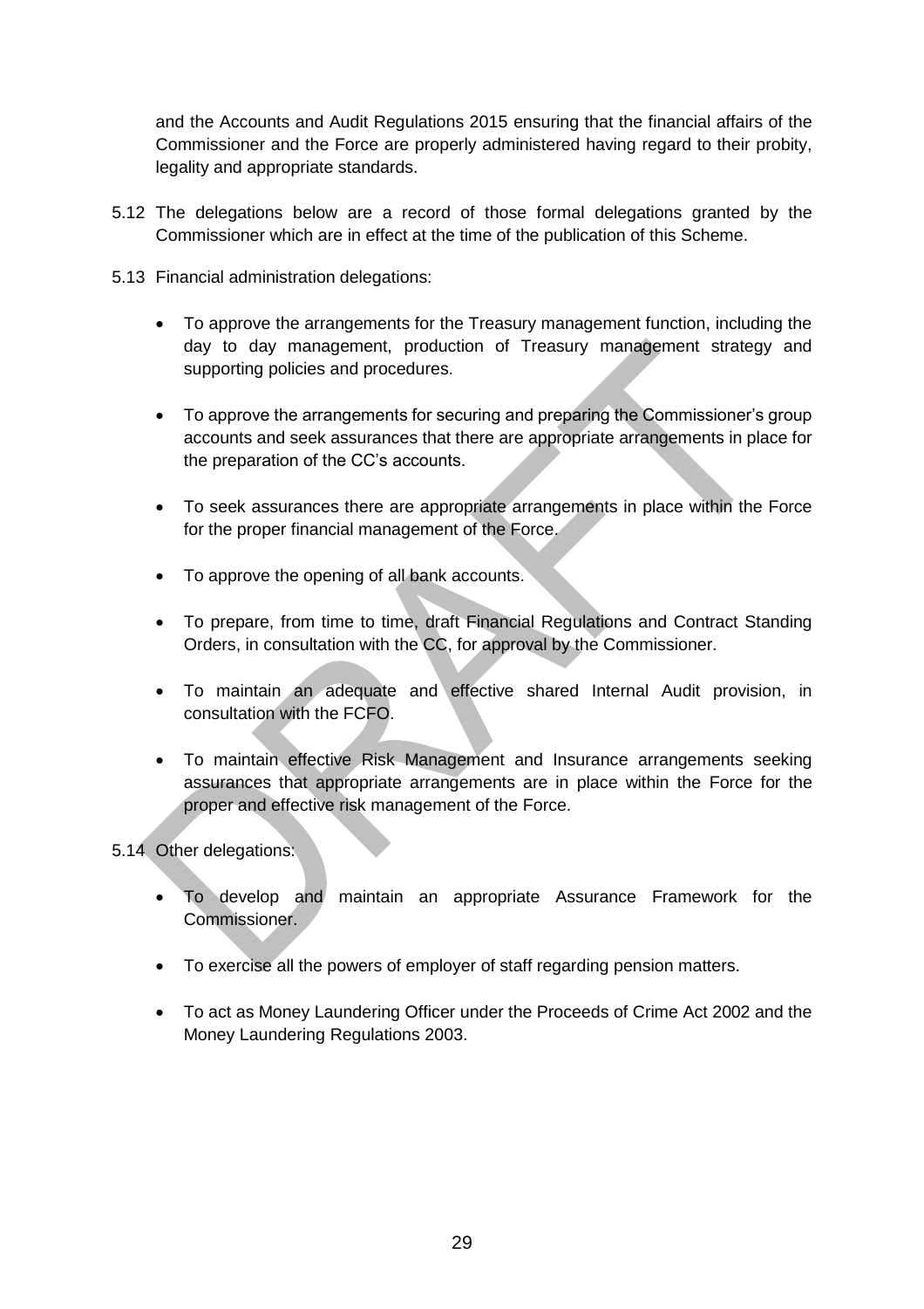and the Accounts and Audit Regulations 2015 ensuring that the financial affairs of the Commissioner and the Force are properly administered having regard to their probity, legality and appropriate standards.

5.12 The delegations below are a record of those formal delegations granted by the Commissioner which are in effect at the time of the publication of this Scheme.

5.13 Financial administration delegations:

- To approve the arrangements for the Treasury management function, including the day to day management, production of Treasury management strategy and supporting policies and procedures.
- To approve the arrangements for securing and preparing the Commissioner's group accounts and seek assurances that there are appropriate arrangements in place for the preparation of the CC's accounts.
- To seek assurances there are appropriate arrangements in place within the Force for the proper financial management of the Force.
- To approve the opening of all bank accounts.
- To prepare, from time to time, draft Financial Regulations and Contract Standing Orders, in consultation with the CC, for approval by the Commissioner.
- To maintain an adequate and effective shared Internal Audit provision, in consultation with the FCFO.
- To maintain effective Risk Management and Insurance arrangements seeking assurances that appropriate arrangements are in place within the Force for the proper and effective risk management of the Force.

5.14 Other delegations:

- To develop and maintain an appropriate Assurance Framework for the Commissioner.
- To exercise all the powers of employer of staff regarding pension matters.
- To act as Money Laundering Officer under the Proceeds of Crime Act 2002 and the Money Laundering Regulations 2003.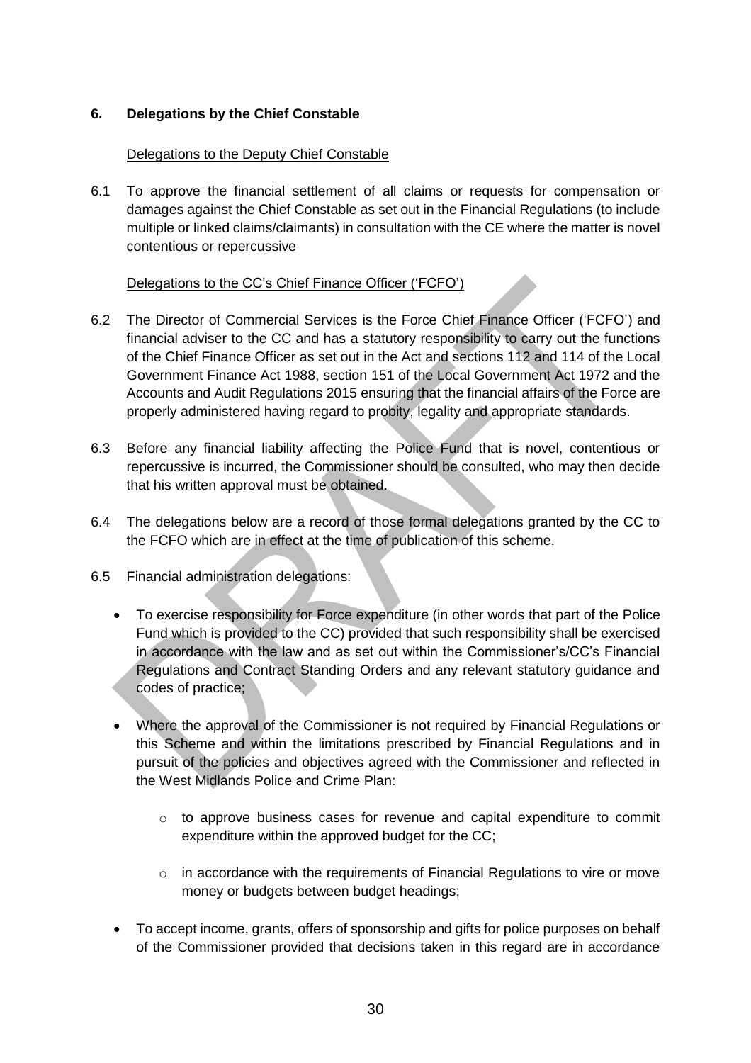## 6. Delegations by the Chief Constable

Delegations to the Deputy Chief Constable

6.1 To approve the financial settlement of all claims or requests for compensation or damages against the Chief Constable as set out in the Financial Regulations (to include multiple or linked claims/claimants) in consultation with the CE where the matter is novel contentious or repercussive

Delegations to the CC's Chief Finance Officer ('FCFO')

6.2 The Director of Commercial Services is the Force Chief Finance Officer ('FCFO') and financial adviser to the CC and has a statutory responsibility to carry out the functions of the Chief Finance Officer as set out in the Act and sections 112 and 114 of the Local Government Finance Act 1988, section 151 of the Local Government Act 1972 and the Accounts and Audit Regulations 2015 ensuring that the financial affairs of the Force are properly administered having regard to probity, legality and appropriate standards.

6.3 Before any financial liability affecting the Police Fund that is novel, contentious or repercussive is incurred, the Commissioner should be consulted, who may then decide that his written approval must be obtained.

6.4 The delegations below are a record of those formal delegations granted by the CC to the FCFO which are in effect at the time of publication of this scheme.

6.5 Financial administration delegations:

- To exercise responsibility for Force expenditure (in other words that part of the Police Fund which is provided to the CC) provided that such responsibility shall be exercised in accordance with the law and as set out within the Commissioner's/CC's Financial Regulations and Contract Standing Orders and any relevant statutory guidance and codes of practice;
- Where the approval of the Commissioner is not required by Financial Regulations or this Scheme and within the limitations prescribed by Financial Regulations and in pursuit of the policies and objectives agreed with the Commissioner and reflected in the West Midlands Police and Crime Plan:
  - to approve business cases for revenue and capital expenditure to commit expenditure within the approved budget for the CC;
  - in accordance with the requirements of Financial Regulations to vire or move money or budgets between budget headings;
- To accept income, grants, offers of sponsorship and gifts for police purposes on behalf of the Commissioner provided that decisions taken in this regard are in accordance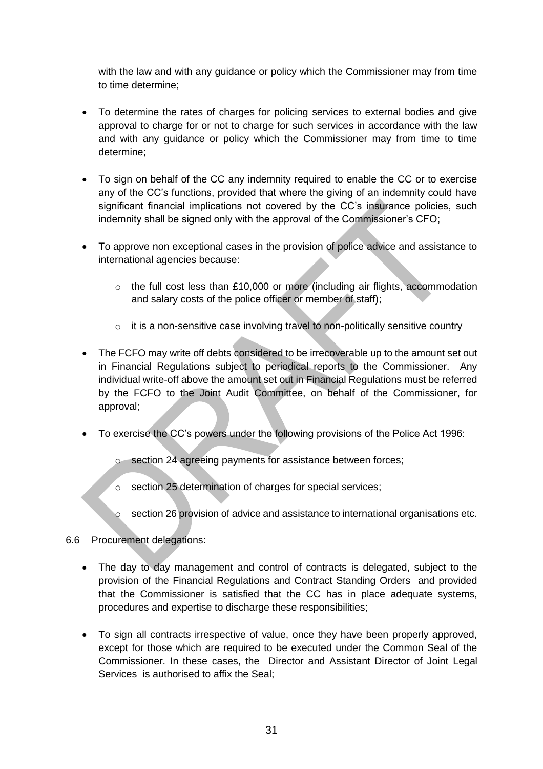with the law and with any guidance or policy which the Commissioner may from time to time determine;

- To determine the rates of charges for policing services to external bodies and give approval to charge for or not to charge for such services in accordance with the law and with any guidance or policy which the Commissioner may from time to time determine;

- To sign on behalf of the CC any indemnity required to enable the CC or to exercise any of the CC's functions, provided that where the giving of an indemnity could have significant financial implications not covered by the CC's insurance policies, such indemnity shall be signed only with the approval of the Commissioner's CFO;

- To approve non exceptional cases in the provision of police advice and assistance to international agencies because:

  - the full cost less than £10,000 or more (including air flights, accommodation and salary costs of the police officer or member of staff);

  - it is a non-sensitive case involving travel to non-politically sensitive country

- The FCFO may write off debts considered to be irrecoverable up to the amount set out in Financial Regulations subject to periodical reports to the Commissioner. Any individual write-off above the amount set out in Financial Regulations must be referred by the FCFO to the Joint Audit Committee, on behalf of the Commissioner, for approval;

- To exercise the CC's powers under the following provisions of the Police Act 1996:

  - section 24 agreeing payments for assistance between forces;

  - section 25 determination of charges for special services;

  - section 26 provision of advice and assistance to international organisations etc.

6.6 Procurement delegations:

- The day to day management and control of contracts is delegated, subject to the provision of the Financial Regulations and Contract Standing Orders and provided that the Commissioner is satisfied that the CC has in place adequate systems, procedures and expertise to discharge these responsibilities;

- To sign all contracts irrespective of value, once they have been properly approved, except for those which are required to be executed under the Common Seal of the Commissioner. In these cases, the Director and Assistant Director of Joint Legal Services is authorised to affix the Seal;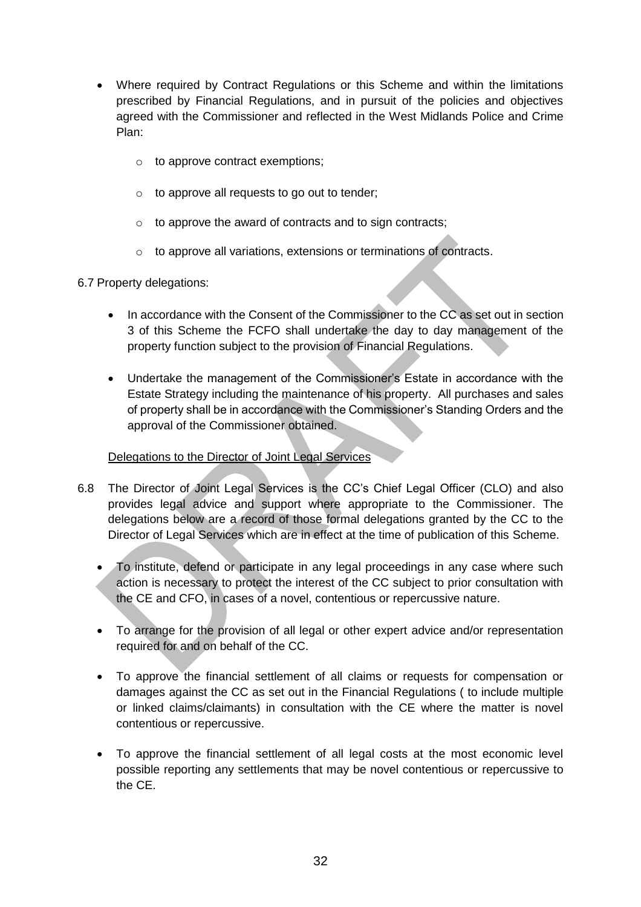- Where required by Contract Regulations or this Scheme and within the limitations prescribed by Financial Regulations, and in pursuit of the policies and objectives agreed with the Commissioner and reflected in the West Midlands Police and Crime Plan:

  - to approve contract exemptions;

  - to approve all requests to go out to tender;

  - to approve the award of contracts and to sign contracts;

  - to approve all variations, extensions or terminations of contracts.

6.7 Property delegations:

- In accordance with the Consent of the Commissioner to the CC as set out in section 3 of this Scheme the FCFO shall undertake the day to day management of the property function subject to the provision of Financial Regulations.

- Undertake the management of the Commissioner's Estate in accordance with the Estate Strategy including the maintenance of his property. All purchases and sales of property shall be in accordance with the Commissioner's Standing Orders and the approval of the Commissioner obtained.

Delegations to the Director of Joint Legal Services

6.8 The Director of Joint Legal Services is the CC's Chief Legal Officer (CLO) and also provides legal advice and support where appropriate to the Commissioner. The delegations below are a record of those formal delegations granted by the CC to the Director of Legal Services which are in effect at the time of publication of this Scheme.

- To institute, defend or participate in any legal proceedings in any case where such action is necessary to protect the interest of the CC subject to prior consultation with the CE and CFO, in cases of a novel, contentious or repercussive nature.

- To arrange for the provision of all legal or other expert advice and/or representation required for and on behalf of the CC.

- To approve the financial settlement of all claims or requests for compensation or damages against the CC as set out in the Financial Regulations ( to include multiple or linked claims/claimants) in consultation with the CE where the matter is novel contentious or repercussive.

- To approve the financial settlement of all legal costs at the most economic level possible reporting any settlements that may be novel contentious or repercussive to the CE.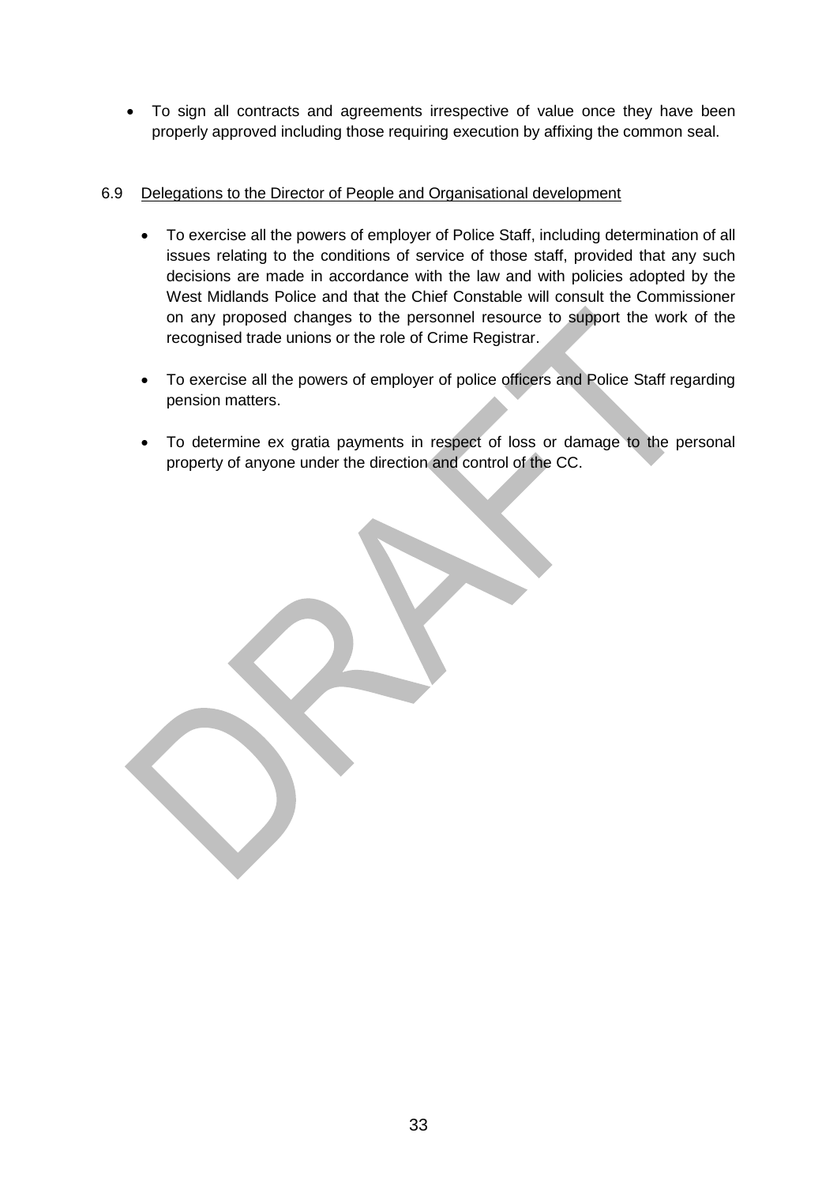- To sign all contracts and agreements irrespective of value once they have been properly approved including those requiring execution by affixing the common seal.

6.9 Delegations to the Director of People and Organisational development

- To exercise all the powers of employer of Police Staff, including determination of all issues relating to the conditions of service of those staff, provided that any such decisions are made in accordance with the law and with policies adopted by the West Midlands Police and that the Chief Constable will consult the Commissioner on any proposed changes to the personnel resource to support the work of the recognised trade unions or the role of Crime Registrar.

- To exercise all the powers of employer of police officers and Police Staff regarding pension matters.

- To determine ex gratia payments in respect of loss or damage to the personal property of anyone under the direction and control of the CC.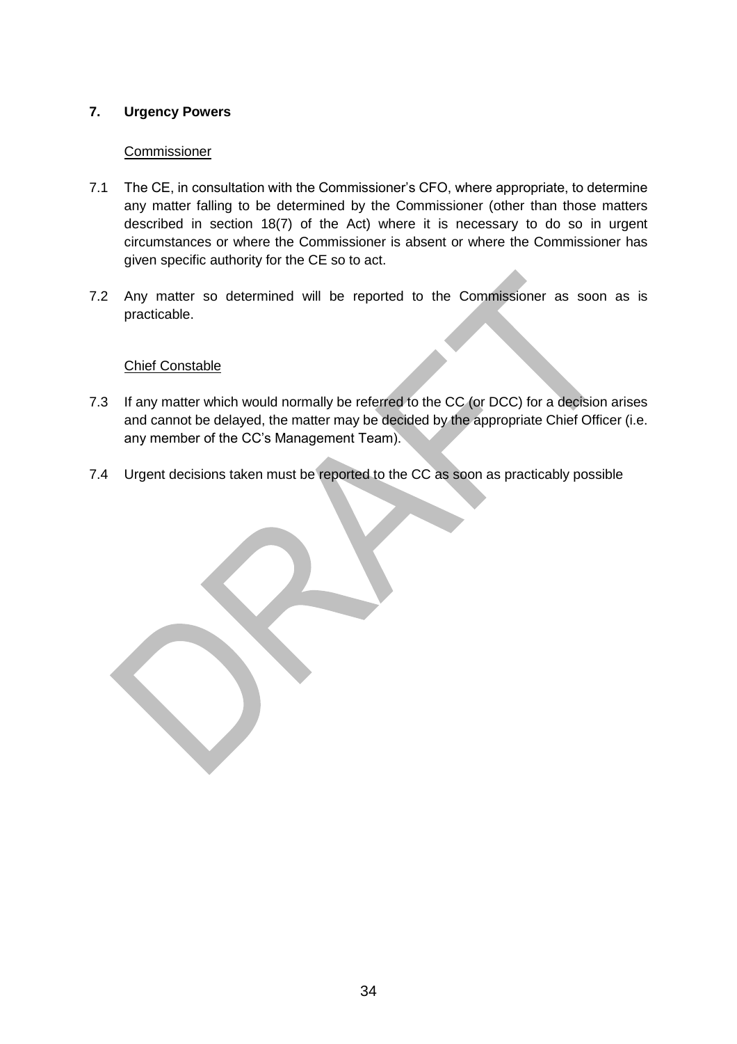## 7. Urgency Powers

Commissioner

7.1 The CE, in consultation with the Commissioner's CFO, where appropriate, to determine any matter falling to be determined by the Commissioner (other than those matters described in section 18(7) of the Act) where it is necessary to do so in urgent circumstances or where the Commissioner is absent or where the Commissioner has given specific authority for the CE so to act.

7.2 Any matter so determined will be reported to the Commissioner as soon as is practicable.

Chief Constable

7.3 If any matter which would normally be referred to the CC (or DCC) for a decision arises and cannot be delayed, the matter may be decided by the appropriate Chief Officer (i.e. any member of the CC's Management Team).

7.4 Urgent decisions taken must be reported to the CC as soon as practicably possible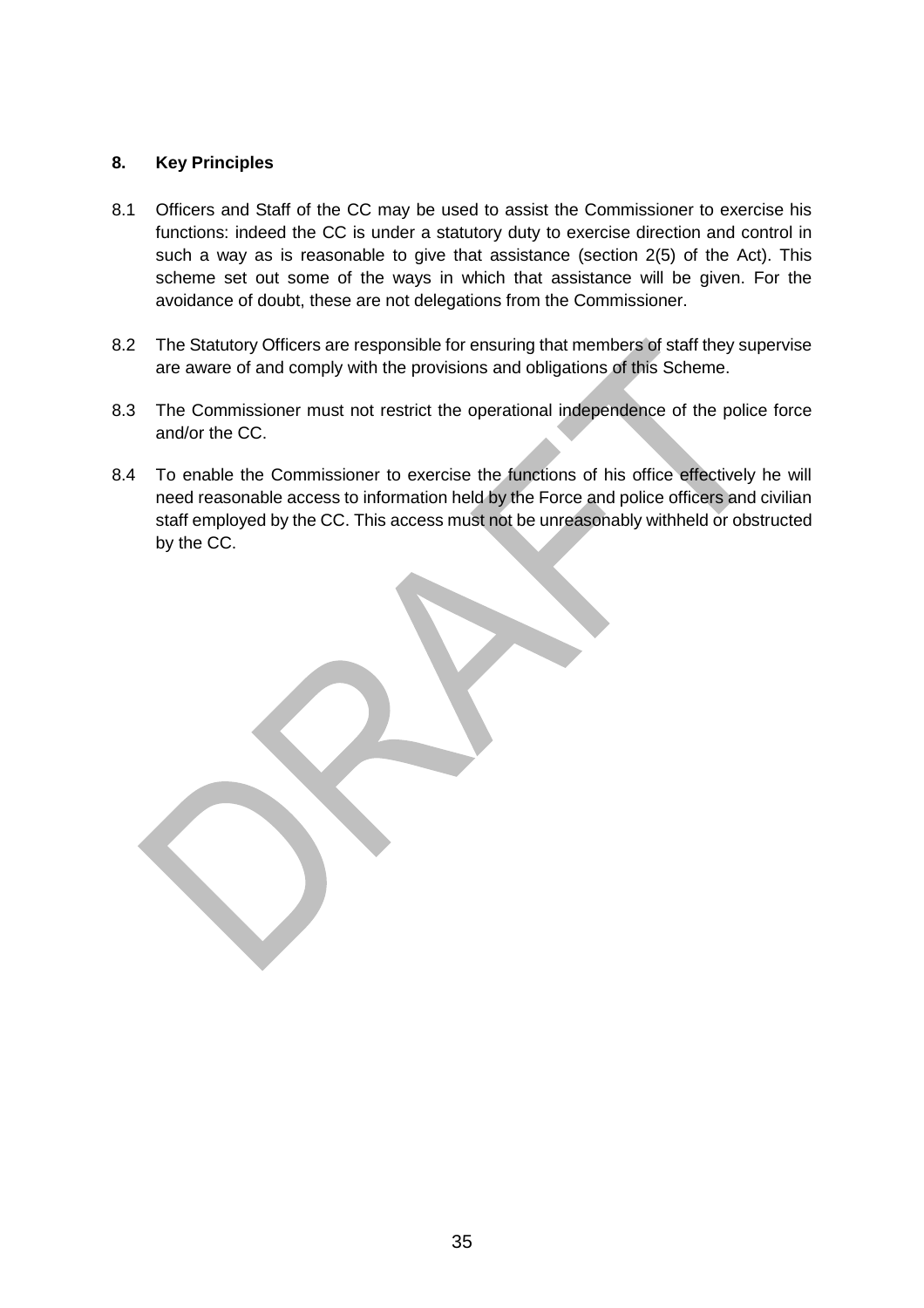## 8. Key Principles

8.1 Officers and Staff of the CC may be used to assist the Commissioner to exercise his functions: indeed the CC is under a statutory duty to exercise direction and control in such a way as is reasonable to give that assistance (section 2(5) of the Act). This scheme set out some of the ways in which that assistance will be given. For the avoidance of doubt, these are not delegations from the Commissioner.

8.2 The Statutory Officers are responsible for ensuring that members of staff they supervise are aware of and comply with the provisions and obligations of this Scheme.

8.3 The Commissioner must not restrict the operational independence of the police force and/or the CC.

8.4 To enable the Commissioner to exercise the functions of his office effectively he will need reasonable access to information held by the Force and police officers and civilian staff employed by the CC. This access must not be unreasonably withheld or obstructed by the CC.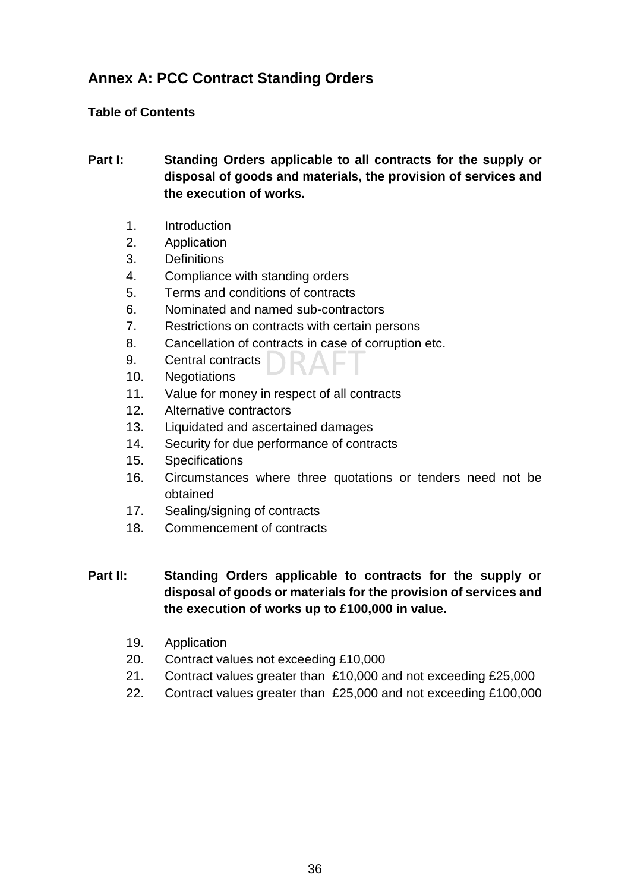## Annex A: PCC Contract Standing Orders

**Table of Contents**

**Part I: Standing Orders applicable to all contracts for the supply or disposal of goods and materials, the provision of services and the execution of works.**

1. Introduction
2. Application
3. Definitions
4. Compliance with standing orders
5. Terms and conditions of contracts
6. Nominated and named sub-contractors
7. Restrictions on contracts with certain persons
8. Cancellation of contracts in case of corruption etc.
9. Central contracts
10. Negotiations
11. Value for money in respect of all contracts
12. Alternative contractors
13. Liquidated and ascertained damages
14. Security for due performance of contracts
15. Specifications
16. Circumstances where three quotations or tenders need not be obtained
17. Sealing/signing of contracts
18. Commencement of contracts

**Part II: Standing Orders applicable to contracts for the supply or disposal of goods or materials for the provision of services and the execution of works up to £100,000 in value.**

19. Application
20. Contract values not exceeding £10,000
21. Contract values greater than £10,000 and not exceeding £25,000
22. Contract values greater than £25,000 and not exceeding £100,000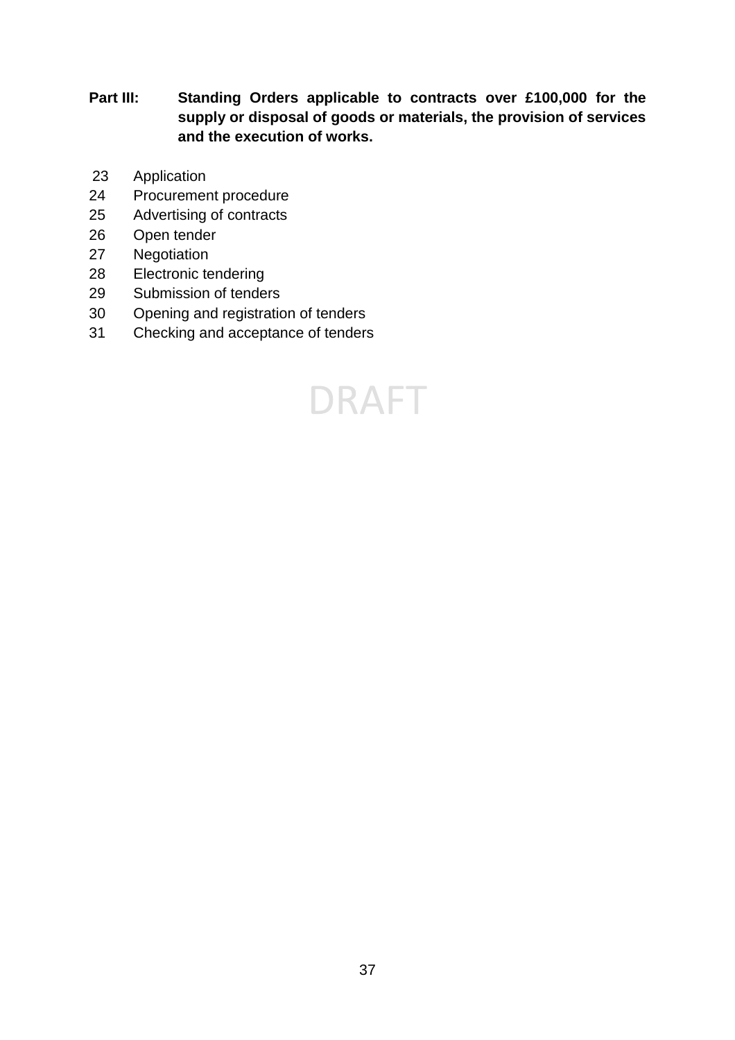**Part III: Standing Orders applicable to contracts over £100,000 for the supply or disposal of goods or materials, the provision of services and the execution of works.**

23 Application
24 Procurement procedure
25 Advertising of contracts
26 Open tender
27 Negotiation
28 Electronic tendering
29 Submission of tenders
30 Opening and registration of tenders
31 Checking and acceptance of tenders

DRAFT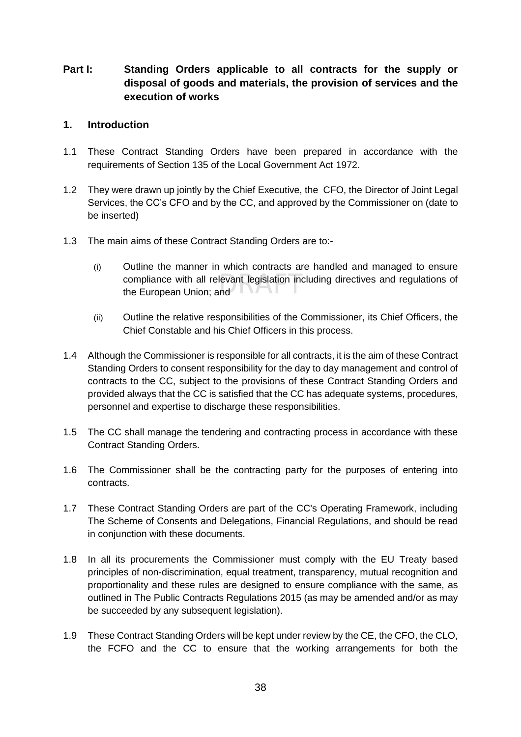## Part I: Standing Orders applicable to all contracts for the supply or disposal of goods and materials, the provision of services and the execution of works

### 1. Introduction

1.1 These Contract Standing Orders have been prepared in accordance with the requirements of Section 135 of the Local Government Act 1972.

1.2 They were drawn up jointly by the Chief Executive, the CFO, the Director of Joint Legal Services, the CC's CFO and by the CC, and approved by the Commissioner on (date to be inserted)

1.3 The main aims of these Contract Standing Orders are to:-

(i) Outline the manner in which contracts are handled and managed to ensure compliance with all relevant legislation including directives and regulations of the European Union; and

(ii) Outline the relative responsibilities of the Commissioner, its Chief Officers, the Chief Constable and his Chief Officers in this process.

1.4 Although the Commissioner is responsible for all contracts, it is the aim of these Contract Standing Orders to consent responsibility for the day to day management and control of contracts to the CC, subject to the provisions of these Contract Standing Orders and provided always that the CC is satisfied that the CC has adequate systems, procedures, personnel and expertise to discharge these responsibilities.

1.5 The CC shall manage the tendering and contracting process in accordance with these Contract Standing Orders.

1.6 The Commissioner shall be the contracting party for the purposes of entering into contracts.

1.7 These Contract Standing Orders are part of the CC's Operating Framework, including The Scheme of Consents and Delegations, Financial Regulations, and should be read in conjunction with these documents.

1.8 In all its procurements the Commissioner must comply with the EU Treaty based principles of non-discrimination, equal treatment, transparency, mutual recognition and proportionality and these rules are designed to ensure compliance with the same, as outlined in The Public Contracts Regulations 2015 (as may be amended and/or as may be succeeded by any subsequent legislation).

1.9 These Contract Standing Orders will be kept under review by the CE, the CFO, the CLO, the FCFO and the CC to ensure that the working arrangements for both the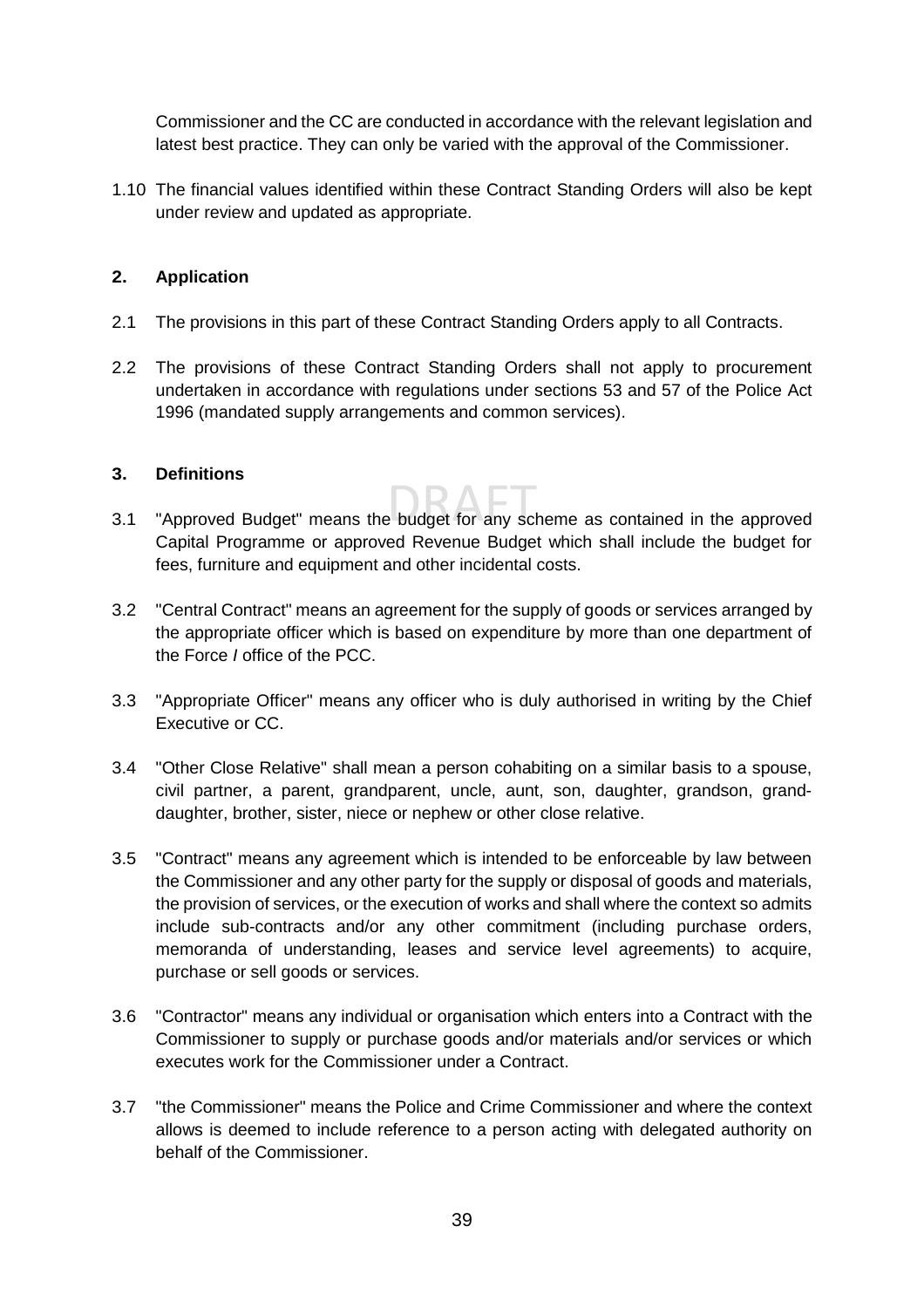Commissioner and the CC are conducted in accordance with the relevant legislation and latest best practice. They can only be varied with the approval of the Commissioner.

1.10 The financial values identified within these Contract Standing Orders will also be kept under review and updated as appropriate.

## 2. Application

2.1 The provisions in this part of these Contract Standing Orders apply to all Contracts.

2.2 The provisions of these Contract Standing Orders shall not apply to procurement undertaken in accordance with regulations under sections 53 and 57 of the Police Act 1996 (mandated supply arrangements and common services).

## 3. Definitions

3.1 "Approved Budget" means the budget for any scheme as contained in the approved Capital Programme or approved Revenue Budget which shall include the budget for fees, furniture and equipment and other incidental costs.

3.2 "Central Contract" means an agreement for the supply of goods or services arranged by the appropriate officer which is based on expenditure by more than one department of the Force / office of the PCC.

3.3 "Appropriate Officer" means any officer who is duly authorised in writing by the Chief Executive or CC.

3.4 "Other Close Relative" shall mean a person cohabiting on a similar basis to a spouse, civil partner, a parent, grandparent, uncle, aunt, son, daughter, grandson, grand-daughter, brother, sister, niece or nephew or other close relative.

3.5 "Contract" means any agreement which is intended to be enforceable by law between the Commissioner and any other party for the supply or disposal of goods and materials, the provision of services, or the execution of works and shall where the context so admits include sub-contracts and/or any other commitment (including purchase orders, memoranda of understanding, leases and service level agreements) to acquire, purchase or sell goods or services.

3.6 "Contractor" means any individual or organisation which enters into a Contract with the Commissioner to supply or purchase goods and/or materials and/or services or which executes work for the Commissioner under a Contract.

3.7 "the Commissioner" means the Police and Crime Commissioner and where the context allows is deemed to include reference to a person acting with delegated authority on behalf of the Commissioner.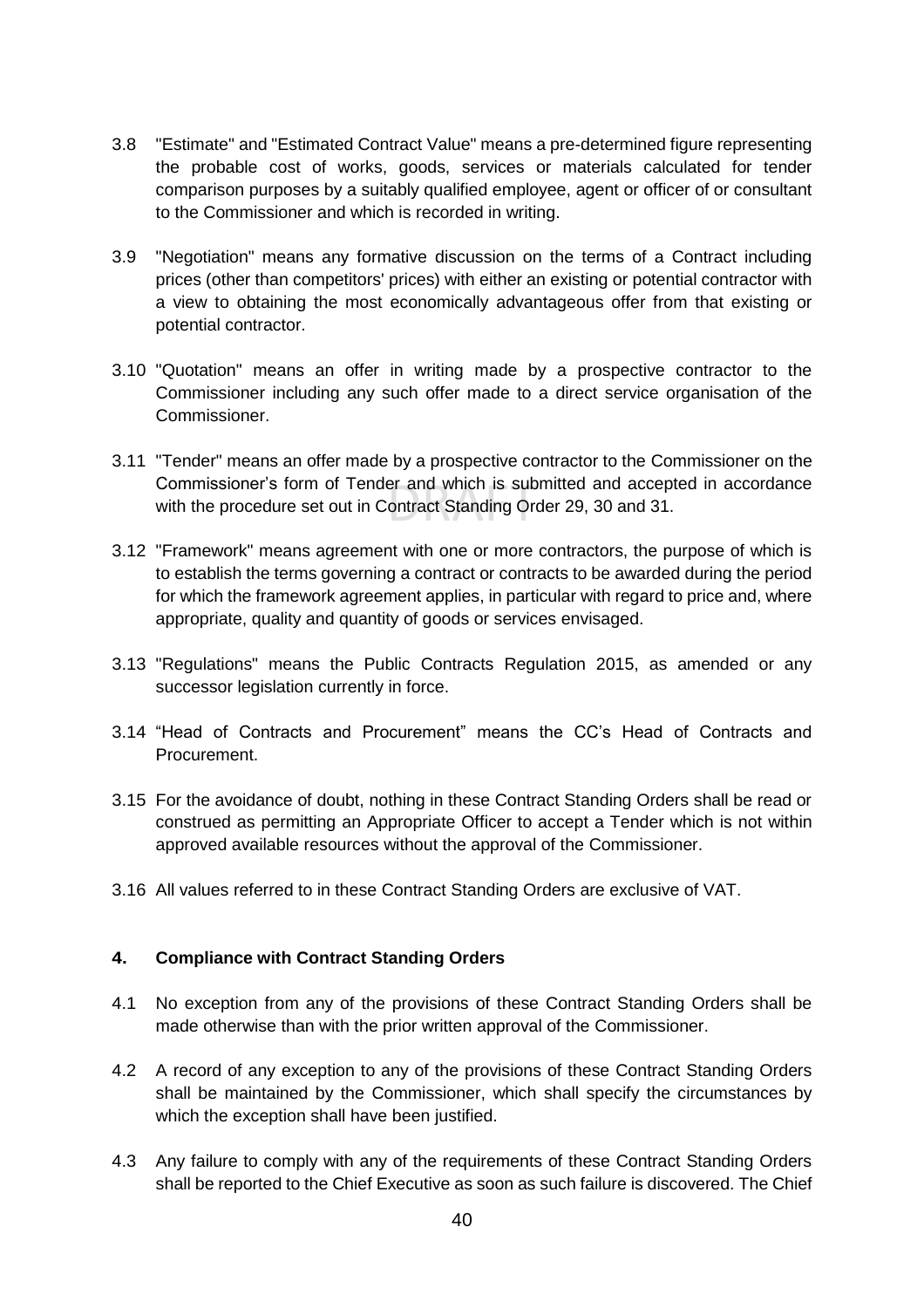3.8 "Estimate" and "Estimated Contract Value" means a pre-determined figure representing the probable cost of works, goods, services or materials calculated for tender comparison purposes by a suitably qualified employee, agent or officer of or consultant to the Commissioner and which is recorded in writing.

3.9 "Negotiation" means any formative discussion on the terms of a Contract including prices (other than competitors' prices) with either an existing or potential contractor with a view to obtaining the most economically advantageous offer from that existing or potential contractor.

3.10 "Quotation" means an offer in writing made by a prospective contractor to the Commissioner including any such offer made to a direct service organisation of the Commissioner.

3.11 "Tender" means an offer made by a prospective contractor to the Commissioner on the Commissioner's form of Tender and which is submitted and accepted in accordance with the procedure set out in Contract Standing Order 29, 30 and 31.

3.12 "Framework" means agreement with one or more contractors, the purpose of which is to establish the terms governing a contract or contracts to be awarded during the period for which the framework agreement applies, in particular with regard to price and, where appropriate, quality and quantity of goods or services envisaged.

3.13 "Regulations" means the Public Contracts Regulation 2015, as amended or any successor legislation currently in force.

3.14 "Head of Contracts and Procurement" means the CC's Head of Contracts and Procurement.

3.15 For the avoidance of doubt, nothing in these Contract Standing Orders shall be read or construed as permitting an Appropriate Officer to accept a Tender which is not within approved available resources without the approval of the Commissioner.

3.16 All values referred to in these Contract Standing Orders are exclusive of VAT.

#### 4. Compliance with Contract Standing Orders

4.1 No exception from any of the provisions of these Contract Standing Orders shall be made otherwise than with the prior written approval of the Commissioner.

4.2 A record of any exception to any of the provisions of these Contract Standing Orders shall be maintained by the Commissioner, which shall specify the circumstances by which the exception shall have been justified.

4.3 Any failure to comply with any of the requirements of these Contract Standing Orders shall be reported to the Chief Executive as soon as such failure is discovered. The Chief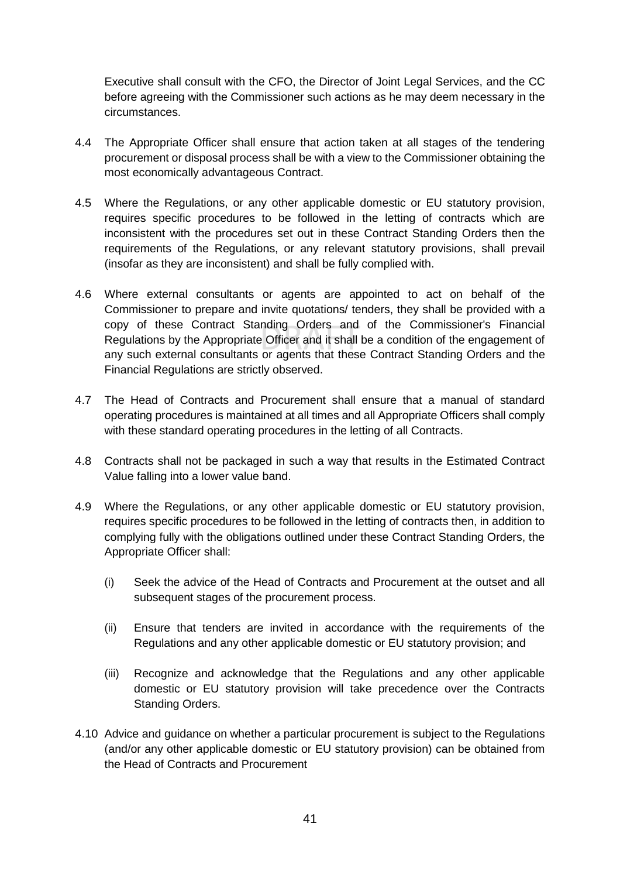Executive shall consult with the CFO, the Director of Joint Legal Services, and the CC before agreeing with the Commissioner such actions as he may deem necessary in the circumstances.

4.4 The Appropriate Officer shall ensure that action taken at all stages of the tendering procurement or disposal process shall be with a view to the Commissioner obtaining the most economically advantageous Contract.

4.5 Where the Regulations, or any other applicable domestic or EU statutory provision, requires specific procedures to be followed in the letting of contracts which are inconsistent with the procedures set out in these Contract Standing Orders then the requirements of the Regulations, or any relevant statutory provisions, shall prevail (insofar as they are inconsistent) and shall be fully complied with.

4.6 Where external consultants or agents are appointed to act on behalf of the Commissioner to prepare and invite quotations/ tenders, they shall be provided with a copy of these Contract Standing Orders and of the Commissioner's Financial Regulations by the Appropriate Officer and it shall be a condition of the engagement of any such external consultants or agents that these Contract Standing Orders and the Financial Regulations are strictly observed.

4.7 The Head of Contracts and Procurement shall ensure that a manual of standard operating procedures is maintained at all times and all Appropriate Officers shall comply with these standard operating procedures in the letting of all Contracts.

4.8 Contracts shall not be packaged in such a way that results in the Estimated Contract Value falling into a lower value band.

4.9 Where the Regulations, or any other applicable domestic or EU statutory provision, requires specific procedures to be followed in the letting of contracts then, in addition to complying fully with the obligations outlined under these Contract Standing Orders, the Appropriate Officer shall:

(i) Seek the advice of the Head of Contracts and Procurement at the outset and all subsequent stages of the procurement process.

(ii) Ensure that tenders are invited in accordance with the requirements of the Regulations and any other applicable domestic or EU statutory provision; and

(iii) Recognize and acknowledge that the Regulations and any other applicable domestic or EU statutory provision will take precedence over the Contracts Standing Orders.

4.10 Advice and guidance on whether a particular procurement is subject to the Regulations (and/or any other applicable domestic or EU statutory provision) can be obtained from the Head of Contracts and Procurement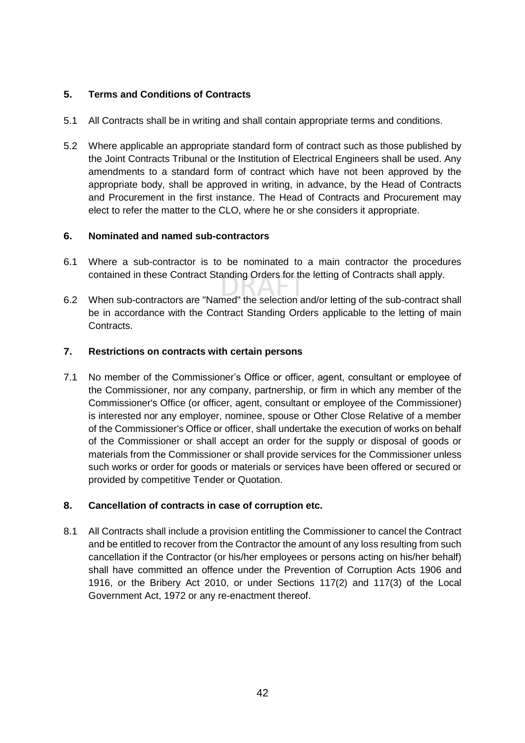## 5. Terms and Conditions of Contracts

5.1 All Contracts shall be in writing and shall contain appropriate terms and conditions.

5.2 Where applicable an appropriate standard form of contract such as those published by the Joint Contracts Tribunal or the Institution of Electrical Engineers shall be used. Any amendments to a standard form of contract which have not been approved by the appropriate body, shall be approved in writing, in advance, by the Head of Contracts and Procurement in the first instance. The Head of Contracts and Procurement may elect to refer the matter to the CLO, where he or she considers it appropriate.

## 6. Nominated and named sub-contractors

6.1 Where a sub-contractor is to be nominated to a main contractor the procedures contained in these Contract Standing Orders for the letting of Contracts shall apply.

6.2 When sub-contractors are "Named" the selection and/or letting of the sub-contract shall be in accordance with the Contract Standing Orders applicable to the letting of main Contracts.

## 7. Restrictions on contracts with certain persons

7.1 No member of the Commissioner's Office or officer, agent, consultant or employee of the Commissioner, nor any company, partnership, or firm in which any member of the Commissioner's Office (or officer, agent, consultant or employee of the Commissioner) is interested nor any employer, nominee, spouse or Other Close Relative of a member of the Commissioner's Office or officer, shall undertake the execution of works on behalf of the Commissioner or shall accept an order for the supply or disposal of goods or materials from the Commissioner or shall provide services for the Commissioner unless such works or order for goods or materials or services have been offered or secured or provided by competitive Tender or Quotation.

## 8. Cancellation of contracts in case of corruption etc.

8.1 All Contracts shall include a provision entitling the Commissioner to cancel the Contract and be entitled to recover from the Contractor the amount of any loss resulting from such cancellation if the Contractor (or his/her employees or persons acting on his/her behalf) shall have committed an offence under the Prevention of Corruption Acts 1906 and 1916, or the Bribery Act 2010, or under Sections 117(2) and 117(3) of the Local Government Act, 1972 or any re-enactment thereof.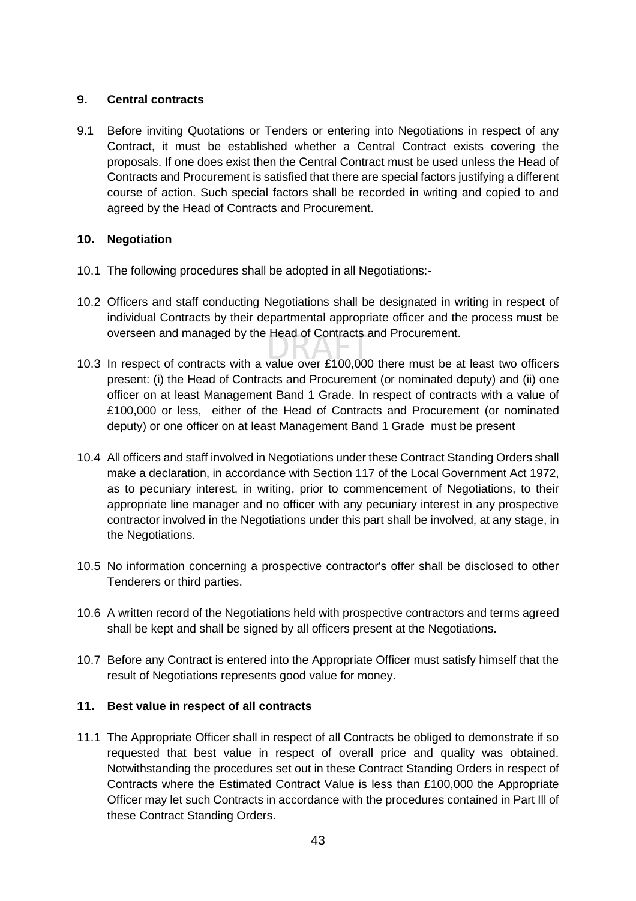## 9. Central contracts

9.1 Before inviting Quotations or Tenders or entering into Negotiations in respect of any Contract, it must be established whether a Central Contract exists covering the proposals. If one does exist then the Central Contract must be used unless the Head of Contracts and Procurement is satisfied that there are special factors justifying a different course of action. Such special factors shall be recorded in writing and copied to and agreed by the Head of Contracts and Procurement.

## 10. Negotiation

10.1 The following procedures shall be adopted in all Negotiations:-

10.2 Officers and staff conducting Negotiations shall be designated in writing in respect of individual Contracts by their departmental appropriate officer and the process must be overseen and managed by the Head of Contracts and Procurement.

10.3 In respect of contracts with a value over £100,000 there must be at least two officers present: (i) the Head of Contracts and Procurement (or nominated deputy) and (ii) one officer on at least Management Band 1 Grade. In respect of contracts with a value of £100,000 or less, either of the Head of Contracts and Procurement (or nominated deputy) or one officer on at least Management Band 1 Grade must be present

10.4 All officers and staff involved in Negotiations under these Contract Standing Orders shall make a declaration, in accordance with Section 117 of the Local Government Act 1972, as to pecuniary interest, in writing, prior to commencement of Negotiations, to their appropriate line manager and no officer with any pecuniary interest in any prospective contractor involved in the Negotiations under this part shall be involved, at any stage, in the Negotiations.

10.5 No information concerning a prospective contractor's offer shall be disclosed to other Tenderers or third parties.

10.6 A written record of the Negotiations held with prospective contractors and terms agreed shall be kept and shall be signed by all officers present at the Negotiations.

10.7 Before any Contract is entered into the Appropriate Officer must satisfy himself that the result of Negotiations represents good value for money.

## 11. Best value in respect of all contracts

11.1 The Appropriate Officer shall in respect of all Contracts be obliged to demonstrate if so requested that best value in respect of overall price and quality was obtained. Notwithstanding the procedures set out in these Contract Standing Orders in respect of Contracts where the Estimated Contract Value is less than £100,000 the Appropriate Officer may let such Contracts in accordance with the procedures contained in Part Ill of these Contract Standing Orders.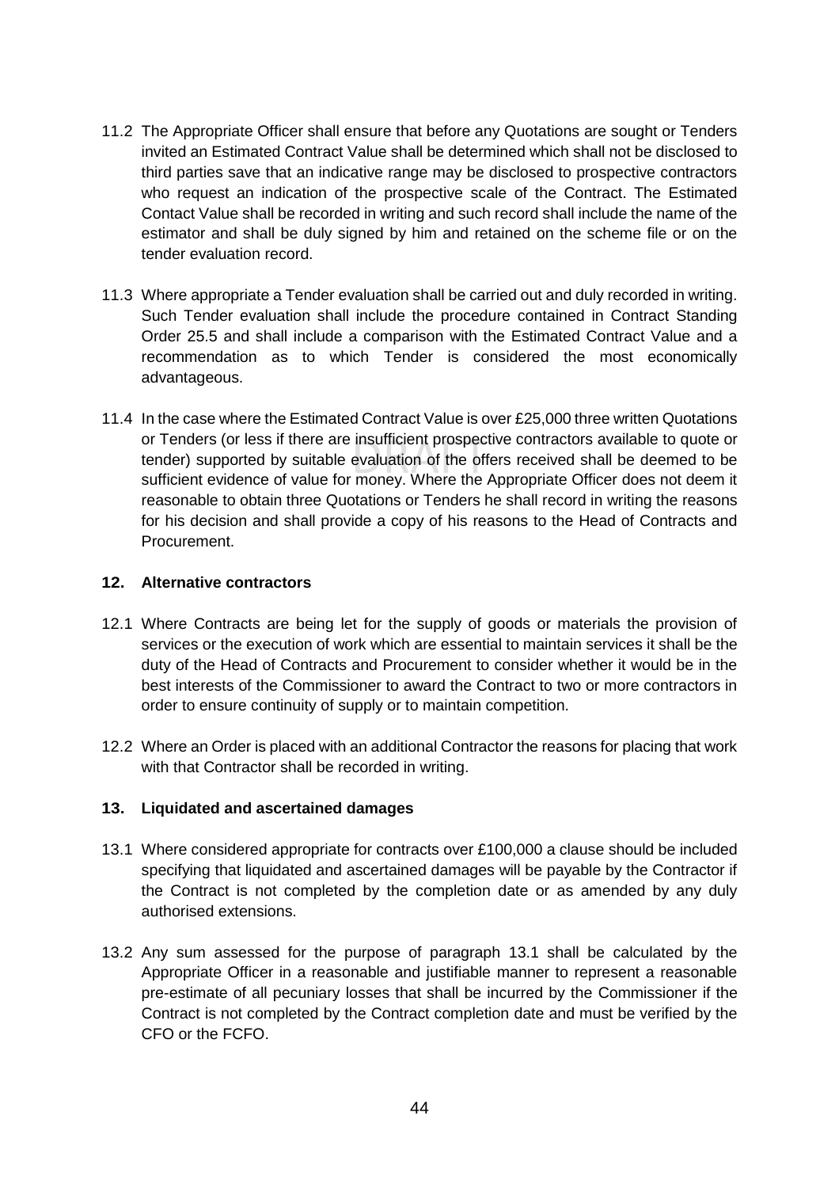11.2 The Appropriate Officer shall ensure that before any Quotations are sought or Tenders invited an Estimated Contract Value shall be determined which shall not be disclosed to third parties save that an indicative range may be disclosed to prospective contractors who request an indication of the prospective scale of the Contract. The Estimated Contact Value shall be recorded in writing and such record shall include the name of the estimator and shall be duly signed by him and retained on the scheme file or on the tender evaluation record.

11.3 Where appropriate a Tender evaluation shall be carried out and duly recorded in writing. Such Tender evaluation shall include the procedure contained in Contract Standing Order 25.5 and shall include a comparison with the Estimated Contract Value and a recommendation as to which Tender is considered the most economically advantageous.

11.4 In the case where the Estimated Contract Value is over £25,000 three written Quotations or Tenders (or less if there are insufficient prospective contractors available to quote or tender) supported by suitable evaluation of the offers received shall be deemed to be sufficient evidence of value for money. Where the Appropriate Officer does not deem it reasonable to obtain three Quotations or Tenders he shall record in writing the reasons for his decision and shall provide a copy of his reasons to the Head of Contracts and Procurement.

## 12. Alternative contractors

12.1 Where Contracts are being let for the supply of goods or materials the provision of services or the execution of work which are essential to maintain services it shall be the duty of the Head of Contracts and Procurement to consider whether it would be in the best interests of the Commissioner to award the Contract to two or more contractors in order to ensure continuity of supply or to maintain competition.

12.2 Where an Order is placed with an additional Contractor the reasons for placing that work with that Contractor shall be recorded in writing.

## 13. Liquidated and ascertained damages

13.1 Where considered appropriate for contracts over £100,000 a clause should be included specifying that liquidated and ascertained damages will be payable by the Contractor if the Contract is not completed by the completion date or as amended by any duly authorised extensions.

13.2 Any sum assessed for the purpose of paragraph 13.1 shall be calculated by the Appropriate Officer in a reasonable and justifiable manner to represent a reasonable pre-estimate of all pecuniary losses that shall be incurred by the Commissioner if the Contract is not completed by the Contract completion date and must be verified by the CFO or the FCFO.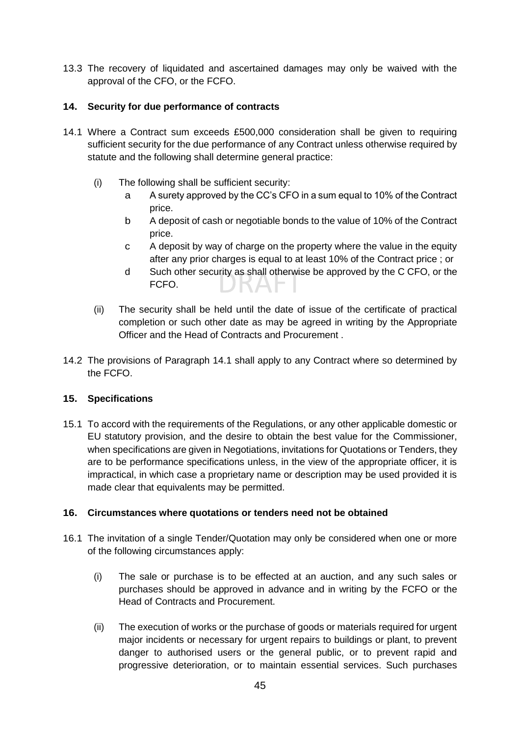13.3 The recovery of liquidated and ascertained damages may only be waived with the approval of the CFO, or the FCFO.

## 14. Security for due performance of contracts

14.1 Where a Contract sum exceeds £500,000 consideration shall be given to requiring sufficient security for the due performance of any Contract unless otherwise required by statute and the following shall determine general practice:

(i) The following shall be sufficient security:

a A surety approved by the CC's CFO in a sum equal to 10% of the Contract price.

b A deposit of cash or negotiable bonds to the value of 10% of the Contract price.

c A deposit by way of charge on the property where the value in the equity after any prior charges is equal to at least 10% of the Contract price ; or

d Such other security as shall otherwise be approved by the C CFO, or the FCFO.

(ii) The security shall be held until the date of issue of the certificate of practical completion or such other date as may be agreed in writing by the Appropriate Officer and the Head of Contracts and Procurement .

14.2 The provisions of Paragraph 14.1 shall apply to any Contract where so determined by the FCFO.

## 15. Specifications

15.1 To accord with the requirements of the Regulations, or any other applicable domestic or EU statutory provision, and the desire to obtain the best value for the Commissioner, when specifications are given in Negotiations, invitations for Quotations or Tenders, they are to be performance specifications unless, in the view of the appropriate officer, it is impractical, in which case a proprietary name or description may be used provided it is made clear that equivalents may be permitted.

## 16. Circumstances where quotations or tenders need not be obtained

16.1 The invitation of a single Tender/Quotation may only be considered when one or more of the following circumstances apply:

(i) The sale or purchase is to be effected at an auction, and any such sales or purchases should be approved in advance and in writing by the FCFO or the Head of Contracts and Procurement.

(ii) The execution of works or the purchase of goods or materials required for urgent major incidents or necessary for urgent repairs to buildings or plant, to prevent danger to authorised users or the general public, or to prevent rapid and progressive deterioration, or to maintain essential services. Such purchases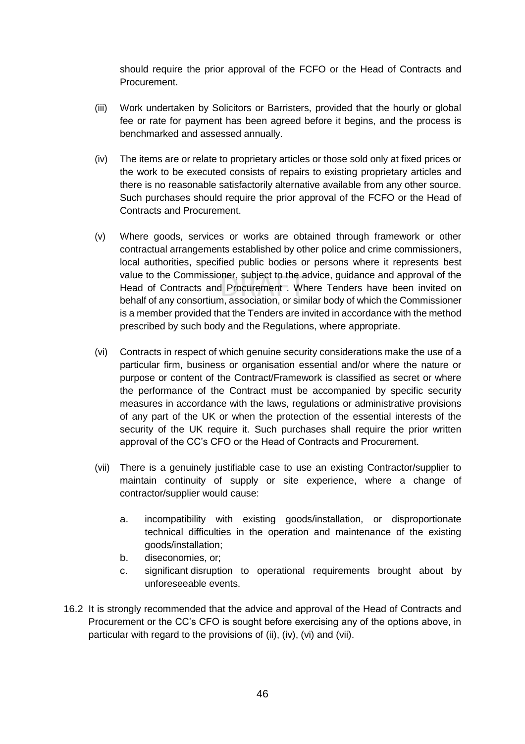should require the prior approval of the FCFO or the Head of Contracts and Procurement.

(iii) Work undertaken by Solicitors or Barristers, provided that the hourly or global fee or rate for payment has been agreed before it begins, and the process is benchmarked and assessed annually.

(iv) The items are or relate to proprietary articles or those sold only at fixed prices or the work to be executed consists of repairs to existing proprietary articles and there is no reasonable satisfactorily alternative available from any other source. Such purchases should require the prior approval of the FCFO or the Head of Contracts and Procurement.

(v) Where goods, services or works are obtained through framework or other contractual arrangements established by other police and crime commissioners, local authorities, specified public bodies or persons where it represents best value to the Commissioner, subject to the advice, guidance and approval of the Head of Contracts and Procurement . Where Tenders have been invited on behalf of any consortium, association, or similar body of which the Commissioner is a member provided that the Tenders are invited in accordance with the method prescribed by such body and the Regulations, where appropriate.

(vi) Contracts in respect of which genuine security considerations make the use of a particular firm, business or organisation essential and/or where the nature or purpose or content of the Contract/Framework is classified as secret or where the performance of the Contract must be accompanied by specific security measures in accordance with the laws, regulations or administrative provisions of any part of the UK or when the protection of the essential interests of the security of the UK require it. Such purchases shall require the prior written approval of the CC's CFO or the Head of Contracts and Procurement.

(vii) There is a genuinely justifiable case to use an existing Contractor/supplier to maintain continuity of supply or site experience, where a change of contractor/supplier would cause:

   a. incompatibility with existing goods/installation, or disproportionate technical difficulties in the operation and maintenance of the existing goods/installation;
   b. diseconomies, or;
   c. significant disruption to operational requirements brought about by unforeseeable events.

16.2 It is strongly recommended that the advice and approval of the Head of Contracts and Procurement or the CC's CFO is sought before exercising any of the options above, in particular with regard to the provisions of (ii), (iv), (vi) and (vii).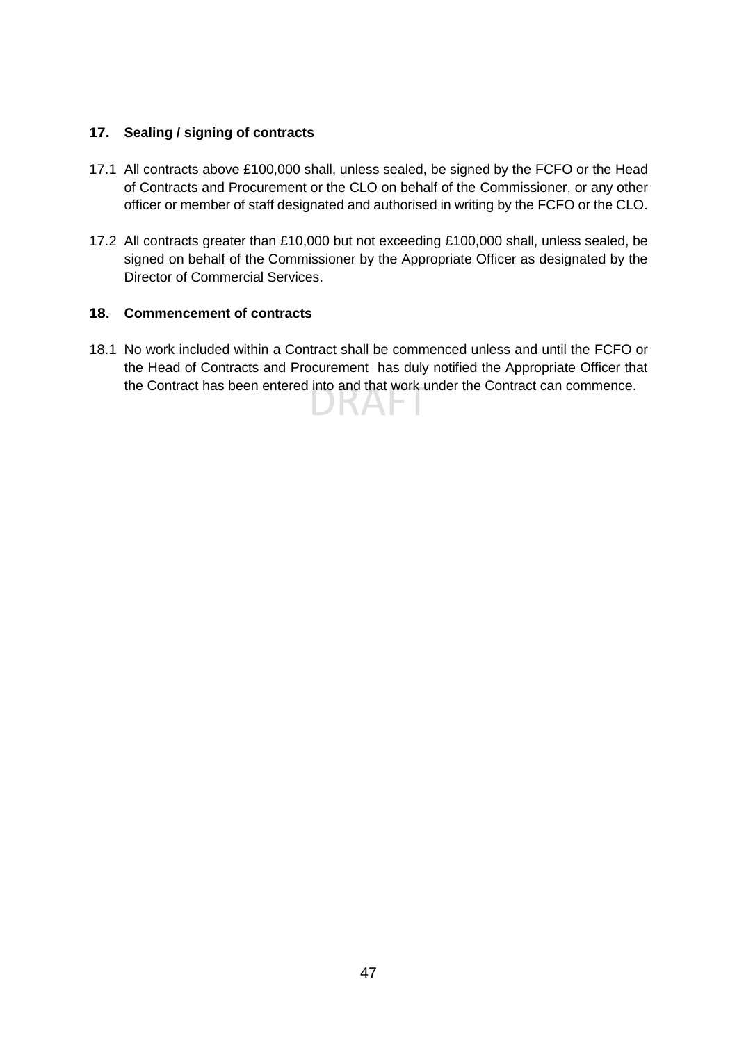## 17. Sealing / signing of contracts

17.1 All contracts above £100,000 shall, unless sealed, be signed by the FCFO or the Head of Contracts and Procurement or the CLO on behalf of the Commissioner, or any other officer or member of staff designated and authorised in writing by the FCFO or the CLO.

17.2 All contracts greater than £10,000 but not exceeding £100,000 shall, unless sealed, be signed on behalf of the Commissioner by the Appropriate Officer as designated by the Director of Commercial Services.

## 18. Commencement of contracts

18.1 No work included within a Contract shall be commenced unless and until the FCFO or the Head of Contracts and Procurement has duly notified the Appropriate Officer that the Contract has been entered into and that work under the Contract can commence.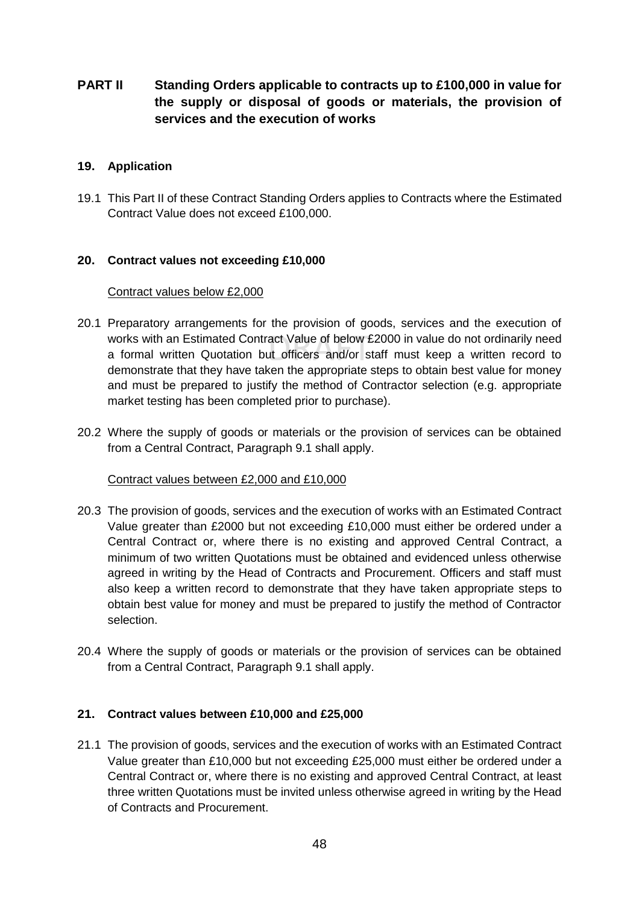## PART II Standing Orders applicable to contracts up to £100,000 in value for the supply or disposal of goods or materials, the provision of services and the execution of works

### 19. Application

19.1 This Part II of these Contract Standing Orders applies to Contracts where the Estimated Contract Value does not exceed £100,000.

### 20. Contract values not exceeding £10,000

Contract values below £2,000

20.1 Preparatory arrangements for the provision of goods, services and the execution of works with an Estimated Contract Value of below £2000 in value do not ordinarily need a formal written Quotation but officers and/or staff must keep a written record to demonstrate that they have taken the appropriate steps to obtain best value for money and must be prepared to justify the method of Contractor selection (e.g. appropriate market testing has been completed prior to purchase).

20.2 Where the supply of goods or materials or the provision of services can be obtained from a Central Contract, Paragraph 9.1 shall apply.

Contract values between £2,000 and £10,000

20.3 The provision of goods, services and the execution of works with an Estimated Contract Value greater than £2000 but not exceeding £10,000 must either be ordered under a Central Contract or, where there is no existing and approved Central Contract, a minimum of two written Quotations must be obtained and evidenced unless otherwise agreed in writing by the Head of Contracts and Procurement. Officers and staff must also keep a written record to demonstrate that they have taken appropriate steps to obtain best value for money and must be prepared to justify the method of Contractor selection.

20.4 Where the supply of goods or materials or the provision of services can be obtained from a Central Contract, Paragraph 9.1 shall apply.

### 21. Contract values between £10,000 and £25,000

21.1 The provision of goods, services and the execution of works with an Estimated Contract Value greater than £10,000 but not exceeding £25,000 must either be ordered under a Central Contract or, where there is no existing and approved Central Contract, at least three written Quotations must be invited unless otherwise agreed in writing by the Head of Contracts and Procurement.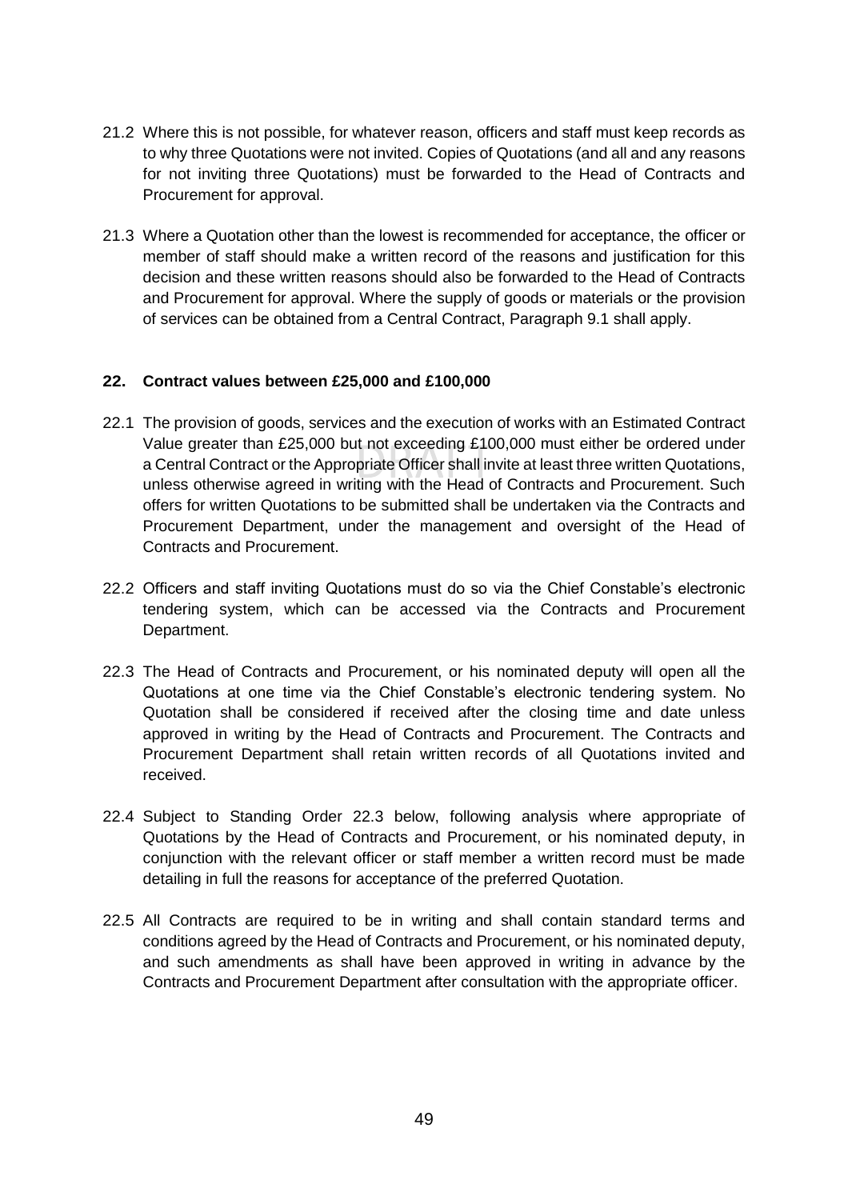21.2 Where this is not possible, for whatever reason, officers and staff must keep records as to why three Quotations were not invited. Copies of Quotations (and all and any reasons for not inviting three Quotations) must be forwarded to the Head of Contracts and Procurement for approval.

21.3 Where a Quotation other than the lowest is recommended for acceptance, the officer or member of staff should make a written record of the reasons and justification for this decision and these written reasons should also be forwarded to the Head of Contracts and Procurement for approval. Where the supply of goods or materials or the provision of services can be obtained from a Central Contract, Paragraph 9.1 shall apply.

## 22. Contract values between £25,000 and £100,000

22.1 The provision of goods, services and the execution of works with an Estimated Contract Value greater than £25,000 but not exceeding £100,000 must either be ordered under a Central Contract or the Appropriate Officer shall invite at least three written Quotations, unless otherwise agreed in writing with the Head of Contracts and Procurement. Such offers for written Quotations to be submitted shall be undertaken via the Contracts and Procurement Department, under the management and oversight of the Head of Contracts and Procurement.

22.2 Officers and staff inviting Quotations must do so via the Chief Constable's electronic tendering system, which can be accessed via the Contracts and Procurement Department.

22.3 The Head of Contracts and Procurement, or his nominated deputy will open all the Quotations at one time via the Chief Constable's electronic tendering system. No Quotation shall be considered if received after the closing time and date unless approved in writing by the Head of Contracts and Procurement. The Contracts and Procurement Department shall retain written records of all Quotations invited and received.

22.4 Subject to Standing Order 22.3 below, following analysis where appropriate of Quotations by the Head of Contracts and Procurement, or his nominated deputy, in conjunction with the relevant officer or staff member a written record must be made detailing in full the reasons for acceptance of the preferred Quotation.

22.5 All Contracts are required to be in writing and shall contain standard terms and conditions agreed by the Head of Contracts and Procurement, or his nominated deputy, and such amendments as shall have been approved in writing in advance by the Contracts and Procurement Department after consultation with the appropriate officer.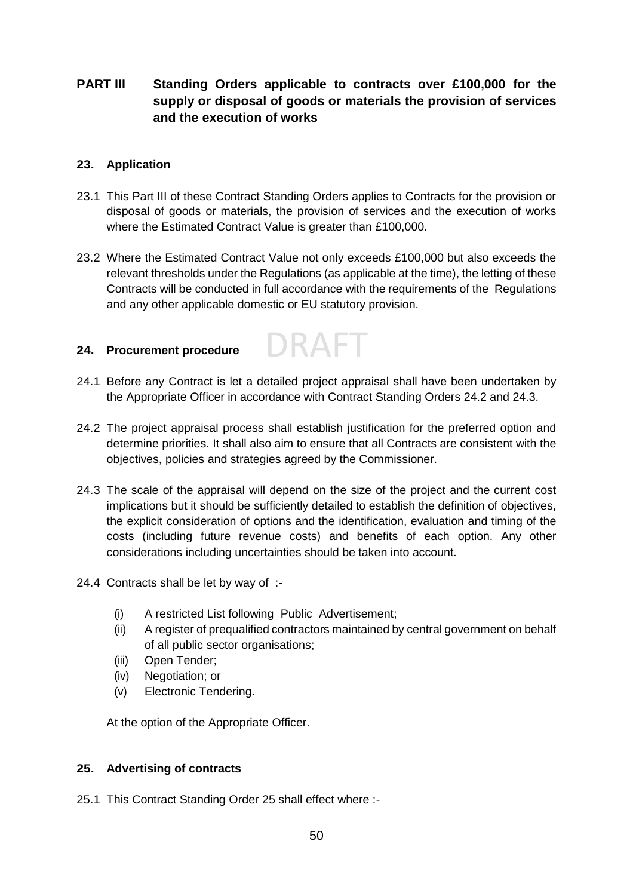## PART III Standing Orders applicable to contracts over £100,000 for the supply or disposal of goods or materials the provision of services and the execution of works

### 23. Application

23.1 This Part III of these Contract Standing Orders applies to Contracts for the provision or disposal of goods or materials, the provision of services and the execution of works where the Estimated Contract Value is greater than £100,000.

23.2 Where the Estimated Contract Value not only exceeds £100,000 but also exceeds the relevant thresholds under the Regulations (as applicable at the time), the letting of these Contracts will be conducted in full accordance with the requirements of the Regulations and any other applicable domestic or EU statutory provision.

### 24. Procurement procedure

DRAFT

24.1 Before any Contract is let a detailed project appraisal shall have been undertaken by the Appropriate Officer in accordance with Contract Standing Orders 24.2 and 24.3.

24.2 The project appraisal process shall establish justification for the preferred option and determine priorities. It shall also aim to ensure that all Contracts are consistent with the objectives, policies and strategies agreed by the Commissioner.

24.3 The scale of the appraisal will depend on the size of the project and the current cost implications but it should be sufficiently detailed to establish the definition of objectives, the explicit consideration of options and the identification, evaluation and timing of the costs (including future revenue costs) and benefits of each option. Any other considerations including uncertainties should be taken into account.

24.4 Contracts shall be let by way of :-

- (i) A restricted List following Public Advertisement;
- (ii) A register of prequalified contractors maintained by central government on behalf of all public sector organisations;
- (iii) Open Tender;
- (iv) Negotiation; or
- (v) Electronic Tendering.

At the option of the Appropriate Officer.

### 25. Advertising of contracts

25.1 This Contract Standing Order 25 shall effect where :-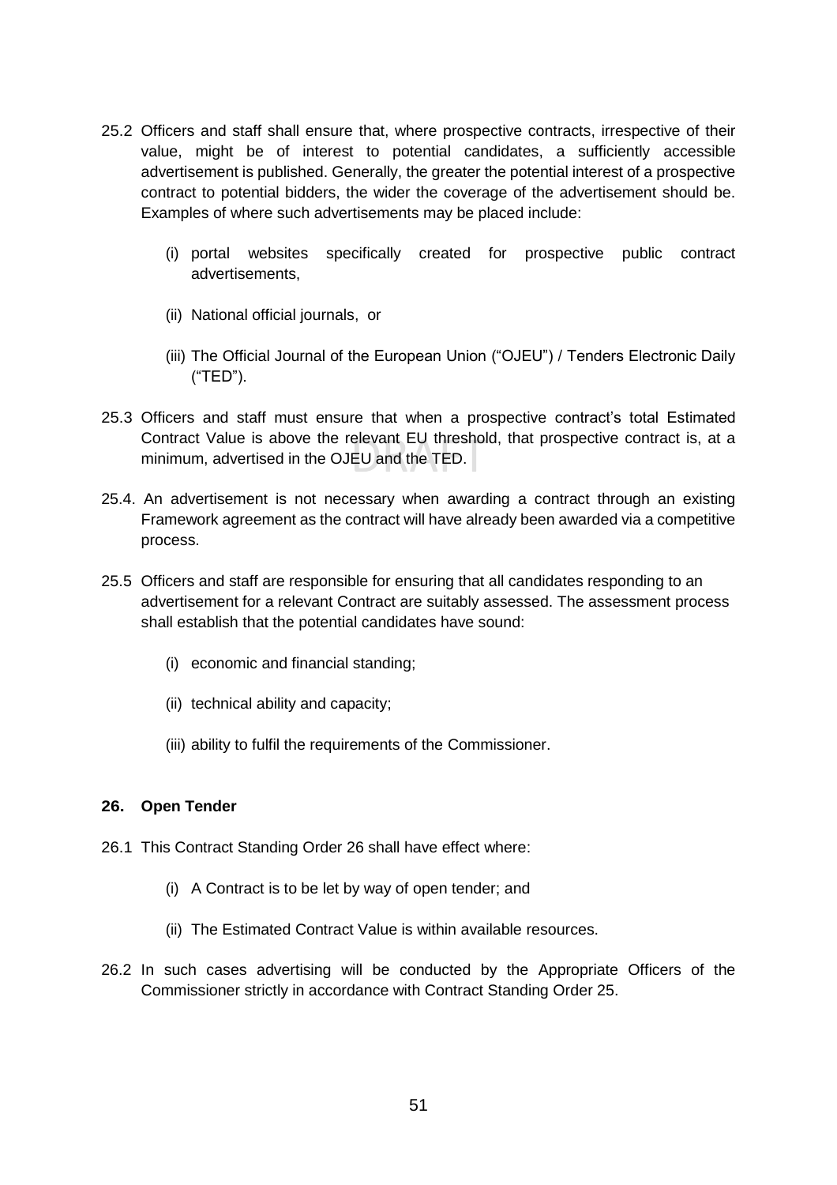25.2 Officers and staff shall ensure that, where prospective contracts, irrespective of their value, might be of interest to potential candidates, a sufficiently accessible advertisement is published. Generally, the greater the potential interest of a prospective contract to potential bidders, the wider the coverage of the advertisement should be. Examples of where such advertisements may be placed include:

(i) portal websites specifically created for prospective public contract advertisements,

(ii) National official journals, or

(iii) The Official Journal of the European Union ("OJEU") / Tenders Electronic Daily ("TED").

25.3 Officers and staff must ensure that when a prospective contract's total Estimated Contract Value is above the relevant EU threshold, that prospective contract is, at a minimum, advertised in the OJEU and the TED.

25.4. An advertisement is not necessary when awarding a contract through an existing Framework agreement as the contract will have already been awarded via a competitive process.

25.5 Officers and staff are responsible for ensuring that all candidates responding to an advertisement for a relevant Contract are suitably assessed. The assessment process shall establish that the potential candidates have sound:

(i) economic and financial standing;

(ii) technical ability and capacity;

(iii) ability to fulfil the requirements of the Commissioner.

## 26. Open Tender

26.1 This Contract Standing Order 26 shall have effect where:

(i) A Contract is to be let by way of open tender; and

(ii) The Estimated Contract Value is within available resources.

26.2 In such cases advertising will be conducted by the Appropriate Officers of the Commissioner strictly in accordance with Contract Standing Order 25.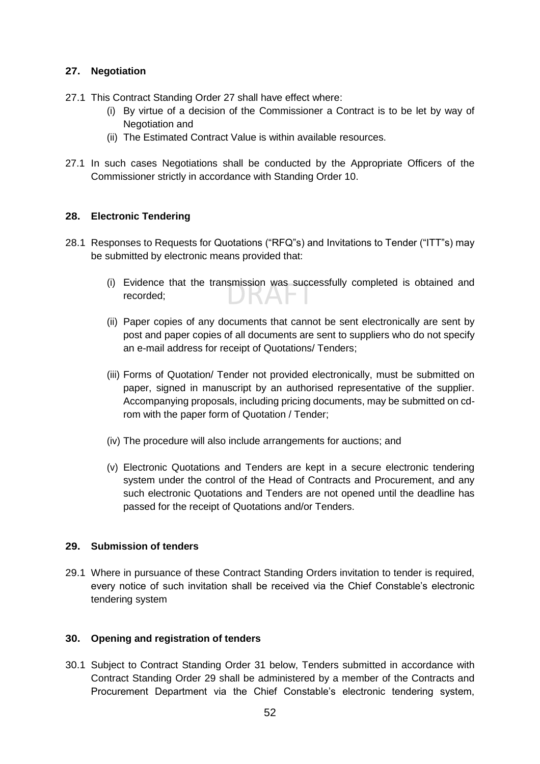## 27. Negotiation

27.1 This Contract Standing Order 27 shall have effect where:

(i) By virtue of a decision of the Commissioner a Contract is to be let by way of Negotiation and

(ii) The Estimated Contract Value is within available resources.

27.1 In such cases Negotiations shall be conducted by the Appropriate Officers of the Commissioner strictly in accordance with Standing Order 10.

## 28. Electronic Tendering

28.1 Responses to Requests for Quotations ("RFQ"s) and Invitations to Tender ("ITT"s) may be submitted by electronic means provided that:

(i) Evidence that the transmission was successfully completed is obtained and recorded;

(ii) Paper copies of any documents that cannot be sent electronically are sent by post and paper copies of all documents are sent to suppliers who do not specify an e-mail address for receipt of Quotations/ Tenders;

(iii) Forms of Quotation/ Tender not provided electronically, must be submitted on paper, signed in manuscript by an authorised representative of the supplier. Accompanying proposals, including pricing documents, may be submitted on cd-rom with the paper form of Quotation / Tender;

(iv) The procedure will also include arrangements for auctions; and

(v) Electronic Quotations and Tenders are kept in a secure electronic tendering system under the control of the Head of Contracts and Procurement, and any such electronic Quotations and Tenders are not opened until the deadline has passed for the receipt of Quotations and/or Tenders.

## 29. Submission of tenders

29.1 Where in pursuance of these Contract Standing Orders invitation to tender is required, every notice of such invitation shall be received via the Chief Constable's electronic tendering system

## 30. Opening and registration of tenders

30.1 Subject to Contract Standing Order 31 below, Tenders submitted in accordance with Contract Standing Order 29 shall be administered by a member of the Contracts and Procurement Department via the Chief Constable's electronic tendering system,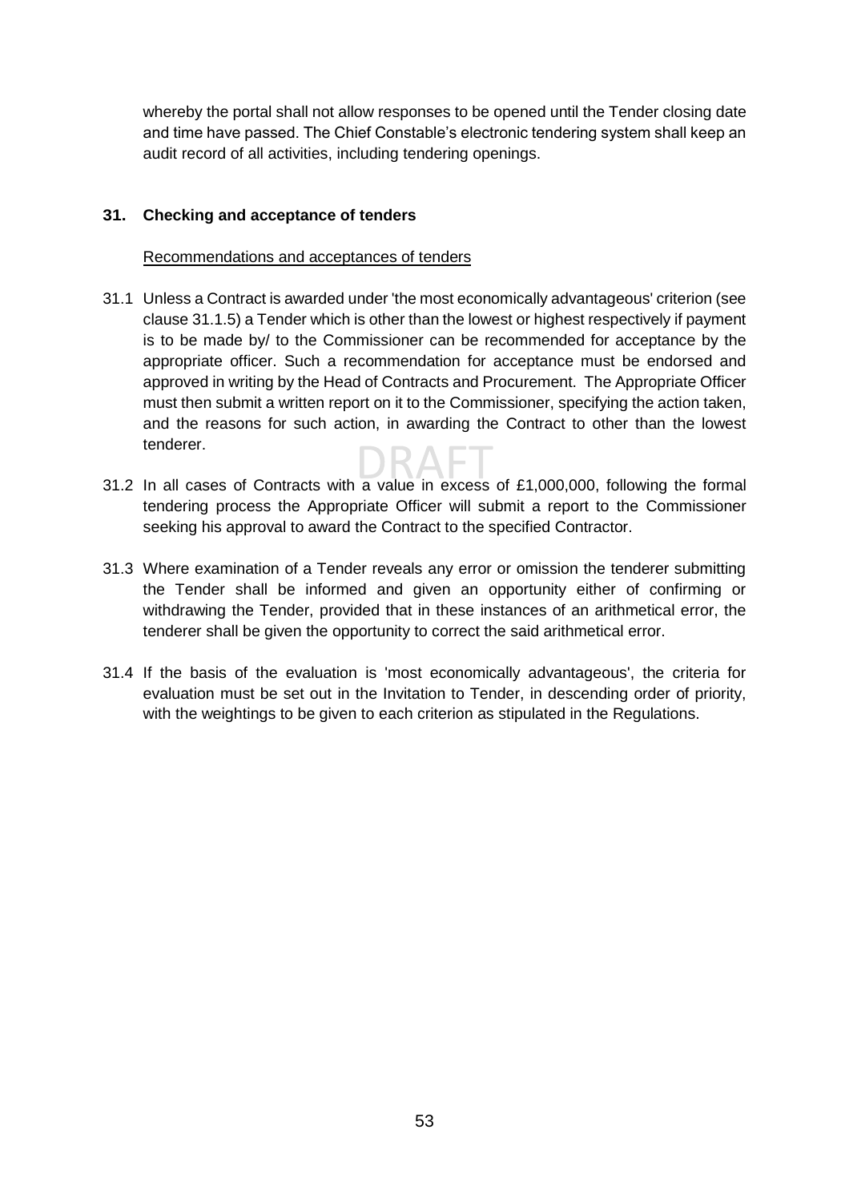whereby the portal shall not allow responses to be opened until the Tender closing date and time have passed. The Chief Constable's electronic tendering system shall keep an audit record of all activities, including tendering openings.

## 31. Checking and acceptance of tenders

Recommendations and acceptances of tenders

31.1 Unless a Contract is awarded under 'the most economically advantageous' criterion (see clause 31.1.5) a Tender which is other than the lowest or highest respectively if payment is to be made by/ to the Commissioner can be recommended for acceptance by the appropriate officer. Such a recommendation for acceptance must be endorsed and approved in writing by the Head of Contracts and Procurement. The Appropriate Officer must then submit a written report on it to the Commissioner, specifying the action taken, and the reasons for such action, in awarding the Contract to other than the lowest tenderer.

31.2 In all cases of Contracts with a value in excess of £1,000,000, following the formal tendering process the Appropriate Officer will submit a report to the Commissioner seeking his approval to award the Contract to the specified Contractor.

31.3 Where examination of a Tender reveals any error or omission the tenderer submitting the Tender shall be informed and given an opportunity either of confirming or withdrawing the Tender, provided that in these instances of an arithmetical error, the tenderer shall be given the opportunity to correct the said arithmetical error.

31.4 If the basis of the evaluation is 'most economically advantageous', the criteria for evaluation must be set out in the Invitation to Tender, in descending order of priority, with the weightings to be given to each criterion as stipulated in the Regulations.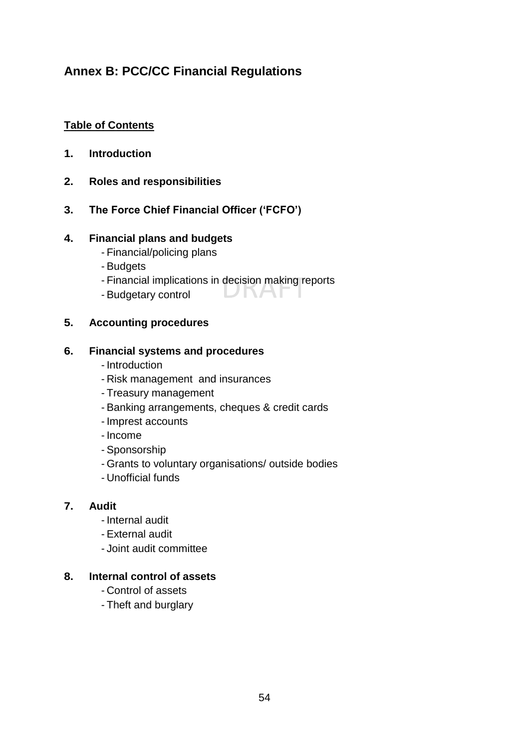## Annex B: PCC/CC Financial Regulations

**Table of Contents**

1. **Introduction**

2. **Roles and responsibilities**

3. **The Force Chief Financial Officer ('FCFO')**

4. **Financial plans and budgets**
   - Financial/policing plans
   - Budgets
   - Financial implications in decision making reports
   - Budgetary control

5. **Accounting procedures**

6. **Financial systems and procedures**
   - Introduction
   - Risk management and insurances
   - Treasury management
   - Banking arrangements, cheques & credit cards
   - Imprest accounts
   - Income
   - Sponsorship
   - Grants to voluntary organisations/ outside bodies
   - Unofficial funds

7. **Audit**
   - Internal audit
   - External audit
   - Joint audit committee

8. **Internal control of assets**
   - Control of assets
   - Theft and burglary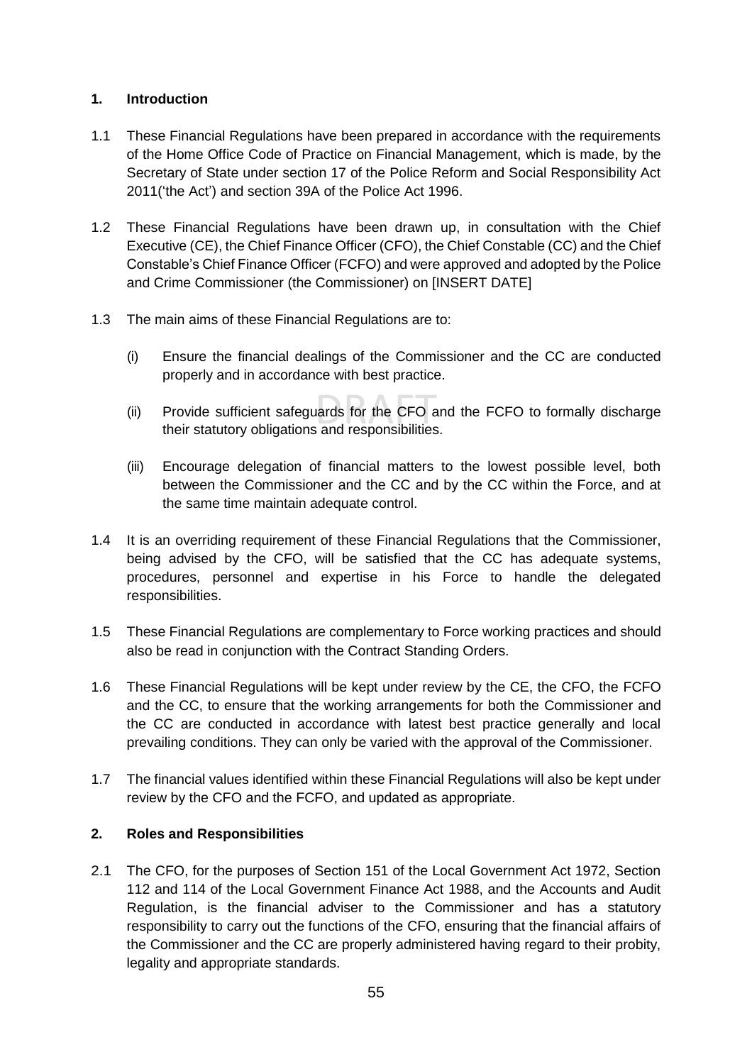## 1. Introduction

1.1 These Financial Regulations have been prepared in accordance with the requirements of the Home Office Code of Practice on Financial Management, which is made, by the Secretary of State under section 17 of the Police Reform and Social Responsibility Act 2011('the Act') and section 39A of the Police Act 1996.

1.2 These Financial Regulations have been drawn up, in consultation with the Chief Executive (CE), the Chief Finance Officer (CFO), the Chief Constable (CC) and the Chief Constable's Chief Finance Officer (FCFO) and were approved and adopted by the Police and Crime Commissioner (the Commissioner) on [INSERT DATE]

1.3 The main aims of these Financial Regulations are to:

(i) Ensure the financial dealings of the Commissioner and the CC are conducted properly and in accordance with best practice.

(ii) Provide sufficient safeguards for the CFO and the FCFO to formally discharge their statutory obligations and responsibilities.

(iii) Encourage delegation of financial matters to the lowest possible level, both between the Commissioner and the CC and by the CC within the Force, and at the same time maintain adequate control.

1.4 It is an overriding requirement of these Financial Regulations that the Commissioner, being advised by the CFO, will be satisfied that the CC has adequate systems, procedures, personnel and expertise in his Force to handle the delegated responsibilities.

1.5 These Financial Regulations are complementary to Force working practices and should also be read in conjunction with the Contract Standing Orders.

1.6 These Financial Regulations will be kept under review by the CE, the CFO, the FCFO and the CC, to ensure that the working arrangements for both the Commissioner and the CC are conducted in accordance with latest best practice generally and local prevailing conditions. They can only be varied with the approval of the Commissioner.

1.7 The financial values identified within these Financial Regulations will also be kept under review by the CFO and the FCFO, and updated as appropriate.

## 2. Roles and Responsibilities

2.1 The CFO, for the purposes of Section 151 of the Local Government Act 1972, Section 112 and 114 of the Local Government Finance Act 1988, and the Accounts and Audit Regulation, is the financial adviser to the Commissioner and has a statutory responsibility to carry out the functions of the CFO, ensuring that the financial affairs of the Commissioner and the CC are properly administered having regard to their probity, legality and appropriate standards.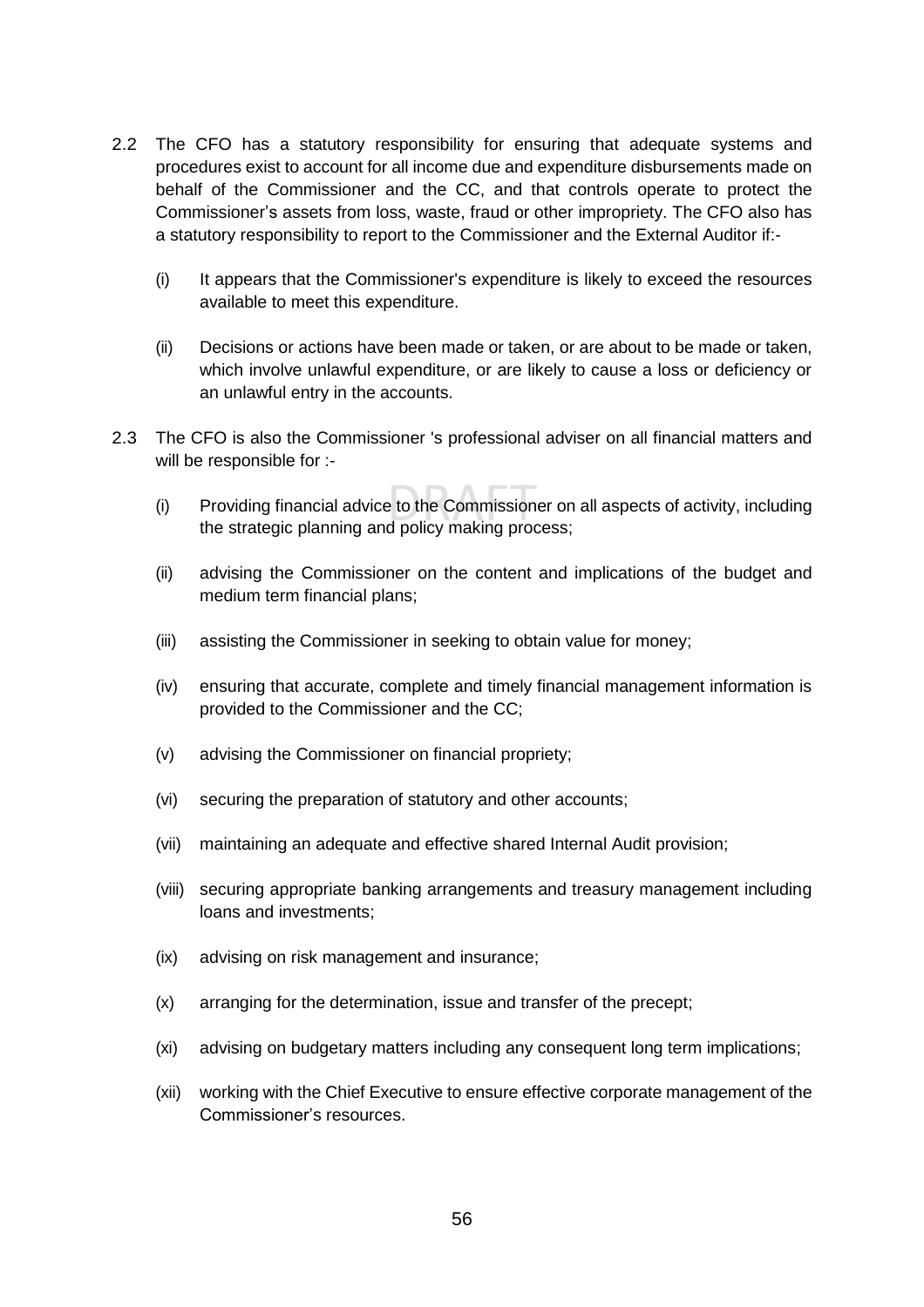2.2 The CFO has a statutory responsibility for ensuring that adequate systems and procedures exist to account for all income due and expenditure disbursements made on behalf of the Commissioner and the CC, and that controls operate to protect the Commissioner's assets from loss, waste, fraud or other impropriety. The CFO also has a statutory responsibility to report to the Commissioner and the External Auditor if:-

(i) It appears that the Commissioner's expenditure is likely to exceed the resources available to meet this expenditure.

(ii) Decisions or actions have been made or taken, or are about to be made or taken, which involve unlawful expenditure, or are likely to cause a loss or deficiency or an unlawful entry in the accounts.

2.3 The CFO is also the Commissioner 's professional adviser on all financial matters and will be responsible for :-

(i) Providing financial advice to the Commissioner on all aspects of activity, including the strategic planning and policy making process;

(ii) advising the Commissioner on the content and implications of the budget and medium term financial plans;

(iii) assisting the Commissioner in seeking to obtain value for money;

(iv) ensuring that accurate, complete and timely financial management information is provided to the Commissioner and the CC;

(v) advising the Commissioner on financial propriety;

(vi) securing the preparation of statutory and other accounts;

(vii) maintaining an adequate and effective shared Internal Audit provision;

(viii) securing appropriate banking arrangements and treasury management including loans and investments;

(ix) advising on risk management and insurance;

(x) arranging for the determination, issue and transfer of the precept;

(xi) advising on budgetary matters including any consequent long term implications;

(xii) working with the Chief Executive to ensure effective corporate management of the Commissioner's resources.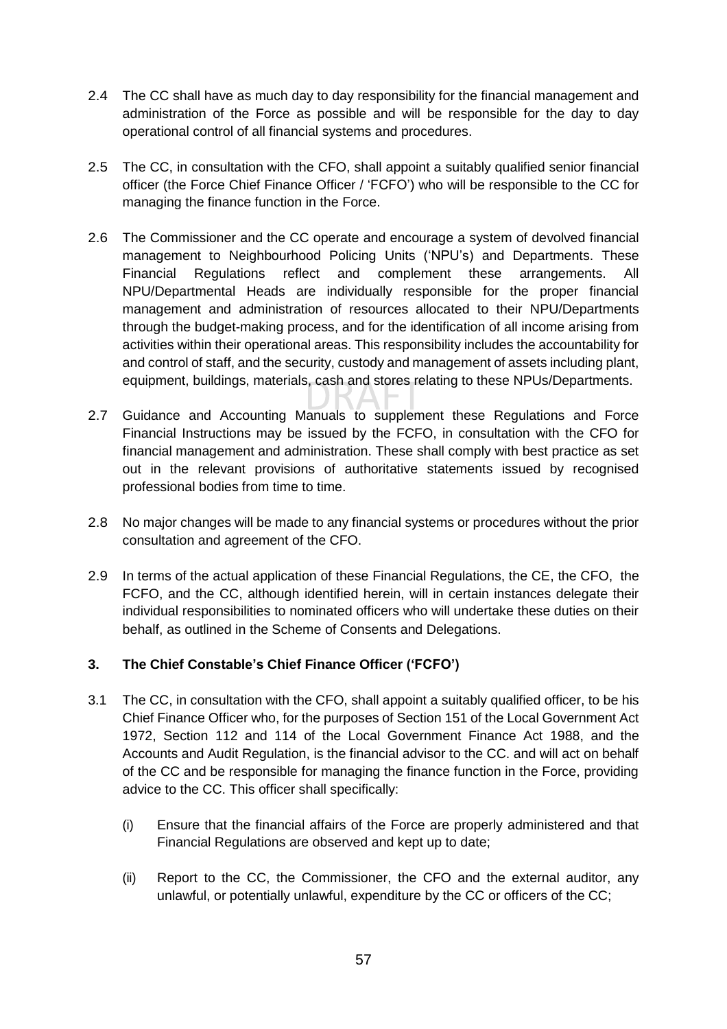2.4 The CC shall have as much day to day responsibility for the financial management and administration of the Force as possible and will be responsible for the day to day operational control of all financial systems and procedures.

2.5 The CC, in consultation with the CFO, shall appoint a suitably qualified senior financial officer (the Force Chief Finance Officer / 'FCFO') who will be responsible to the CC for managing the finance function in the Force.

2.6 The Commissioner and the CC operate and encourage a system of devolved financial management to Neighbourhood Policing Units ('NPU's) and Departments. These Financial Regulations reflect and complement these arrangements. All NPU/Departmental Heads are individually responsible for the proper financial management and administration of resources allocated to their NPU/Departments through the budget-making process, and for the identification of all income arising from activities within their operational areas. This responsibility includes the accountability for and control of staff, and the security, custody and management of assets including plant, equipment, buildings, materials, cash and stores relating to these NPUs/Departments.

2.7 Guidance and Accounting Manuals to supplement these Regulations and Force Financial Instructions may be issued by the FCFO, in consultation with the CFO for financial management and administration. These shall comply with best practice as set out in the relevant provisions of authoritative statements issued by recognised professional bodies from time to time.

2.8 No major changes will be made to any financial systems or procedures without the prior consultation and agreement of the CFO.

2.9 In terms of the actual application of these Financial Regulations, the CE, the CFO, the FCFO, and the CC, although identified herein, will in certain instances delegate their individual responsibilities to nominated officers who will undertake these duties on their behalf, as outlined in the Scheme of Consents and Delegations.

### 3. The Chief Constable's Chief Finance Officer ('FCFO')

3.1 The CC, in consultation with the CFO, shall appoint a suitably qualified officer, to be his Chief Finance Officer who, for the purposes of Section 151 of the Local Government Act 1972, Section 112 and 114 of the Local Government Finance Act 1988, and the Accounts and Audit Regulation, is the financial advisor to the CC. and will act on behalf of the CC and be responsible for managing the finance function in the Force, providing advice to the CC. This officer shall specifically:

(i) Ensure that the financial affairs of the Force are properly administered and that Financial Regulations are observed and kept up to date;

(ii) Report to the CC, the Commissioner, the CFO and the external auditor, any unlawful, or potentially unlawful, expenditure by the CC or officers of the CC;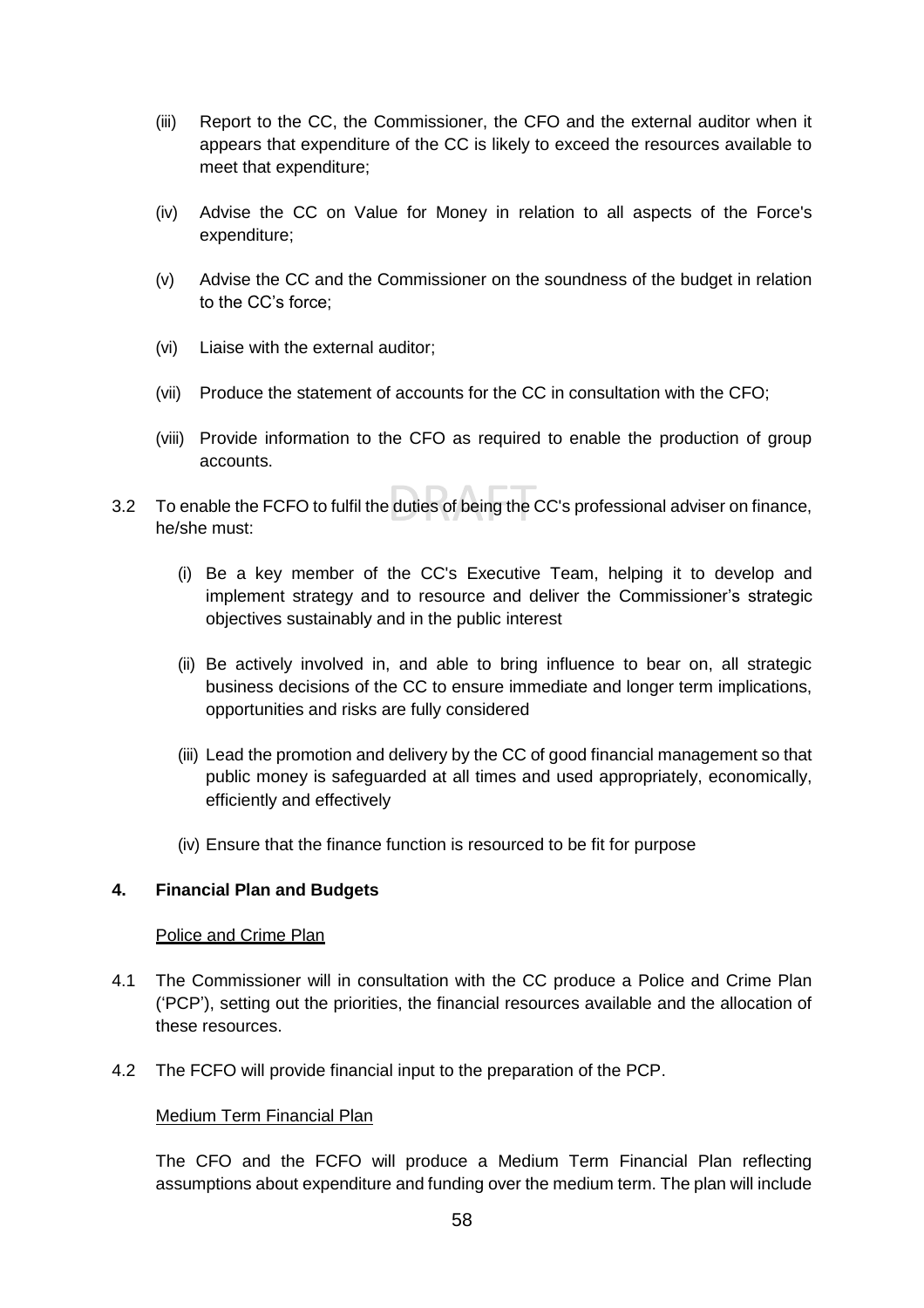(iii) Report to the CC, the Commissioner, the CFO and the external auditor when it appears that expenditure of the CC is likely to exceed the resources available to meet that expenditure;

(iv) Advise the CC on Value for Money in relation to all aspects of the Force's expenditure;

(v) Advise the CC and the Commissioner on the soundness of the budget in relation to the CC's force;

(vi) Liaise with the external auditor;

(vii) Produce the statement of accounts for the CC in consultation with the CFO;

(viii) Provide information to the CFO as required to enable the production of group accounts.

3.2 To enable the FCFO to fulfil the duties of being the CC's professional adviser on finance, he/she must:

(i) Be a key member of the CC's Executive Team, helping it to develop and implement strategy and to resource and deliver the Commissioner's strategic objectives sustainably and in the public interest

(ii) Be actively involved in, and able to bring influence to bear on, all strategic business decisions of the CC to ensure immediate and longer term implications, opportunities and risks are fully considered

(iii) Lead the promotion and delivery by the CC of good financial management so that public money is safeguarded at all times and used appropriately, economically, efficiently and effectively

(iv) Ensure that the finance function is resourced to be fit for purpose

**4. Financial Plan and Budgets**

Police and Crime Plan

4.1 The Commissioner will in consultation with the CC produce a Police and Crime Plan ('PCP'), setting out the priorities, the financial resources available and the allocation of these resources.

4.2 The FCFO will provide financial input to the preparation of the PCP.

Medium Term Financial Plan

The CFO and the FCFO will produce a Medium Term Financial Plan reflecting assumptions about expenditure and funding over the medium term. The plan will include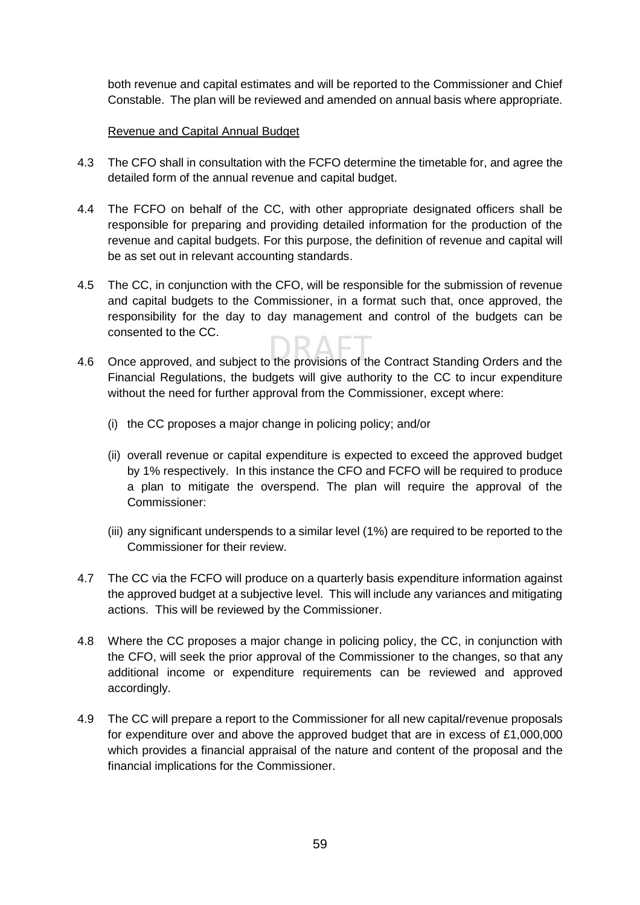both revenue and capital estimates and will be reported to the Commissioner and Chief Constable. The plan will be reviewed and amended on annual basis where appropriate.

Revenue and Capital Annual Budget

4.3 The CFO shall in consultation with the FCFO determine the timetable for, and agree the detailed form of the annual revenue and capital budget.

4.4 The FCFO on behalf of the CC, with other appropriate designated officers shall be responsible for preparing and providing detailed information for the production of the revenue and capital budgets. For this purpose, the definition of revenue and capital will be as set out in relevant accounting standards.

4.5 The CC, in conjunction with the CFO, will be responsible for the submission of revenue and capital budgets to the Commissioner, in a format such that, once approved, the responsibility for the day to day management and control of the budgets can be consented to the CC.

4.6 Once approved, and subject to the provisions of the Contract Standing Orders and the Financial Regulations, the budgets will give authority to the CC to incur expenditure without the need for further approval from the Commissioner, except where:

(i) the CC proposes a major change in policing policy; and/or

(ii) overall revenue or capital expenditure is expected to exceed the approved budget by 1% respectively. In this instance the CFO and FCFO will be required to produce a plan to mitigate the overspend. The plan will require the approval of the Commissioner:

(iii) any significant underspends to a similar level (1%) are required to be reported to the Commissioner for their review.

4.7 The CC via the FCFO will produce on a quarterly basis expenditure information against the approved budget at a subjective level. This will include any variances and mitigating actions. This will be reviewed by the Commissioner.

4.8 Where the CC proposes a major change in policing policy, the CC, in conjunction with the CFO, will seek the prior approval of the Commissioner to the changes, so that any additional income or expenditure requirements can be reviewed and approved accordingly.

4.9 The CC will prepare a report to the Commissioner for all new capital/revenue proposals for expenditure over and above the approved budget that are in excess of £1,000,000 which provides a financial appraisal of the nature and content of the proposal and the financial implications for the Commissioner.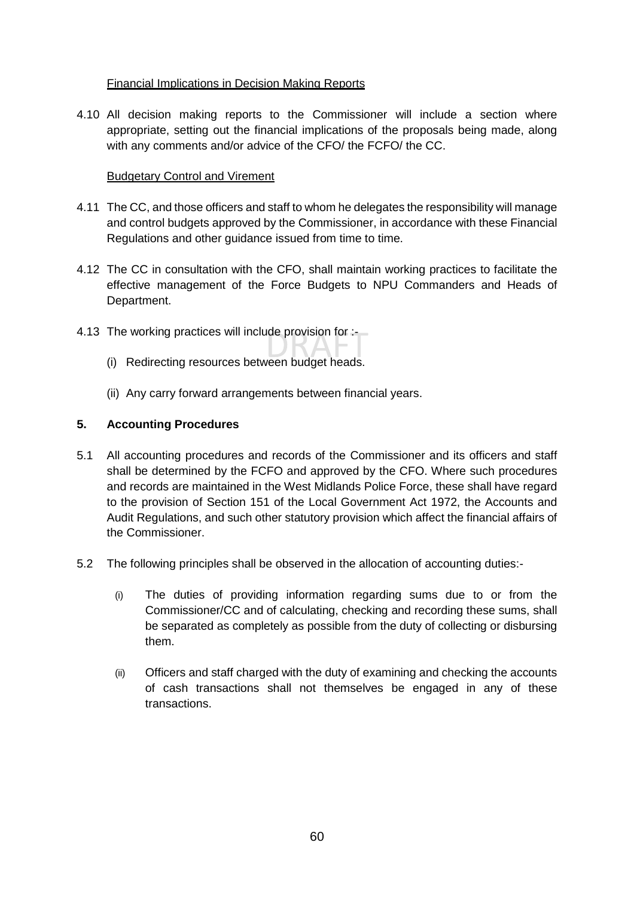Financial Implications in Decision Making Reports

4.10 All decision making reports to the Commissioner will include a section where appropriate, setting out the financial implications of the proposals being made, along with any comments and/or advice of the CFO/ the FCFO/ the CC.

Budgetary Control and Virement

4.11 The CC, and those officers and staff to whom he delegates the responsibility will manage and control budgets approved by the Commissioner, in accordance with these Financial Regulations and other guidance issued from time to time.

4.12 The CC in consultation with the CFO, shall maintain working practices to facilitate the effective management of the Force Budgets to NPU Commanders and Heads of Department.

4.13 The working practices will include provision for :-

(i) Redirecting resources between budget heads.

(ii) Any carry forward arrangements between financial years.

## 5. Accounting Procedures

5.1 All accounting procedures and records of the Commissioner and its officers and staff shall be determined by the FCFO and approved by the CFO. Where such procedures and records are maintained in the West Midlands Police Force, these shall have regard to the provision of Section 151 of the Local Government Act 1972, the Accounts and Audit Regulations, and such other statutory provision which affect the financial affairs of the Commissioner.

5.2 The following principles shall be observed in the allocation of accounting duties:-

(i) The duties of providing information regarding sums due to or from the Commissioner/CC and of calculating, checking and recording these sums, shall be separated as completely as possible from the duty of collecting or disbursing them.

(ii) Officers and staff charged with the duty of examining and checking the accounts of cash transactions shall not themselves be engaged in any of these transactions.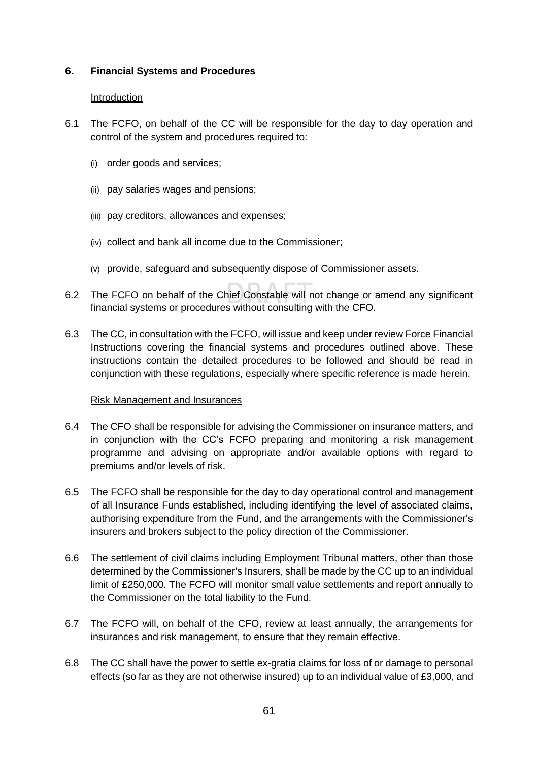## 6. Financial Systems and Procedures

Introduction

6.1 The FCFO, on behalf of the CC will be responsible for the day to day operation and control of the system and procedures required to:

(i) order goods and services;

(ii) pay salaries wages and pensions;

(iii) pay creditors, allowances and expenses;

(iv) collect and bank all income due to the Commissioner;

(v) provide, safeguard and subsequently dispose of Commissioner assets.

6.2 The FCFO on behalf of the Chief Constable will not change or amend any significant financial systems or procedures without consulting with the CFO.

6.3 The CC, in consultation with the FCFO, will issue and keep under review Force Financial Instructions covering the financial systems and procedures outlined above. These instructions contain the detailed procedures to be followed and should be read in conjunction with these regulations, especially where specific reference is made herein.

Risk Management and Insurances

6.4 The CFO shall be responsible for advising the Commissioner on insurance matters, and in conjunction with the CC's FCFO preparing and monitoring a risk management programme and advising on appropriate and/or available options with regard to premiums and/or levels of risk.

6.5 The FCFO shall be responsible for the day to day operational control and management of all Insurance Funds established, including identifying the level of associated claims, authorising expenditure from the Fund, and the arrangements with the Commissioner's insurers and brokers subject to the policy direction of the Commissioner.

6.6 The settlement of civil claims including Employment Tribunal matters, other than those determined by the Commissioner's Insurers, shall be made by the CC up to an individual limit of £250,000. The FCFO will monitor small value settlements and report annually to the Commissioner on the total liability to the Fund.

6.7 The FCFO will, on behalf of the CFO, review at least annually, the arrangements for insurances and risk management, to ensure that they remain effective.

6.8 The CC shall have the power to settle ex-gratia claims for loss of or damage to personal effects (so far as they are not otherwise insured) up to an individual value of £3,000, and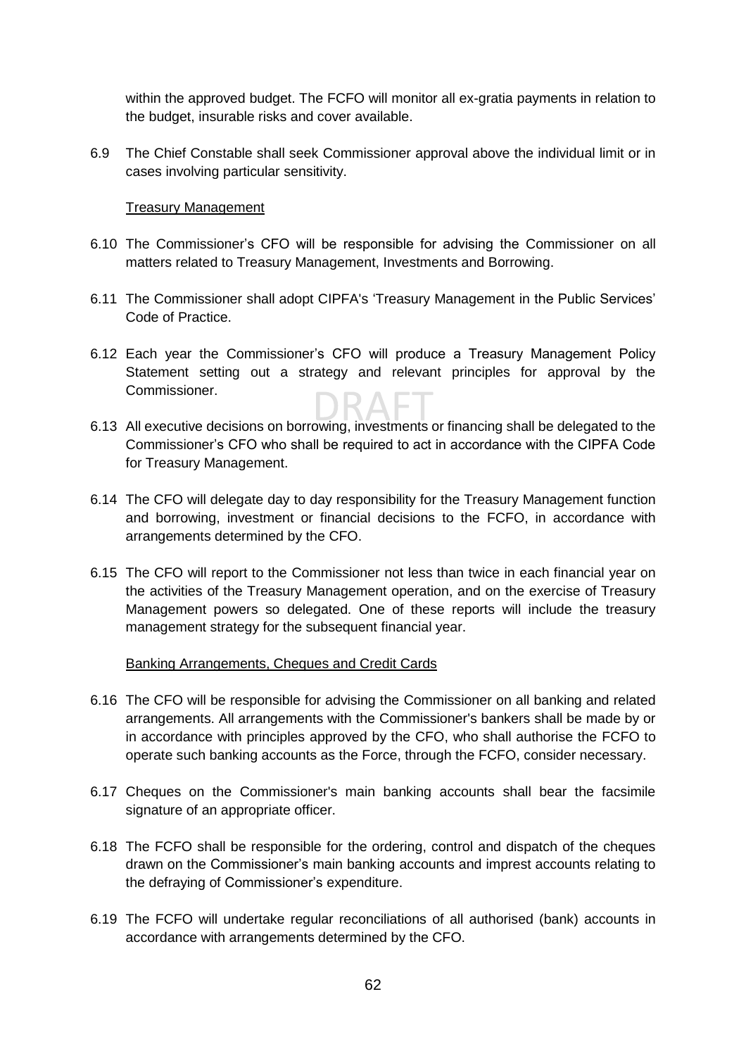within the approved budget. The FCFO will monitor all ex-gratia payments in relation to the budget, insurable risks and cover available.

6.9 The Chief Constable shall seek Commissioner approval above the individual limit or in cases involving particular sensitivity.

Treasury Management

6.10 The Commissioner's CFO will be responsible for advising the Commissioner on all matters related to Treasury Management, Investments and Borrowing.

6.11 The Commissioner shall adopt CIPFA's 'Treasury Management in the Public Services' Code of Practice.

6.12 Each year the Commissioner's CFO will produce a Treasury Management Policy Statement setting out a strategy and relevant principles for approval by the Commissioner.

6.13 All executive decisions on borrowing, investments or financing shall be delegated to the Commissioner's CFO who shall be required to act in accordance with the CIPFA Code for Treasury Management.

6.14 The CFO will delegate day to day responsibility for the Treasury Management function and borrowing, investment or financial decisions to the FCFO, in accordance with arrangements determined by the CFO.

6.15 The CFO will report to the Commissioner not less than twice in each financial year on the activities of the Treasury Management operation, and on the exercise of Treasury Management powers so delegated. One of these reports will include the treasury management strategy for the subsequent financial year.

Banking Arrangements, Cheques and Credit Cards

6.16 The CFO will be responsible for advising the Commissioner on all banking and related arrangements. All arrangements with the Commissioner's bankers shall be made by or in accordance with principles approved by the CFO, who shall authorise the FCFO to operate such banking accounts as the Force, through the FCFO, consider necessary.

6.17 Cheques on the Commissioner's main banking accounts shall bear the facsimile signature of an appropriate officer.

6.18 The FCFO shall be responsible for the ordering, control and dispatch of the cheques drawn on the Commissioner's main banking accounts and imprest accounts relating to the defraying of Commissioner's expenditure.

6.19 The FCFO will undertake regular reconciliations of all authorised (bank) accounts in accordance with arrangements determined by the CFO.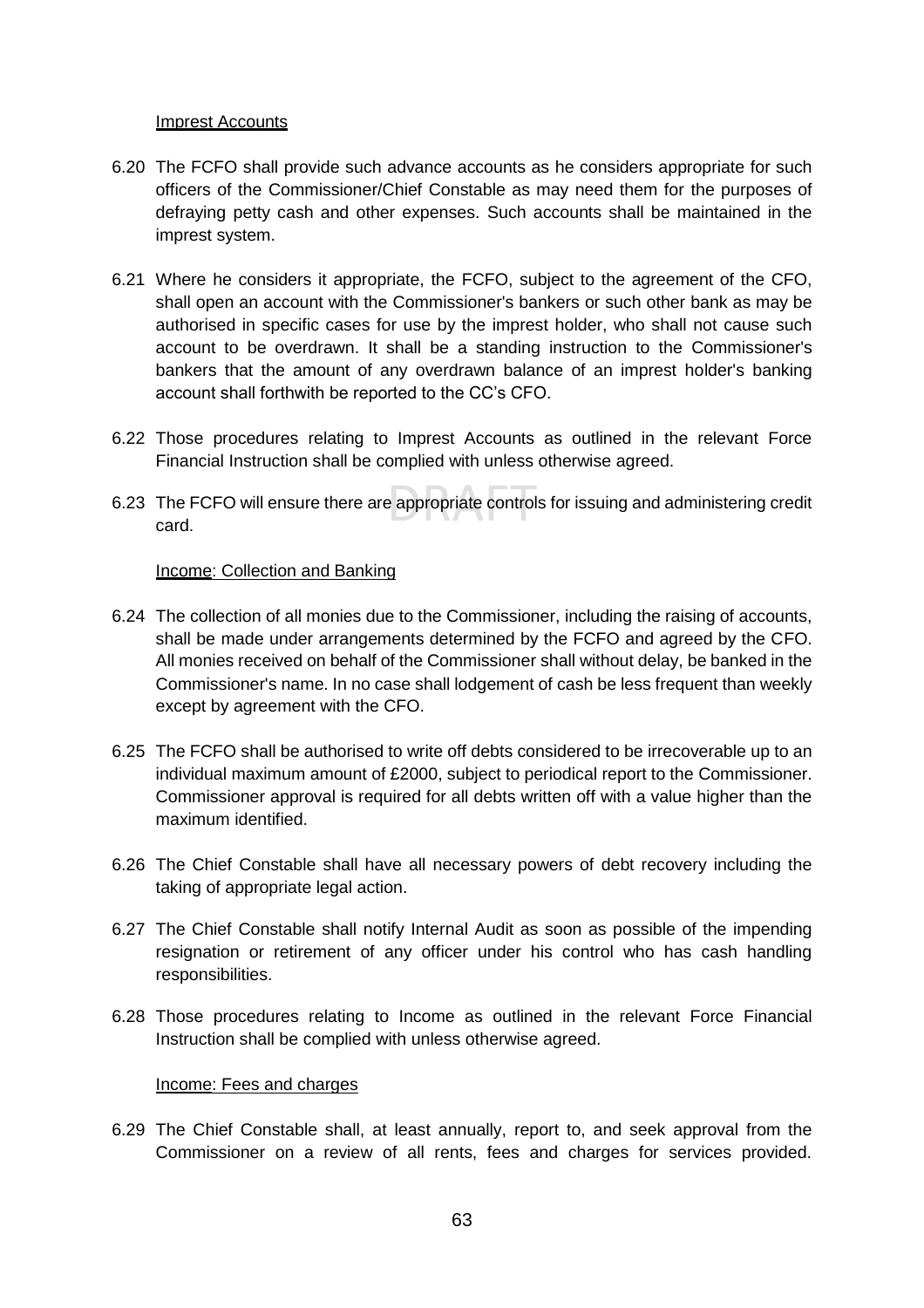Imprest Accounts

6.20 The FCFO shall provide such advance accounts as he considers appropriate for such officers of the Commissioner/Chief Constable as may need them for the purposes of defraying petty cash and other expenses. Such accounts shall be maintained in the imprest system.

6.21 Where he considers it appropriate, the FCFO, subject to the agreement of the CFO, shall open an account with the Commissioner's bankers or such other bank as may be authorised in specific cases for use by the imprest holder, who shall not cause such account to be overdrawn. It shall be a standing instruction to the Commissioner's bankers that the amount of any overdrawn balance of an imprest holder's banking account shall forthwith be reported to the CC's CFO.

6.22 Those procedures relating to Imprest Accounts as outlined in the relevant Force Financial Instruction shall be complied with unless otherwise agreed.

6.23 The FCFO will ensure there are appropriate controls for issuing and administering credit card.

Income: Collection and Banking

6.24 The collection of all monies due to the Commissioner, including the raising of accounts, shall be made under arrangements determined by the FCFO and agreed by the CFO. All monies received on behalf of the Commissioner shall without delay, be banked in the Commissioner's name. In no case shall lodgement of cash be less frequent than weekly except by agreement with the CFO.

6.25 The FCFO shall be authorised to write off debts considered to be irrecoverable up to an individual maximum amount of £2000, subject to periodical report to the Commissioner. Commissioner approval is required for all debts written off with a value higher than the maximum identified.

6.26 The Chief Constable shall have all necessary powers of debt recovery including the taking of appropriate legal action.

6.27 The Chief Constable shall notify Internal Audit as soon as possible of the impending resignation or retirement of any officer under his control who has cash handling responsibilities.

6.28 Those procedures relating to Income as outlined in the relevant Force Financial Instruction shall be complied with unless otherwise agreed.

Income: Fees and charges

6.29 The Chief Constable shall, at least annually, report to, and seek approval from the Commissioner on a review of all rents, fees and charges for services provided.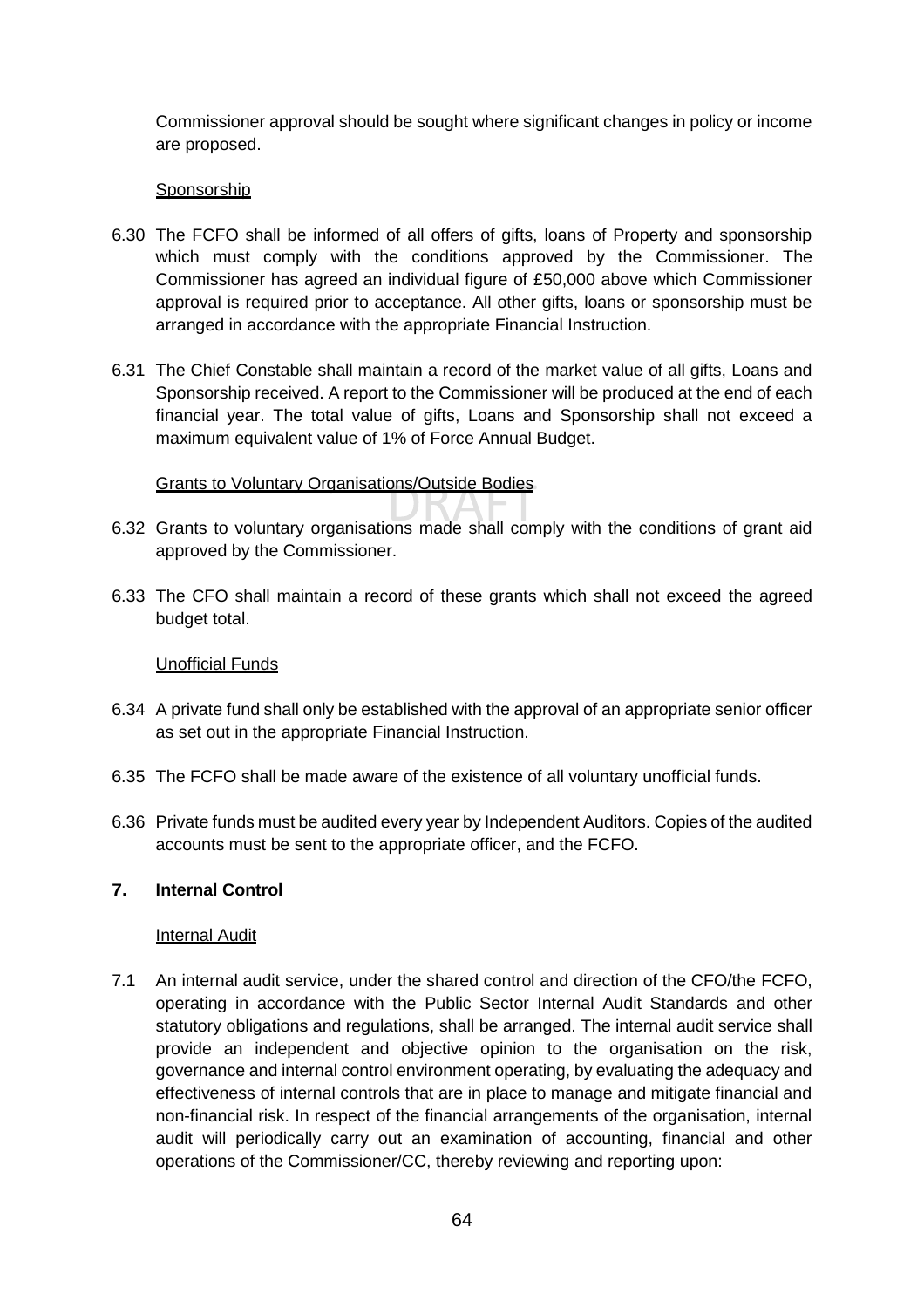Commissioner approval should be sought where significant changes in policy or income are proposed.

Sponsorship

6.30 The FCFO shall be informed of all offers of gifts, loans of Property and sponsorship which must comply with the conditions approved by the Commissioner. The Commissioner has agreed an individual figure of £50,000 above which Commissioner approval is required prior to acceptance. All other gifts, loans or sponsorship must be arranged in accordance with the appropriate Financial Instruction.

6.31 The Chief Constable shall maintain a record of the market value of all gifts, Loans and Sponsorship received. A report to the Commissioner will be produced at the end of each financial year. The total value of gifts, Loans and Sponsorship shall not exceed a maximum equivalent value of 1% of Force Annual Budget.

Grants to Voluntary Organisations/Outside Bodies

6.32 Grants to voluntary organisations made shall comply with the conditions of grant aid approved by the Commissioner.

6.33 The CFO shall maintain a record of these grants which shall not exceed the agreed budget total.

Unofficial Funds

6.34 A private fund shall only be established with the approval of an appropriate senior officer as set out in the appropriate Financial Instruction.

6.35 The FCFO shall be made aware of the existence of all voluntary unofficial funds.

6.36 Private funds must be audited every year by Independent Auditors. Copies of the audited accounts must be sent to the appropriate officer, and the FCFO.

## 7. Internal Control

Internal Audit

7.1 An internal audit service, under the shared control and direction of the CFO/the FCFO, operating in accordance with the Public Sector Internal Audit Standards and other statutory obligations and regulations, shall be arranged. The internal audit service shall provide an independent and objective opinion to the organisation on the risk, governance and internal control environment operating, by evaluating the adequacy and effectiveness of internal controls that are in place to manage and mitigate financial and non-financial risk. In respect of the financial arrangements of the organisation, internal audit will periodically carry out an examination of accounting, financial and other operations of the Commissioner/CC, thereby reviewing and reporting upon: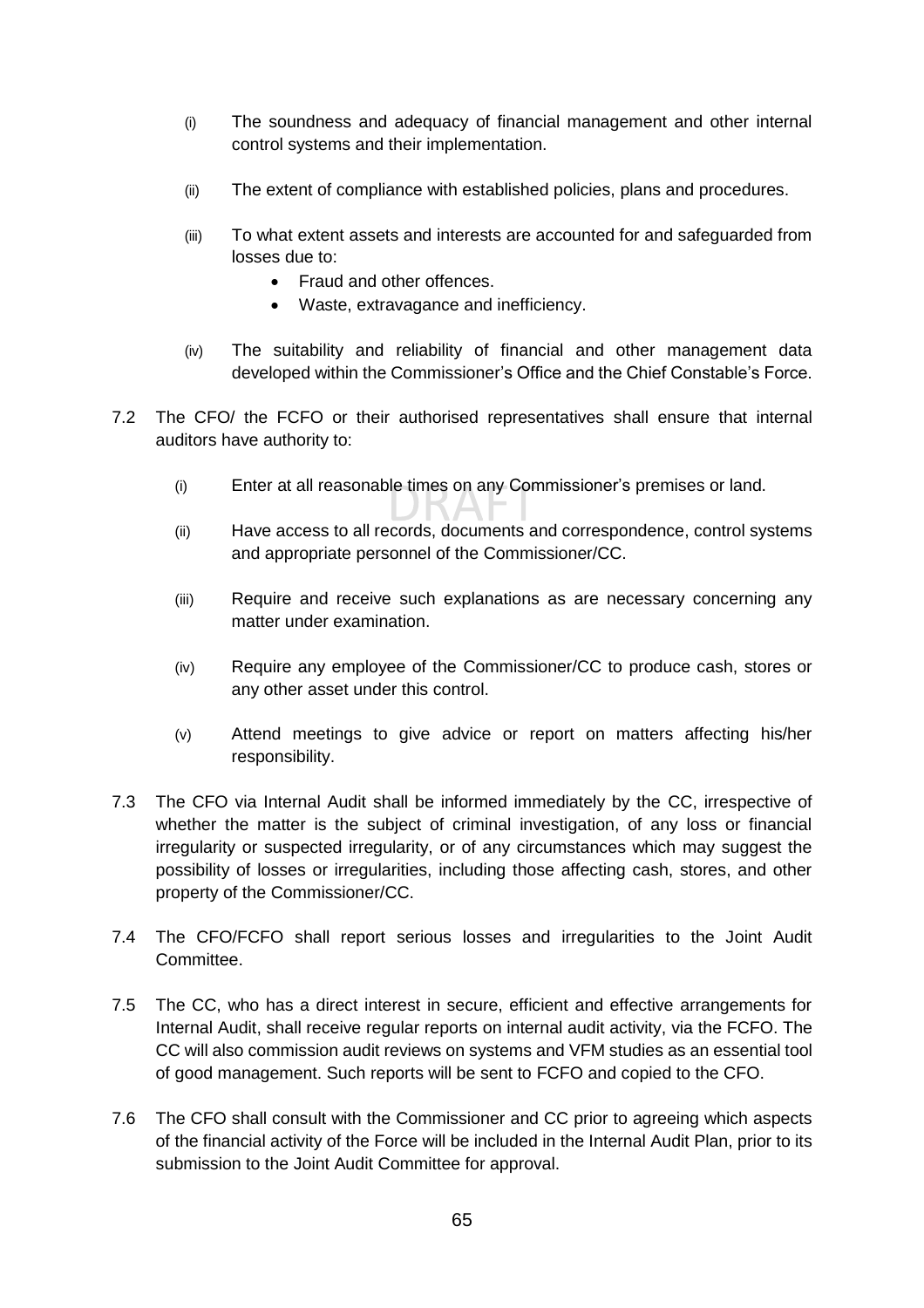(i) The soundness and adequacy of financial management and other internal control systems and their implementation.

(ii) The extent of compliance with established policies, plans and procedures.

(iii) To what extent assets and interests are accounted for and safeguarded from losses due to:
   - Fraud and other offences.
   - Waste, extravagance and inefficiency.

(iv) The suitability and reliability of financial and other management data developed within the Commissioner's Office and the Chief Constable's Force.

7.2 The CFO/ the FCFO or their authorised representatives shall ensure that internal auditors have authority to:

(i) Enter at all reasonable times on any Commissioner's premises or land.

(ii) Have access to all records, documents and correspondence, control systems and appropriate personnel of the Commissioner/CC.

(iii) Require and receive such explanations as are necessary concerning any matter under examination.

(iv) Require any employee of the Commissioner/CC to produce cash, stores or any other asset under this control.

(v) Attend meetings to give advice or report on matters affecting his/her responsibility.

7.3 The CFO via Internal Audit shall be informed immediately by the CC, irrespective of whether the matter is the subject of criminal investigation, of any loss or financial irregularity or suspected irregularity, or of any circumstances which may suggest the possibility of losses or irregularities, including those affecting cash, stores, and other property of the Commissioner/CC.

7.4 The CFO/FCFO shall report serious losses and irregularities to the Joint Audit Committee.

7.5 The CC, who has a direct interest in secure, efficient and effective arrangements for Internal Audit, shall receive regular reports on internal audit activity, via the FCFO. The CC will also commission audit reviews on systems and VFM studies as an essential tool of good management. Such reports will be sent to FCFO and copied to the CFO.

7.6 The CFO shall consult with the Commissioner and CC prior to agreeing which aspects of the financial activity of the Force will be included in the Internal Audit Plan, prior to its submission to the Joint Audit Committee for approval.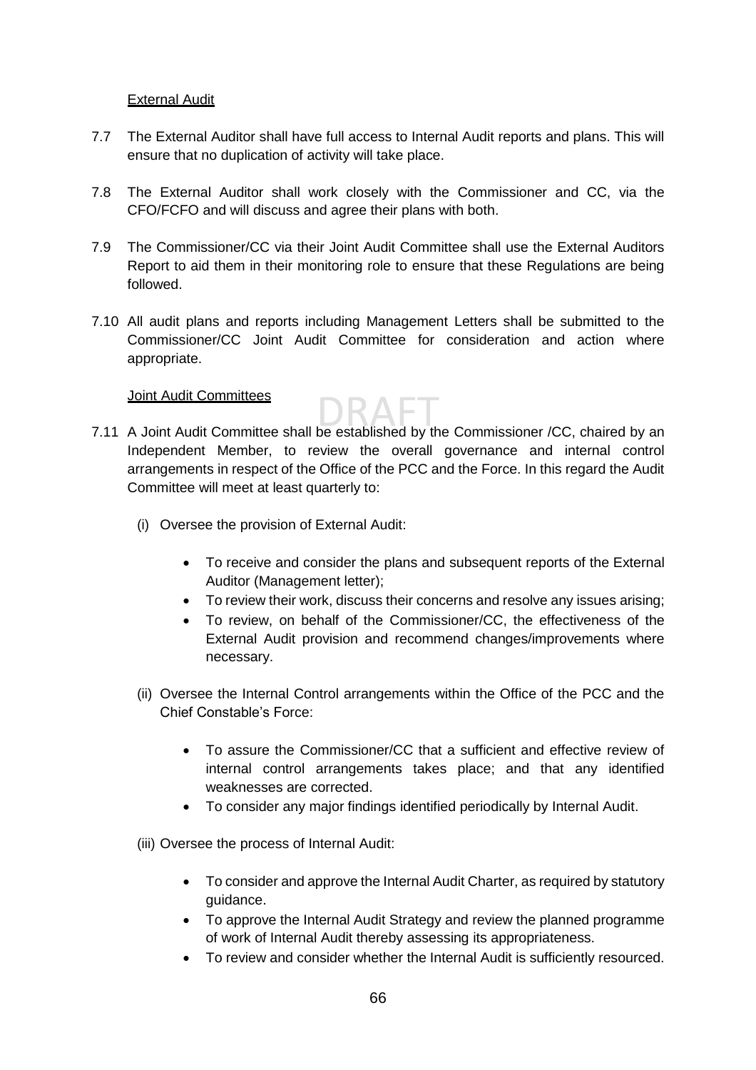External Audit

7.7 The External Auditor shall have full access to Internal Audit reports and plans. This will ensure that no duplication of activity will take place.

7.8 The External Auditor shall work closely with the Commissioner and CC, via the CFO/FCFO and will discuss and agree their plans with both.

7.9 The Commissioner/CC via their Joint Audit Committee shall use the External Auditors Report to aid them in their monitoring role to ensure that these Regulations are being followed.

7.10 All audit plans and reports including Management Letters shall be submitted to the Commissioner/CC Joint Audit Committee for consideration and action where appropriate.

Joint Audit Committees

7.11 A Joint Audit Committee shall be established by the Commissioner /CC, chaired by an Independent Member, to review the overall governance and internal control arrangements in respect of the Office of the PCC and the Force. In this regard the Audit Committee will meet at least quarterly to:

(i) Oversee the provision of External Audit:

- To receive and consider the plans and subsequent reports of the External Auditor (Management letter);
- To review their work, discuss their concerns and resolve any issues arising;
- To review, on behalf of the Commissioner/CC, the effectiveness of the External Audit provision and recommend changes/improvements where necessary.

(ii) Oversee the Internal Control arrangements within the Office of the PCC and the Chief Constable's Force:

- To assure the Commissioner/CC that a sufficient and effective review of internal control arrangements takes place; and that any identified weaknesses are corrected.
- To consider any major findings identified periodically by Internal Audit.

(iii) Oversee the process of Internal Audit:

- To consider and approve the Internal Audit Charter, as required by statutory guidance.
- To approve the Internal Audit Strategy and review the planned programme of work of Internal Audit thereby assessing its appropriateness.
- To review and consider whether the Internal Audit is sufficiently resourced.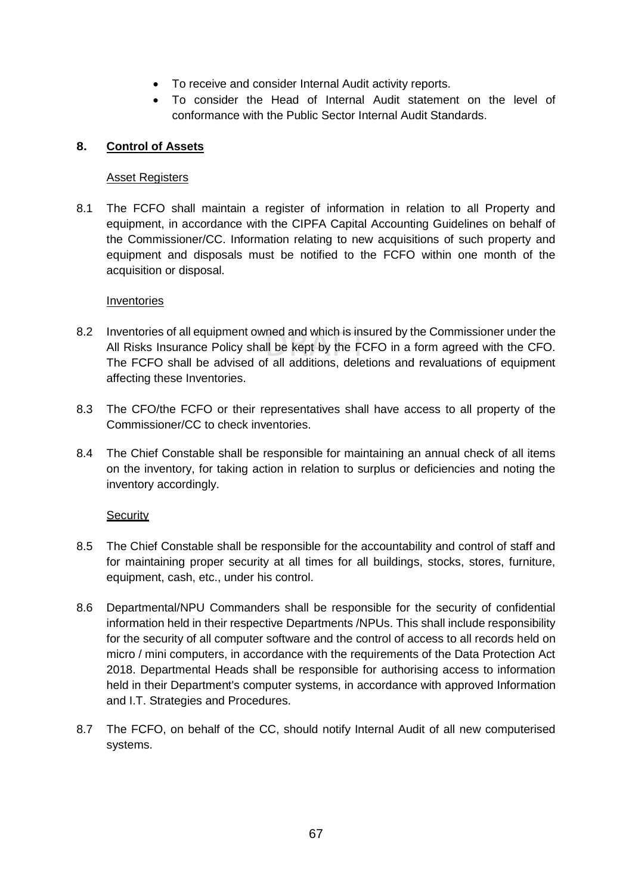- To receive and consider Internal Audit activity reports.
- To consider the Head of Internal Audit statement on the level of conformance with the Public Sector Internal Audit Standards.

## 8. Control of Assets

### Asset Registers

8.1 The FCFO shall maintain a register of information in relation to all Property and equipment, in accordance with the CIPFA Capital Accounting Guidelines on behalf of the Commissioner/CC. Information relating to new acquisitions of such property and equipment and disposals must be notified to the FCFO within one month of the acquisition or disposal.

### Inventories

8.2 Inventories of all equipment owned and which is insured by the Commissioner under the All Risks Insurance Policy shall be kept by the FCFO in a form agreed with the CFO. The FCFO shall be advised of all additions, deletions and revaluations of equipment affecting these Inventories.

8.3 The CFO/the FCFO or their representatives shall have access to all property of the Commissioner/CC to check inventories.

8.4 The Chief Constable shall be responsible for maintaining an annual check of all items on the inventory, for taking action in relation to surplus or deficiencies and noting the inventory accordingly.

### Security

8.5 The Chief Constable shall be responsible for the accountability and control of staff and for maintaining proper security at all times for all buildings, stocks, stores, furniture, equipment, cash, etc., under his control.

8.6 Departmental/NPU Commanders shall be responsible for the security of confidential information held in their respective Departments /NPUs. This shall include responsibility for the security of all computer software and the control of access to all records held on micro / mini computers, in accordance with the requirements of the Data Protection Act 2018. Departmental Heads shall be responsible for authorising access to information held in their Department's computer systems, in accordance with approved Information and I.T. Strategies and Procedures.

8.7 The FCFO, on behalf of the CC, should notify Internal Audit of all new computerised systems.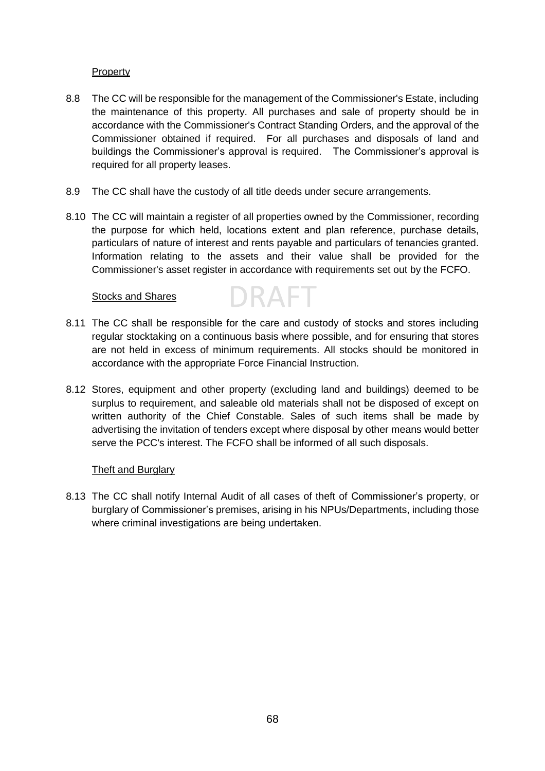Property

8.8 The CC will be responsible for the management of the Commissioner's Estate, including the maintenance of this property. All purchases and sale of property should be in accordance with the Commissioner's Contract Standing Orders, and the approval of the Commissioner obtained if required. For all purchases and disposals of land and buildings the Commissioner's approval is required. The Commissioner's approval is required for all property leases.

8.9 The CC shall have the custody of all title deeds under secure arrangements.

8.10 The CC will maintain a register of all properties owned by the Commissioner, recording the purpose for which held, locations extent and plan reference, purchase details, particulars of nature of interest and rents payable and particulars of tenancies granted. Information relating to the assets and their value shall be provided for the Commissioner's asset register in accordance with requirements set out by the FCFO.

Stocks and Shares

DRAFT

8.11 The CC shall be responsible for the care and custody of stocks and stores including regular stocktaking on a continuous basis where possible, and for ensuring that stores are not held in excess of minimum requirements. All stocks should be monitored in accordance with the appropriate Force Financial Instruction.

8.12 Stores, equipment and other property (excluding land and buildings) deemed to be surplus to requirement, and saleable old materials shall not be disposed of except on written authority of the Chief Constable. Sales of such items shall be made by advertising the invitation of tenders except where disposal by other means would better serve the PCC's interest. The FCFO shall be informed of all such disposals.

Theft and Burglary

8.13 The CC shall notify Internal Audit of all cases of theft of Commissioner's property, or burglary of Commissioner's premises, arising in his NPUs/Departments, including those where criminal investigations are being undertaken.